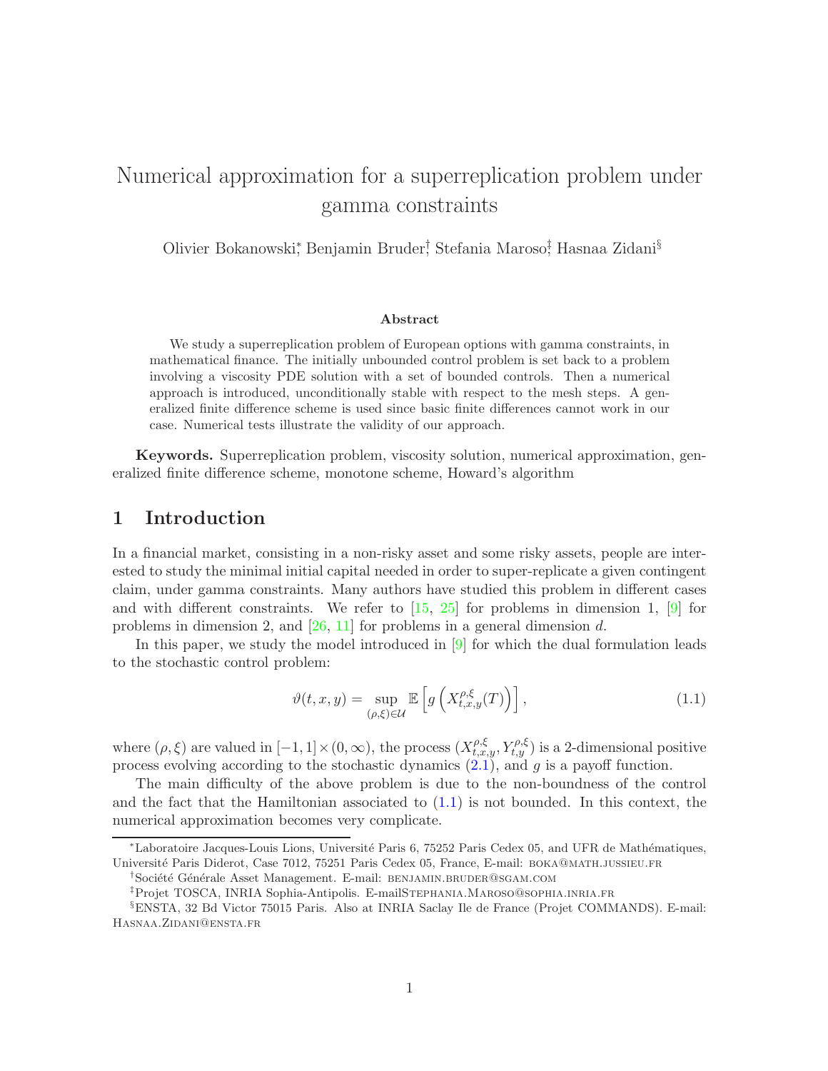# Numerical approximation for a superreplication problem under gamma constraints

Olivier Bokanowski[*], Benjamin Bruder[†], Stefania Maroso[‡], Hasnaa Zidani[§]

### Abstract

We study a superreplication problem of European options with gamma constraints, in mathematical finance. The initially unbounded control problem is set back to a problem involving a viscosity PDE solution with a set of bounded controls. Then a numerical approach is introduced, unconditionally stable with respect to the mesh steps. A generalized finite difference scheme is used since basic finite differences cannot work in our case. Numerical tests illustrate the validity of our approach.

**Keywords.** Superreplication problem, viscosity solution, numerical approximation, generalized finite difference scheme, monotone scheme, Howard's algorithm

## 1 Introduction

In a financial market, consisting in a non-risky asset and some risky assets, people are interested to study the minimal initial capital needed in order to super-replicate a given contingent claim, under gamma constraints. Many authors have studied this problem in different cases and with different constraints. We refer to [15, 25] for problems in dimension 1, [9] for problems in dimension 2, and [26, 11] for problems in a general dimension $d$.

In this paper, we study the model introduced in [9] for which the dual formulation leads to the stochastic control problem:

$$\vartheta(t, x, y) = \sup_{(\rho,\xi)\in\mathcal{U}} \mathbb{E}\left[g\left(X^{\rho,\xi}_{t,x,y}(T)\right)\right], \tag{1.1}$$

where $(\rho, \xi)$ are valued in $[-1, 1] \times (0, \infty)$, the process $(X^{\rho,\xi}_{t,x,y}, Y^{\rho,\xi}_{t,y})$ is a 2-dimensional positive process evolving according to the stochastic dynamics (2.1), and $g$ is a payoff function.

The main difficulty of the above problem is due to the non-boundness of the control and the fact that the Hamiltonian associated to (1.1) is not bounded. In this context, the numerical approximation becomes very complicate.

---

[*] Laboratoire Jacques-Louis Lions, Université Paris 6, 75252 Paris Cedex 05, and UFR de Mathématiques, Université Paris Diderot, Case 7012, 75251 Paris Cedex 05, France, E-mail: boka@math.jussieu.fr

[†] Société Générale Asset Management. E-mail: benjamin.bruder@sgam.com

[‡] Projet TOSCA, INRIA Sophia-Antipolis. E-mailStephania.Maroso@sophia.inria.fr

[§] ENSTA, 32 Bd Victor 75015 Paris. Also at INRIA Saclay Ile de France (Projet COMMANDS). E-mail: Hasnaa.Zidani@ensta.fr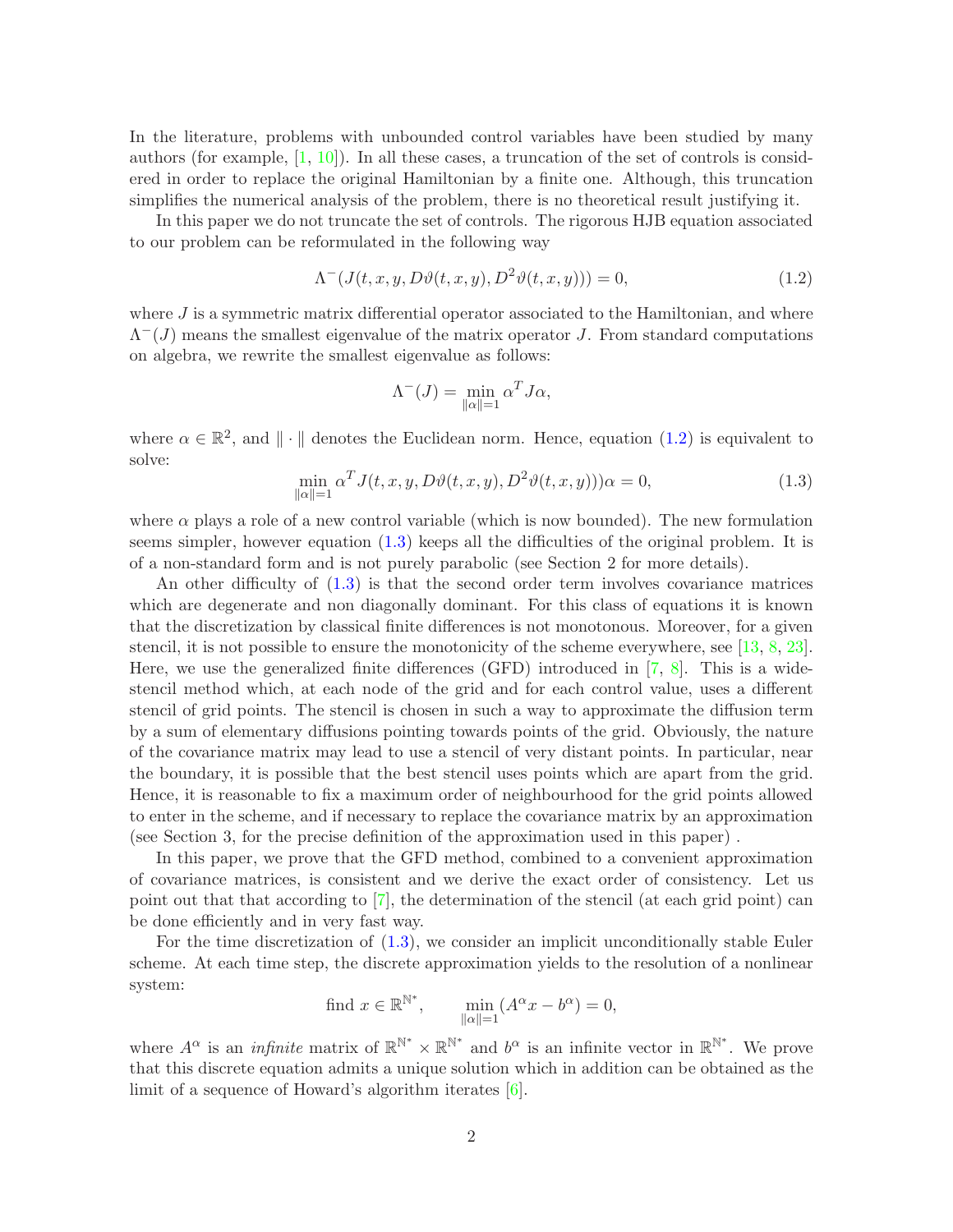In the literature, problems with unbounded control variables have been studied by many authors (for example, [1, 10]). In all these cases, a truncation of the set of controls is considered in order to replace the original Hamiltonian by a finite one. Although, this truncation simplifies the numerical analysis of the problem, there is no theoretical result justifying it.

In this paper we do not truncate the set of controls. The rigorous HJB equation associated to our problem can be reformulated in the following way

$$\Lambda^{-}(J(t,x,y,D\vartheta(t,x,y),D^2\vartheta(t,x,y))) = 0, \tag{1.2}$$

where $J$ is a symmetric matrix differential operator associated to the Hamiltonian, and where $\Lambda^{-}(J)$ means the smallest eigenvalue of the matrix operator $J$. From standard computations on algebra, we rewrite the smallest eigenvalue as follows:

$$\Lambda^{-}(J) = \min_{\|\alpha\|=1} \alpha^T J \alpha,$$

where $\alpha \in \mathbb{R}^2$, and $\|\cdot\|$ denotes the Euclidean norm. Hence, equation (1.2) is equivalent to solve:

$$\min_{\|\alpha\|=1} \alpha^T J(t,x,y,D\vartheta(t,x,y),D^2\vartheta(t,x,y)))\alpha = 0, \tag{1.3}$$

where $\alpha$ plays a role of a new control variable (which is now bounded). The new formulation seems simpler, however equation (1.3) keeps all the difficulties of the original problem. It is of a non-standard form and is not purely parabolic (see Section 2 for more details).

An other difficulty of (1.3) is that the second order term involves covariance matrices which are degenerate and non diagonally dominant. For this class of equations it is known that the discretization by classical finite differences is not monotonous. Moreover, for a given stencil, it is not possible to ensure the monotonicity of the scheme everywhere, see [13, 8, 23]. Here, we use the generalized finite differences (GFD) introduced in [7, 8]. This is a wide-stencil method which, at each node of the grid and for each control value, uses a different stencil of grid points. The stencil is chosen in such a way to approximate the diffusion term by a sum of elementary diffusions pointing towards points of the grid. Obviously, the nature of the covariance matrix may lead to use a stencil of very distant points. In particular, near the boundary, it is possible that the best stencil uses points which are apart from the grid. Hence, it is reasonable to fix a maximum order of neighbourhood for the grid points allowed to enter in the scheme, and if necessary to replace the covariance matrix by an approximation (see Section 3, for the precise definition of the approximation used in this paper) .

In this paper, we prove that the GFD method, combined to a convenient approximation of covariance matrices, is consistent and we derive the exact order of consistency. Let us point out that that according to [7], the determination of the stencil (at each grid point) can be done efficiently and in very fast way.

For the time discretization of (1.3), we consider an implicit unconditionally stable Euler scheme. At each time step, the discrete approximation yields to the resolution of a nonlinear system:

$$\text{find } x \in \mathbb{R}^{\mathbb{N}^*}, \qquad \min_{\|\alpha\|=1}(A^\alpha x - b^\alpha) = 0,$$

where $A^\alpha$ is an *infinite* matrix of $\mathbb{R}^{\mathbb{N}^*} \times \mathbb{R}^{\mathbb{N}^*}$ and $b^\alpha$ is an infinite vector in $\mathbb{R}^{\mathbb{N}^*}$. We prove that this discrete equation admits a unique solution which in addition can be obtained as the limit of a sequence of Howard's algorithm iterates [6].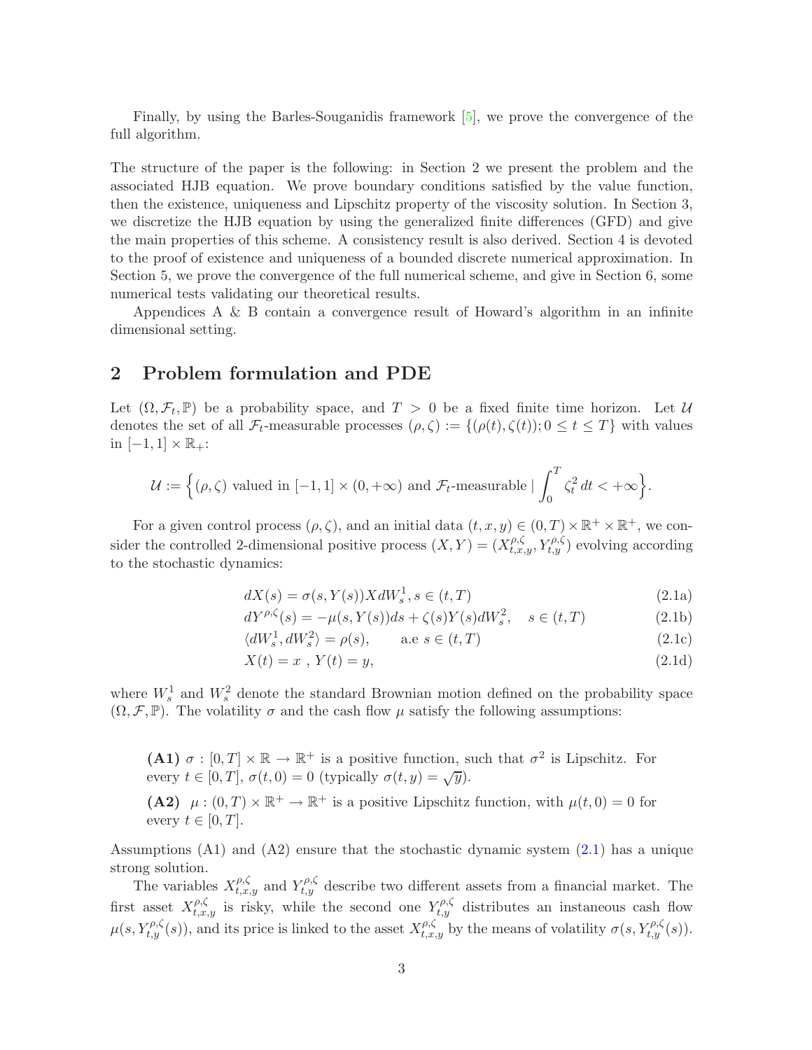Finally, by using the Barles-Souganidis framework [5], we prove the convergence of the full algorithm.

The structure of the paper is the following: in Section 2 we present the problem and the associated HJB equation. We prove boundary conditions satisfied by the value function, then the existence, uniqueness and Lipschitz property of the viscosity solution. In Section 3, we discretize the HJB equation by using the generalized finite differences (GFD) and give the main properties of this scheme. A consistency result is also derived. Section 4 is devoted to the proof of existence and uniqueness of a bounded discrete numerical approximation. In Section 5, we prove the convergence of the full numerical scheme, and give in Section 6, some numerical tests validating our theoretical results.

Appendices A & B contain a convergence result of Howard's algorithm in an infinite dimensional setting.

## 2 Problem formulation and PDE

Let $(\Omega, \mathcal{F}_t, \mathbb{P})$ be a probability space, and $T > 0$ be a fixed finite time horizon. Let $\mathcal{U}$ denotes the set of all $\mathcal{F}_t$-measurable processes $(\rho, \zeta) := \{(\rho(t), \zeta(t)); 0 \leq t \leq T\}$ with values in $[-1, 1] \times \mathbb{R}_+$:

$$\mathcal{U} := \Big\{(\rho, \zeta) \text{ valued in } [-1,1] \times (0, +\infty) \text{ and } \mathcal{F}_t\text{-measurable} \mid \int_0^T \zeta_t^2 \, dt < +\infty \Big\}.$$

For a given control process $(\rho, \zeta)$, and an initial data $(t, x, y) \in (0, T) \times \mathbb{R}^+ \times \mathbb{R}^+$, we consider the controlled 2-dimensional positive process $(X, Y) = (X^{\rho,\zeta}_{t,x,y}, Y^{\rho,\zeta}_{t,y})$ evolving according to the stochastic dynamics:

$$dX(s) = \sigma(s, Y(s)) X dW_s^1, s \in (t, T) \tag{2.1a}$$

$$dY^{\rho,\zeta}(s) = -\mu(s, Y(s)) ds + \zeta(s) Y(s) dW_s^2, \quad s \in (t, T) \tag{2.1b}$$

$$\langle dW_s^1, dW_s^2 \rangle = \rho(s), \qquad \text{a.e } s \in (t, T) \tag{2.1c}$$

$$X(t) = x \ , \ Y(t) = y, \tag{2.1d}$$

where $W_s^1$ and $W_s^2$ denote the standard Brownian motion defined on the probability space $(\Omega, \mathcal{F}, \mathbb{P})$. The volatility $\sigma$ and the cash flow $\mu$ satisfy the following assumptions:

> **(A1)** $\sigma : [0, T] \times \mathbb{R} \to \mathbb{R}^+$ is a positive function, such that $\sigma^2$ is Lipschitz. For every $t \in [0, T]$, $\sigma(t, 0) = 0$ (typically $\sigma(t, y) = \sqrt{y}$).
>
> **(A2)** $\mu : (0, T) \times \mathbb{R}^+ \to \mathbb{R}^+$ is a positive Lipschitz function, with $\mu(t, 0) = 0$ for every $t \in [0, T]$.

Assumptions (A1) and (A2) ensure that the stochastic dynamic system (2.1) has a unique strong solution.

The variables $X^{\rho,\zeta}_{t,x,y}$ and $Y^{\rho,\zeta}_{t,y}$ describe two different assets from a financial market. The first asset $X^{\rho,\zeta}_{t,x,y}$ is risky, while the second one $Y^{\rho,\zeta}_{t,y}$ distributes an instaneous cash flow $\mu(s, Y^{\rho,\zeta}_{t,y}(s))$, and its price is linked to the asset $X^{\rho,\zeta}_{t,x,y}$ by the means of volatility $\sigma(s, Y^{\rho,\zeta}_{t,y}(s))$.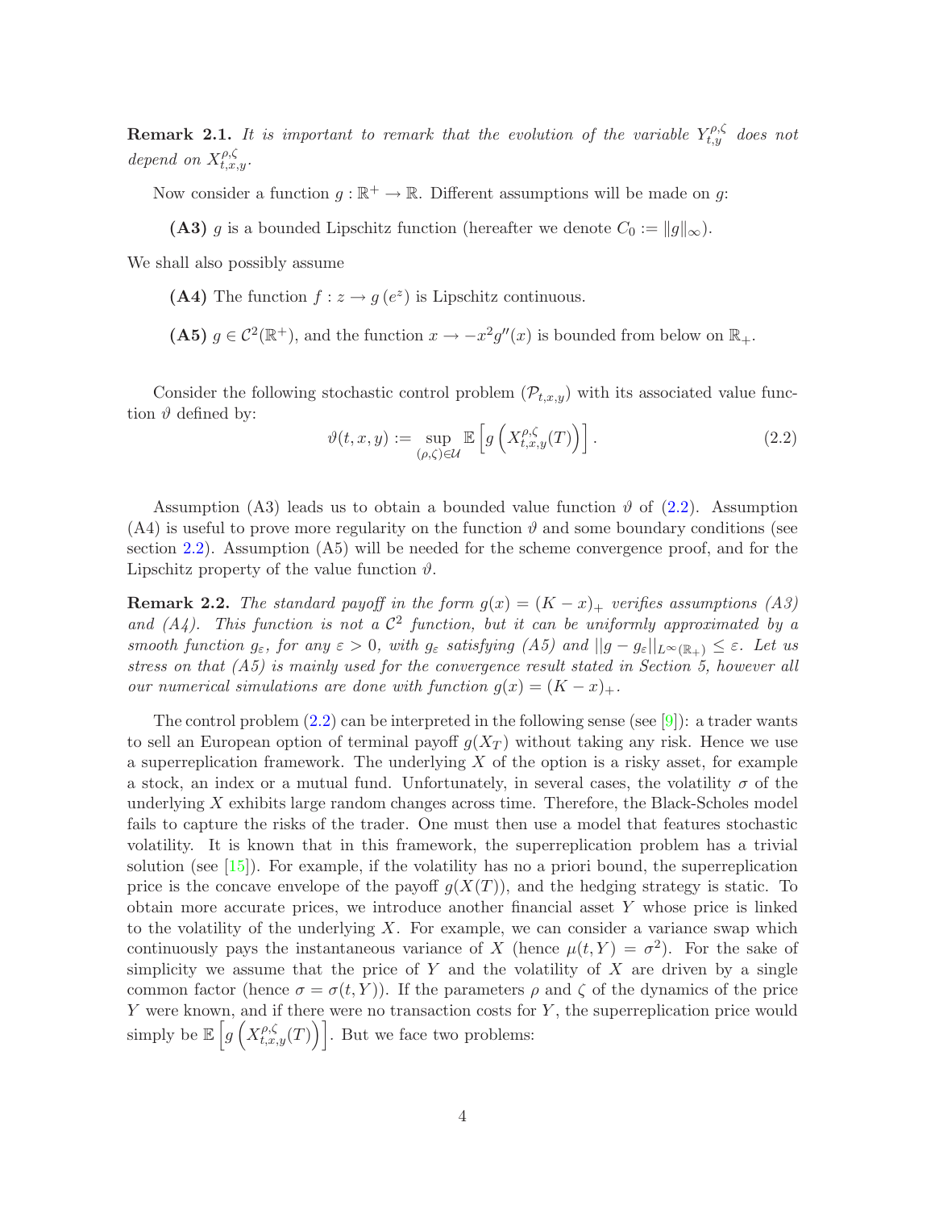**Remark 2.1.** *It is important to remark that the evolution of the variable $Y^{\rho,\zeta}_{t,y}$ does not depend on $X^{\rho,\zeta}_{t,x,y}$.*

Now consider a function $g : \mathbb{R}^+ \to \mathbb{R}$. Different assumptions will be made on $g$:

**(A3)** $g$ is a bounded Lipschitz function (hereafter we denote $C_0 := \|g\|_\infty$).

We shall also possibly assume

**(A4)** The function $f : z \to g(e^z)$ is Lipschitz continuous.

**(A5)** $g \in \mathcal{C}^2(\mathbb{R}^+)$, and the function $x \to -x^2 g''(x)$ is bounded from below on $\mathbb{R}_+$.

Consider the following stochastic control problem $(\mathcal{P}_{t,x,y})$ with its associated value function $\vartheta$ defined by:

$$\vartheta(t,x,y) := \sup_{(\rho,\zeta)\in\mathcal{U}} \mathbb{E}\left[g\left(X^{\rho,\zeta}_{t,x,y}(T)\right)\right]. \tag{2.2}$$

Assumption (A3) leads us to obtain a bounded value function $\vartheta$ of (2.2). Assumption (A4) is useful to prove more regularity on the function $\vartheta$ and some boundary conditions (see section 2.2). Assumption (A5) will be needed for the scheme convergence proof, and for the Lipschitz property of the value function $\vartheta$.

**Remark 2.2.** *The standard payoff in the form $g(x) = (K-x)_+$ verifies assumptions (A3) and (A4). This function is not a $\mathcal{C}^2$ function, but it can be uniformly approximated by a smooth function $g_\varepsilon$, for any $\varepsilon > 0$, with $g_\varepsilon$ satisfying (A5) and $\|g - g_\varepsilon\|_{L^\infty(\mathbb{R}_+)} \le \varepsilon$. Let us stress on that (A5) is mainly used for the convergence result stated in Section 5, however all our numerical simulations are done with function $g(x) = (K-x)_+$.*

The control problem (2.2) can be interpreted in the following sense (see [9]): a trader wants to sell an European option of terminal payoff $g(X_T)$ without taking any risk. Hence we use a superreplication framework. The underlying $X$ of the option is a risky asset, for example a stock, an index or a mutual fund. Unfortunately, in several cases, the volatility $\sigma$ of the underlying $X$ exhibits large random changes across time. Therefore, the Black-Scholes model fails to capture the risks of the trader. One must then use a model that features stochastic volatility. It is known that in this framework, the superreplication problem has a trivial solution (see [15]). For example, if the volatility has no a priori bound, the superreplication price is the concave envelope of the payoff $g(X(T))$, and the hedging strategy is static. To obtain more accurate prices, we introduce another financial asset $Y$ whose price is linked to the volatility of the underlying $X$. For example, we can consider a variance swap which continuously pays the instantaneous variance of $X$ (hence $\mu(t,Y) = \sigma^2$). For the sake of simplicity we assume that the price of $Y$ and the volatility of $X$ are driven by a single common factor (hence $\sigma = \sigma(t,Y)$). If the parameters $\rho$ and $\zeta$ of the dynamics of the price $Y$ were known, and if there were no transaction costs for $Y$, the superreplication price would simply be $\mathbb{E}\left[g\left(X^{\rho,\zeta}_{t,x,y}(T)\right)\right]$. But we face two problems: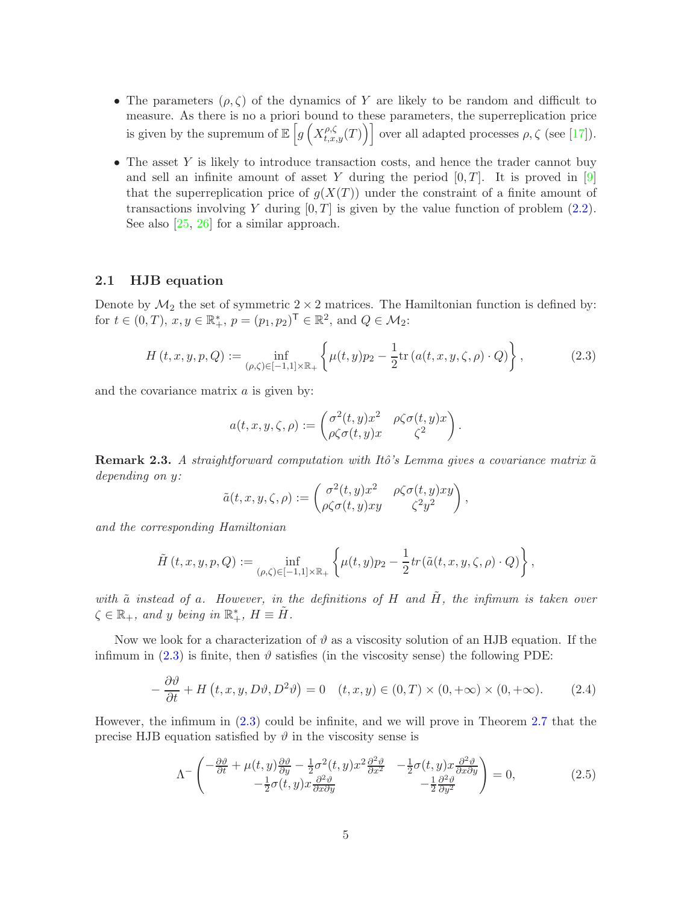- The parameters $(\rho, \zeta)$ of the dynamics of $Y$ are likely to be random and difficult to measure. As there is no a priori bound to these parameters, the superreplication price is given by the supremum of $\mathbb{E}\left[g\left(X^{\rho,\zeta}_{t,x,y}(T)\right)\right]$ over all adapted processes $\rho, \zeta$ (see [17]).

- The asset $Y$ is likely to introduce transaction costs, and hence the trader cannot buy and sell an infinite amount of asset $Y$ during the period $[0, T]$. It is proved in [9] that the superreplication price of $g(X(T))$ under the constraint of a finite amount of transactions involving $Y$ during $[0, T]$ is given by the value function of problem (2.2). See also [25, 26] for a similar approach.

## 2.1 HJB equation

Denote by $\mathcal{M}_2$ the set of symmetric $2 \times 2$ matrices. The Hamiltonian function is defined by: for $t \in (0, T)$, $x, y \in \mathbb{R}^*_+$, $p = (p_1, p_2)^\mathsf{T} \in \mathbb{R}^2$, and $Q \in \mathcal{M}_2$:

$$H\left(t, x, y, p, Q\right) := \inf_{(\rho,\zeta)\in[-1,1]\times\mathbb{R}_+} \left\{ \mu(t, y)p_2 - \frac{1}{2}\mathrm{tr}\left(a(t, x, y, \zeta, \rho) \cdot Q\right) \right\}, \tag{2.3}$$

and the covariance matrix $a$ is given by:

$$a(t, x, y, \zeta, \rho) := \begin{pmatrix} \sigma^2(t, y)x^2 & \rho\zeta\sigma(t, y)x \\ \rho\zeta\sigma(t, y)x & \zeta^2 \end{pmatrix}.$$

**Remark 2.3.** *A straightforward computation with Itô's Lemma gives a covariance matrix $\tilde{a}$ depending on $y$:*

$$\tilde{a}(t, x, y, \zeta, \rho) := \begin{pmatrix} \sigma^2(t, y)x^2 & \rho\zeta\sigma(t, y)xy \\ \rho\zeta\sigma(t, y)xy & \zeta^2 y^2 \end{pmatrix},$$

*and the corresponding Hamiltonian*

$$\tilde{H}\left(t, x, y, p, Q\right) := \inf_{(\rho,\zeta)\in[-1,1]\times\mathbb{R}_+} \left\{ \mu(t, y)p_2 - \frac{1}{2}tr\left(\tilde{a}(t, x, y, \zeta, \rho) \cdot Q\right) \right\},$$

*with $\tilde{a}$ instead of $a$. However, in the definitions of $H$ and $\tilde{H}$, the infimum is taken over $\zeta \in \mathbb{R}_+$, and $y$ being in $\mathbb{R}^*_+$, $H \equiv \tilde{H}$.*

Now we look for a characterization of $\vartheta$ as a viscosity solution of an HJB equation. If the infimum in (2.3) is finite, then $\vartheta$ satisfies (in the viscosity sense) the following PDE:

$$-\frac{\partial \vartheta}{\partial t} + H\left(t, x, y, D\vartheta, D^2\vartheta\right) = 0 \quad (t, x, y) \in (0, T) \times (0, +\infty) \times (0, +\infty). \tag{2.4}$$

However, the infimum in (2.3) could be infinite, and we will prove in Theorem 2.7 that the precise HJB equation satisfied by $\vartheta$ in the viscosity sense is

$$\Lambda^-\begin{pmatrix} -\frac{\partial \vartheta}{\partial t} + \mu(t, y)\frac{\partial \vartheta}{\partial y} - \frac{1}{2}\sigma^2(t, y)x^2\frac{\partial^2 \vartheta}{\partial x^2} & -\frac{1}{2}\sigma(t, y)x\frac{\partial^2 \vartheta}{\partial x \partial y} \\ -\frac{1}{2}\sigma(t, y)x\frac{\partial^2 \vartheta}{\partial x \partial y} & -\frac{1}{2}\frac{\partial^2 \vartheta}{\partial y^2} \end{pmatrix} = 0, \tag{2.5}$$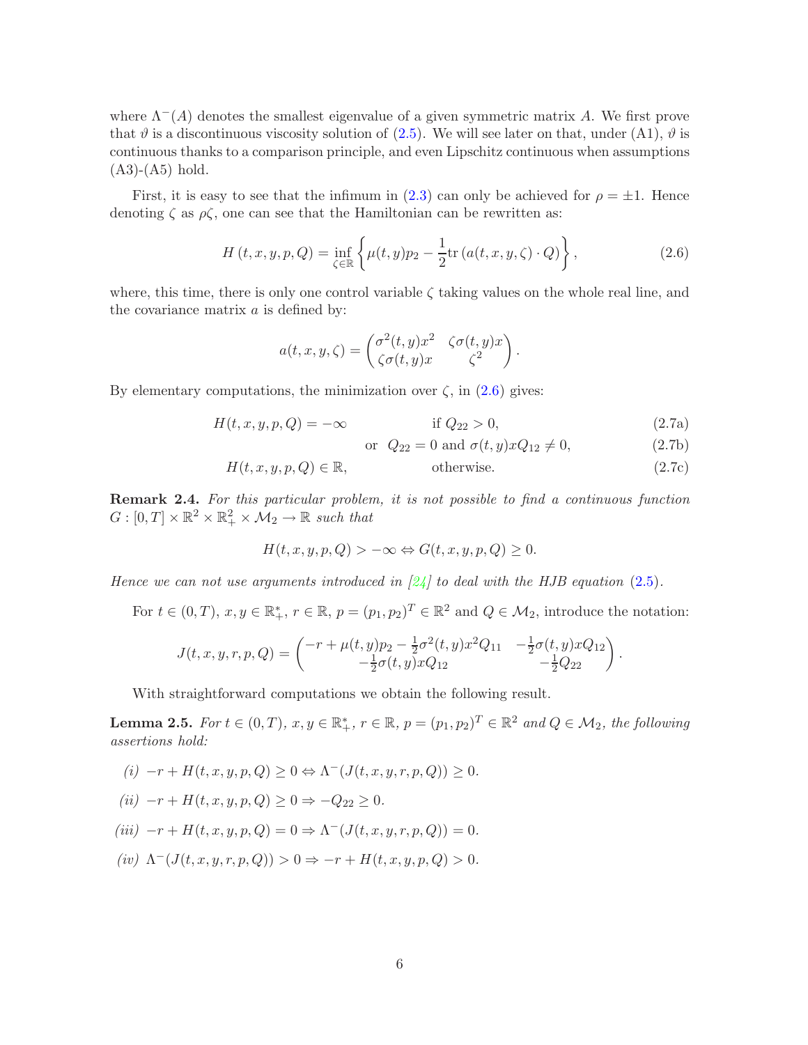where $\Lambda^-(A)$ denotes the smallest eigenvalue of a given symmetric matrix $A$. We first prove that $\vartheta$ is a discontinuous viscosity solution of (2.5). We will see later on that, under (A1), $\vartheta$ is continuous thanks to a comparison principle, and even Lipschitz continuous when assumptions (A3)-(A5) hold.

First, it is easy to see that the infimum in (2.3) can only be achieved for $\rho = \pm 1$. Hence denoting $\zeta$ as $\rho\zeta$, one can see that the Hamiltonian can be rewritten as:

$$H(t, x, y, p, Q) = \inf_{\zeta \in \mathbb{R}} \left\{ \mu(t, y) p_2 - \frac{1}{2} \mathrm{tr}\left( a(t, x, y, \zeta) \cdot Q \right) \right\}, \tag{2.6}$$

where, this time, there is only one control variable $\zeta$ taking values on the whole real line, and the covariance matrix $a$ is defined by:

$$a(t, x, y, \zeta) = \begin{pmatrix} \sigma^2(t, y) x^2 & \zeta \sigma(t, y) x \\ \zeta \sigma(t, y) x & \zeta^2 \end{pmatrix}.$$

By elementary computations, the minimization over $\zeta$, in (2.6) gives:

$$H(t, x, y, p, Q) = -\infty \qquad \text{if } Q_{22} > 0, \tag{2.7a}$$

$$\text{or } \; Q_{22} = 0 \text{ and } \sigma(t, y) x Q_{12} \neq 0, \tag{2.7b}$$

$$H(t, x, y, p, Q) \in \mathbb{R}, \qquad \text{otherwise.} \tag{2.7c}$$

**Remark 2.4.** *For this particular problem, it is not possible to find a continuous function* $G : [0, T] \times \mathbb{R}^2 \times \mathbb{R}_+^2 \times \mathcal{M}_2 \to \mathbb{R}$ *such that*

$$H(t, x, y, p, Q) > -\infty \Leftrightarrow G(t, x, y, p, Q) \geq 0.$$

*Hence we can not use arguments introduced in [24] to deal with the HJB equation (2.5).*

For $t \in (0, T)$, $x, y \in \mathbb{R}_+^*$, $r \in \mathbb{R}$, $p = (p_1, p_2)^T \in \mathbb{R}^2$ and $Q \in \mathcal{M}_2$, introduce the notation:

$$J(t, x, y, r, p, Q) = \begin{pmatrix} -r + \mu(t, y) p_2 - \frac{1}{2}\sigma^2(t, y) x^2 Q_{11} & -\frac{1}{2}\sigma(t, y) x Q_{12} \\ -\frac{1}{2}\sigma(t, y) x Q_{12} & -\frac{1}{2} Q_{22} \end{pmatrix}.$$

With straightforward computations we obtain the following result.

**Lemma 2.5.** *For $t \in (0, T)$, $x, y \in \mathbb{R}_+^*$, $r \in \mathbb{R}$, $p = (p_1, p_2)^T \in \mathbb{R}^2$ and $Q \in \mathcal{M}_2$, the following assertions hold:*

*(i)* $-r + H(t, x, y, p, Q) \geq 0 \Leftrightarrow \Lambda^-(J(t, x, y, r, p, Q)) \geq 0.$

*(ii)* $-r + H(t, x, y, p, Q) \geq 0 \Rightarrow -Q_{22} \geq 0.$

*(iii)* $-r + H(t, x, y, p, Q) = 0 \Rightarrow \Lambda^-(J(t, x, y, r, p, Q)) = 0.$

*(iv)* $\Lambda^-(J(t, x, y, r, p, Q)) > 0 \Rightarrow -r + H(t, x, y, p, Q) > 0.$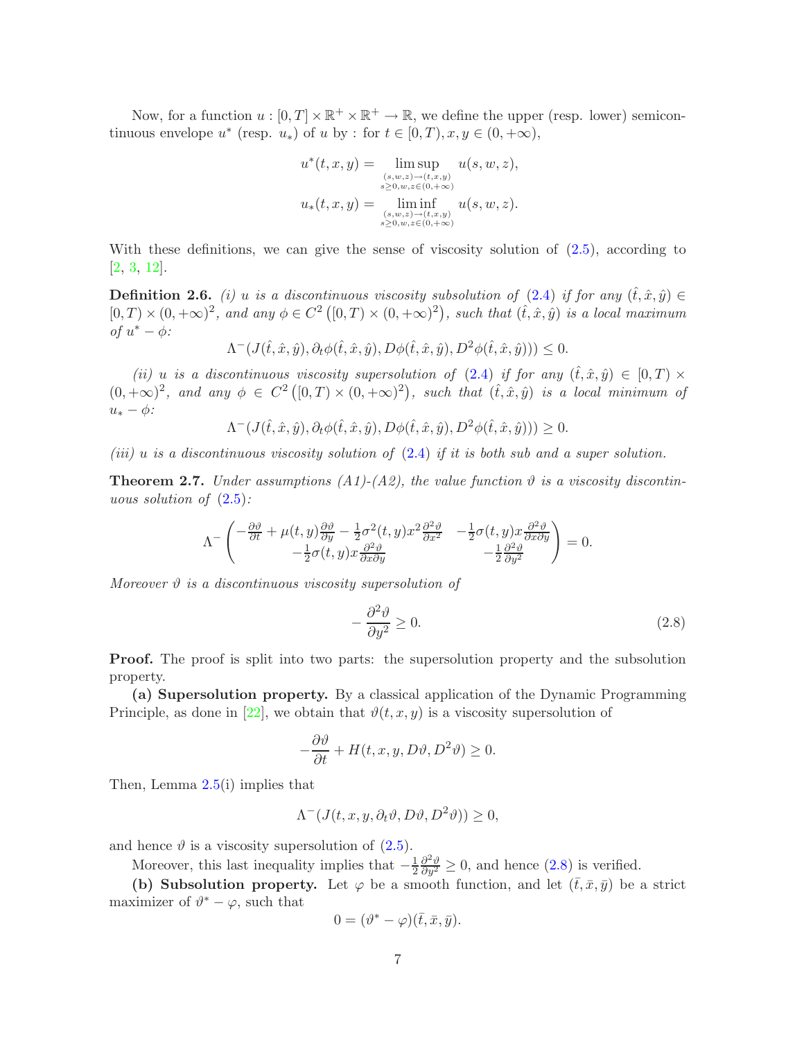Now, for a function $u : [0,T] \times \mathbb{R}^+ \times \mathbb{R}^+ \to \mathbb{R}$, we define the upper (resp. lower) semicontinuous envelope $u^*$ (resp. $u_*$) of $u$ by : for $t \in [0,T), x, y \in (0,+\infty)$,

$$u^*(t,x,y) = \limsup_{\substack{(s,w,z)\to(t,x,y)\\ s\geq 0, w,z\in(0,+\infty)}} u(s,w,z),$$

$$u_*(t,x,y) = \liminf_{\substack{(s,w,z)\to(t,x,y)\\ s\geq 0, w,z\in(0,+\infty)}} u(s,w,z).$$

With these definitions, we can give the sense of viscosity solution of (2.5), according to [2, 3, 12].

**Definition 2.6.** *(i) $u$ is a discontinuous viscosity subsolution of (2.4) if for any $(\hat{t},\hat{x},\hat{y}) \in [0,T) \times (0,+\infty)^2$, and any $\phi \in C^2\left([0,T)\times(0,+\infty)^2\right)$, such that $(\hat{t},\hat{x},\hat{y})$ is a local maximum of $u^* - \phi$:*

$$\Lambda^-(J(\hat{t},\hat{x},\hat{y}), \partial_t\phi(\hat{t},\hat{x},\hat{y}), D\phi(\hat{t},\hat{x},\hat{y}), D^2\phi(\hat{t},\hat{x},\hat{y}))) \leq 0.$$

*(ii) $u$ is a discontinuous viscosity supersolution of (2.4) if for any $(\hat{t},\hat{x},\hat{y}) \in [0,T) \times (0,+\infty)^2$, and any $\phi \in C^2\left([0,T)\times(0,+\infty)^2\right)$, such that $(\hat{t},\hat{x},\hat{y})$ is a local minimum of $u_* - \phi$:*

$$\Lambda^-(J(\hat{t},\hat{x},\hat{y}), \partial_t\phi(\hat{t},\hat{x},\hat{y}), D\phi(\hat{t},\hat{x},\hat{y}), D^2\phi(\hat{t},\hat{x},\hat{y}))) \geq 0.$$

*(iii) $u$ is a discontinuous viscosity solution of (2.4) if it is both sub and a super solution.*

**Theorem 2.7.** *Under assumptions (A1)-(A2), the value function $\vartheta$ is a viscosity discontinuous solution of (2.5):*

$$\Lambda^-\begin{pmatrix} -\frac{\partial\vartheta}{\partial t} + \mu(t,y)\frac{\partial\vartheta}{\partial y} - \frac{1}{2}\sigma^2(t,y)x^2\frac{\partial^2\vartheta}{\partial x^2} & -\frac{1}{2}\sigma(t,y)x\frac{\partial^2\vartheta}{\partial x\partial y} \\ -\frac{1}{2}\sigma(t,y)x\frac{\partial^2\vartheta}{\partial x\partial y} & -\frac{1}{2}\frac{\partial^2\vartheta}{\partial y^2}\end{pmatrix} = 0.$$

*Moreover $\vartheta$ is a discontinuous viscosity supersolution of*

$$-\frac{\partial^2\vartheta}{\partial y^2} \geq 0. \tag{2.8}$$

**Proof.** The proof is split into two parts: the supersolution property and the subsolution property.

**(a) Supersolution property.** By a classical application of the Dynamic Programming Principle, as done in [22], we obtain that $\vartheta(t,x,y)$ is a viscosity supersolution of

$$-\frac{\partial\vartheta}{\partial t} + H(t,x,y,D\vartheta,D^2\vartheta) \geq 0.$$

Then, Lemma 2.5(i) implies that

$$\Lambda^-(J(t,x,y,\partial_t\vartheta,D\vartheta,D^2\vartheta)) \geq 0,$$

and hence $\vartheta$ is a viscosity supersolution of (2.5).

Moreover, this last inequality implies that $-\frac{1}{2}\frac{\partial^2\vartheta}{\partial y^2} \geq 0$, and hence (2.8) is verified.

**(b) Subsolution property.** Let $\varphi$ be a smooth function, and let $(\bar{t},\bar{x},\bar{y})$ be a strict maximizer of $\vartheta^* - \varphi$, such that

$$0 = (\vartheta^* - \varphi)(\bar{t},\bar{x},\bar{y}).$$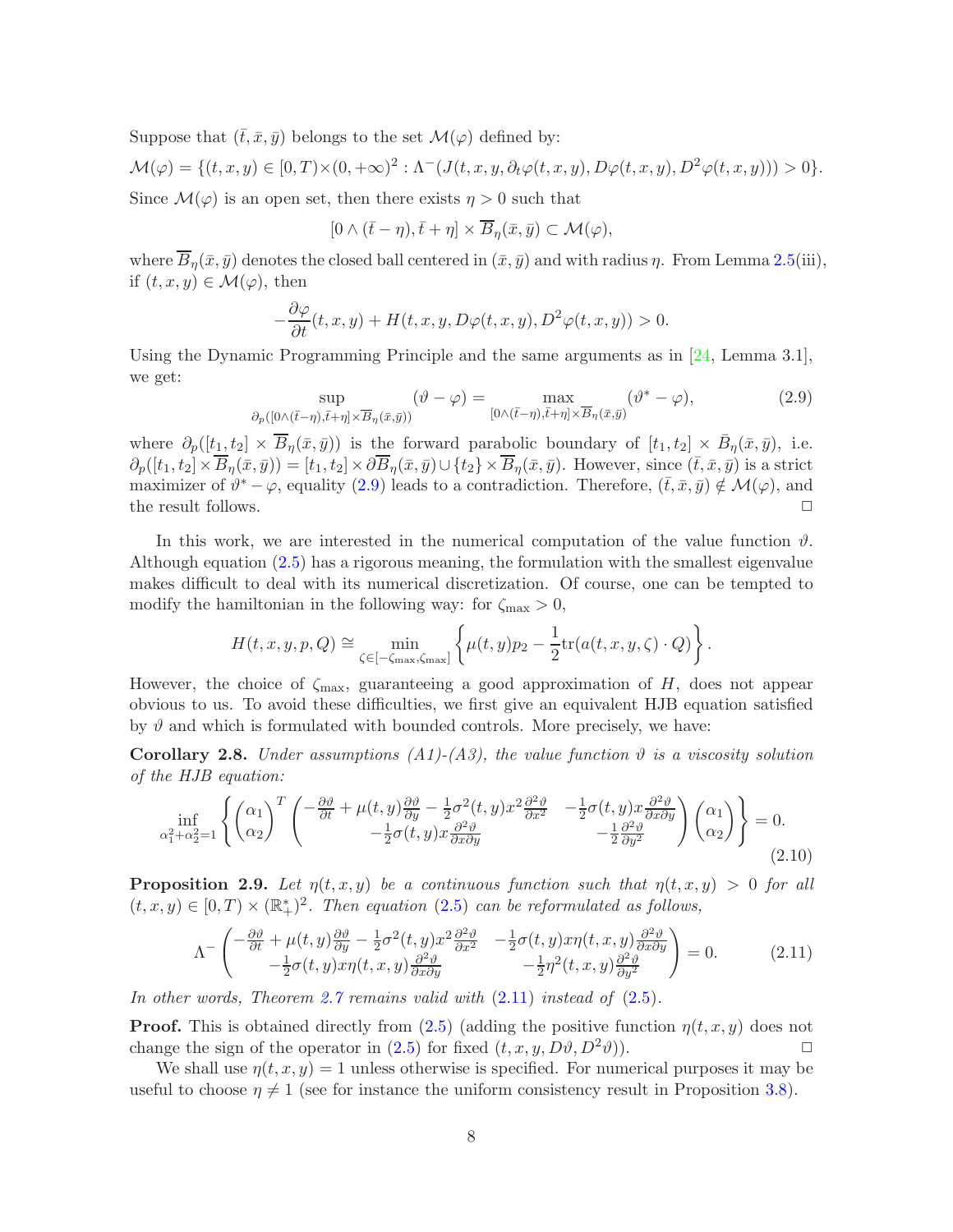Suppose that $(\bar{t}, \bar{x}, \bar{y})$ belongs to the set $\mathcal{M}(\varphi)$ defined by:

$$\mathcal{M}(\varphi) = \{(t,x,y) \in [0,T)\times(0,+\infty)^2 : \Lambda^-(J(t,x,y,\partial_t\varphi(t,x,y), D\varphi(t,x,y), D^2\varphi(t,x,y))) > 0\}.$$

Since $\mathcal{M}(\varphi)$ is an open set, then there exists $\eta > 0$ such that

$$[0 \wedge (\bar{t}-\eta), \bar{t}+\eta] \times \overline{B}_\eta(\bar{x},\bar{y}) \subset \mathcal{M}(\varphi),$$

where $\overline{B}_\eta(\bar{x},\bar{y})$ denotes the closed ball centered in $(\bar{x},\bar{y})$ and with radius $\eta$. From Lemma 2.5(iii), if $(t,x,y) \in \mathcal{M}(\varphi)$, then

$$-\frac{\partial \varphi}{\partial t}(t,x,y) + H(t,x,y,D\varphi(t,x,y), D^2\varphi(t,x,y)) > 0.$$

Using the Dynamic Programming Principle and the same arguments as in [24, Lemma 3.1], we get:

$$\sup_{\partial_p([0\wedge(\bar{t}-\eta),\bar{t}+\eta]\times\overline{B}_\eta(\bar{x},\bar{y}))} (\vartheta - \varphi) = \max_{[0\wedge(\bar{t}-\eta),\bar{t}+\eta]\times\overline{B}_\eta(\bar{x},\bar{y})} (\vartheta^* - \varphi), \tag{2.9}$$

where $\partial_p([t_1,t_2] \times \overline{B}_\eta(\bar{x},\bar{y}))$ is the forward parabolic boundary of $[t_1,t_2] \times \bar{B}_\eta(\bar{x},\bar{y})$, i.e. $\partial_p([t_1,t_2]\times\overline{B}_\eta(\bar{x},\bar{y})) = [t_1,t_2]\times\partial\overline{B}_\eta(\bar{x},\bar{y}) \cup \{t_2\}\times\overline{B}_\eta(\bar{x},\bar{y})$. However, since $(\bar{t},\bar{x},\bar{y})$ is a strict maximizer of $\vartheta^* - \varphi$, equality (2.9) leads to a contradiction. Therefore, $(\bar{t},\bar{x},\bar{y}) \notin \mathcal{M}(\varphi)$, and the result follows. □

In this work, we are interested in the numerical computation of the value function $\vartheta$. Although equation (2.5) has a rigorous meaning, the formulation with the smallest eigenvalue makes difficult to deal with its numerical discretization. Of course, one can be tempted to modify the hamiltonian in the following way: for $\zeta_{\max} > 0$,

$$H(t,x,y,p,Q) \cong \min_{\zeta\in[-\zeta_{\max},\zeta_{\max}]} \left\{ \mu(t,y)p_2 - \frac{1}{2}\mathrm{tr}(a(t,x,y,\zeta)\cdot Q) \right\}.$$

However, the choice of $\zeta_{\max}$, guaranteeing a good approximation of $H$, does not appear obvious to us. To avoid these difficulties, we first give an equivalent HJB equation satisfied by $\vartheta$ and which is formulated with bounded controls. More precisely, we have:

**Corollary 2.8.** *Under assumptions (A1)-(A3), the value function $\vartheta$ is a viscosity solution of the HJB equation:*

$$\inf_{\alpha_1^2+\alpha_2^2=1} \left\{ \begin{pmatrix}\alpha_1\\ \alpha_2\end{pmatrix}^T \begin{pmatrix} -\frac{\partial\vartheta}{\partial t} + \mu(t,y)\frac{\partial\vartheta}{\partial y} - \frac{1}{2}\sigma^2(t,y)x^2\frac{\partial^2\vartheta}{\partial x^2} & -\frac{1}{2}\sigma(t,y)x\frac{\partial^2\vartheta}{\partial x\partial y} \\ -\frac{1}{2}\sigma(t,y)x\frac{\partial^2\vartheta}{\partial x\partial y} & -\frac{1}{2}\frac{\partial^2\vartheta}{\partial y^2} \end{pmatrix} \begin{pmatrix}\alpha_1\\ \alpha_2\end{pmatrix} \right\} = 0. \tag{2.10}$$

**Proposition 2.9.** *Let $\eta(t,x,y)$ be a continuous function such that $\eta(t,x,y) > 0$ for all $(t,x,y) \in [0,T) \times (\mathbb{R}_+^*)^2$. Then equation (2.5) can be reformulated as follows,*

$$\Lambda^- \begin{pmatrix} -\frac{\partial\vartheta}{\partial t} + \mu(t,y)\frac{\partial\vartheta}{\partial y} - \frac{1}{2}\sigma^2(t,y)x^2\frac{\partial^2\vartheta}{\partial x^2} & -\frac{1}{2}\sigma(t,y)x\eta(t,x,y)\frac{\partial^2\vartheta}{\partial x\partial y} \\ -\frac{1}{2}\sigma(t,y)x\eta(t,x,y)\frac{\partial^2\vartheta}{\partial x\partial y} & -\frac{1}{2}\eta^2(t,x,y)\frac{\partial^2\vartheta}{\partial y^2} \end{pmatrix} = 0. \tag{2.11}$$

*In other words, Theorem 2.7 remains valid with (2.11) instead of (2.5).*

**Proof.** This is obtained directly from (2.5) (adding the positive function $\eta(t,x,y)$ does not change the sign of the operator in (2.5) for fixed $(t,x,y,D\vartheta,D^2\vartheta)$). □

We shall use $\eta(t,x,y) = 1$ unless otherwise is specified. For numerical purposes it may be useful to choose $\eta \neq 1$ (see for instance the uniform consistency result in Proposition 3.8).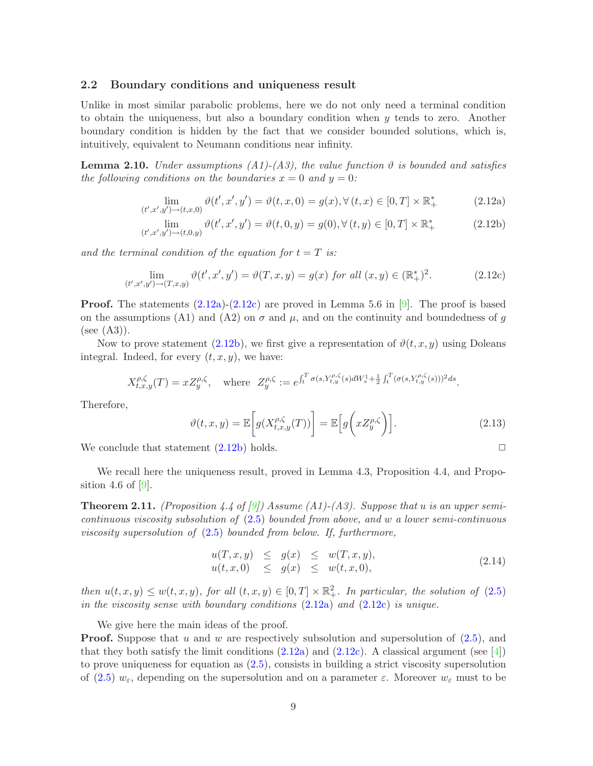### 2.2 Boundary conditions and uniqueness result

Unlike in most similar parabolic problems, here we do not only need a terminal condition to obtain the uniqueness, but also a boundary condition when $y$ tends to zero. Another boundary condition is hidden by the fact that we consider bounded solutions, which is, intuitively, equivalent to Neumann conditions near infinity.

**Lemma 2.10.** *Under assumptions (A1)-(A3), the value function $\vartheta$ is bounded and satisfies the following conditions on the boundaries $x = 0$ and $y = 0$:*

$$\lim_{(t',x',y')\to(t,x,0)} \vartheta(t',x',y') = \vartheta(t,x,0) = g(x), \forall\, (t,x) \in [0,T] \times \mathbb{R}^*_+ \tag{2.12a}$$

$$\lim_{(t',x',y')\to(t,0,y)} \vartheta(t',x',y') = \vartheta(t,0,y) = g(0), \forall\, (t,y) \in [0,T] \times \mathbb{R}^*_+ \tag{2.12b}$$

*and the terminal condition of the equation for $t = T$ is:*

$$\lim_{(t',x',y')\to(T,x,y)} \vartheta(t',x',y') = \vartheta(T,x,y) = g(x) \text{ for all } (x,y) \in (\mathbb{R}^*_+)^2. \tag{2.12c}$$

**Proof.** The statements (2.12a)-(2.12c) are proved in Lemma 5.6 in [9]. The proof is based on the assumptions (A1) and (A2) on $\sigma$ and $\mu$, and on the continuity and boundedness of $g$ (see (A3)).

Now to prove statement (2.12b), we first give a representation of $\vartheta(t,x,y)$ using Doleans integral. Indeed, for every $(t,x,y)$, we have:

$$X^{\rho,\zeta}_{t,x,y}(T) = xZ^{\rho,\zeta}_y, \quad \text{where } \; Z^{\rho,\zeta}_y := e^{\int_t^T \sigma(s,Y^{\rho,\zeta}_{t,y}(s))dW^1_s + \frac{1}{2}\int_t^T(\sigma(s,Y^{\rho,\zeta}_{t,y}(s)))^2 ds}.$$

Therefore,

$$\vartheta(t,x,y) = \mathbb{E}\Big[g(X^{\rho,\zeta}_{t,x,y}(T))\Big] = \mathbb{E}\Big[g\Big(xZ^{\rho,\zeta}_y\Big)\Big]. \tag{2.13}$$

We conclude that statement (2.12b) holds. $\square$

We recall here the uniqueness result, proved in Lemma 4.3, Proposition 4.4, and Proposition 4.6 of [9].

**Theorem 2.11.** *(Proposition 4.4 of [9]) Assume (A1)-(A3). Suppose that $u$ is an upper semi-continuous viscosity subsolution of (2.5) bounded from above, and $w$ a lower semi-continuous viscosity supersolution of (2.5) bounded from below. If, furthermore,*

$$\begin{array}{rcccl} u(T,x,y) & \leq & g(x) & \leq & w(T,x,y), \\ u(t,x,0) & \leq & g(x) & \leq & w(t,x,0), \end{array} \tag{2.14}$$

*then $u(t,x,y) \leq w(t,x,y)$, for all $(t,x,y) \in [0,T] \times \mathbb{R}^2_+$. In particular, the solution of (2.5) in the viscosity sense with boundary conditions (2.12a) and (2.12c) is unique.*

We give here the main ideas of the proof.

**Proof.** Suppose that $u$ and $w$ are respectively subsolution and supersolution of (2.5), and that they both satisfy the limit conditions (2.12a) and (2.12c). A classical argument (see [4]) to prove uniqueness for equation as (2.5), consists in building a strict viscosity supersolution of (2.5) $w_\varepsilon$, depending on the supersolution and on a parameter $\varepsilon$. Moreover $w_\varepsilon$ must to be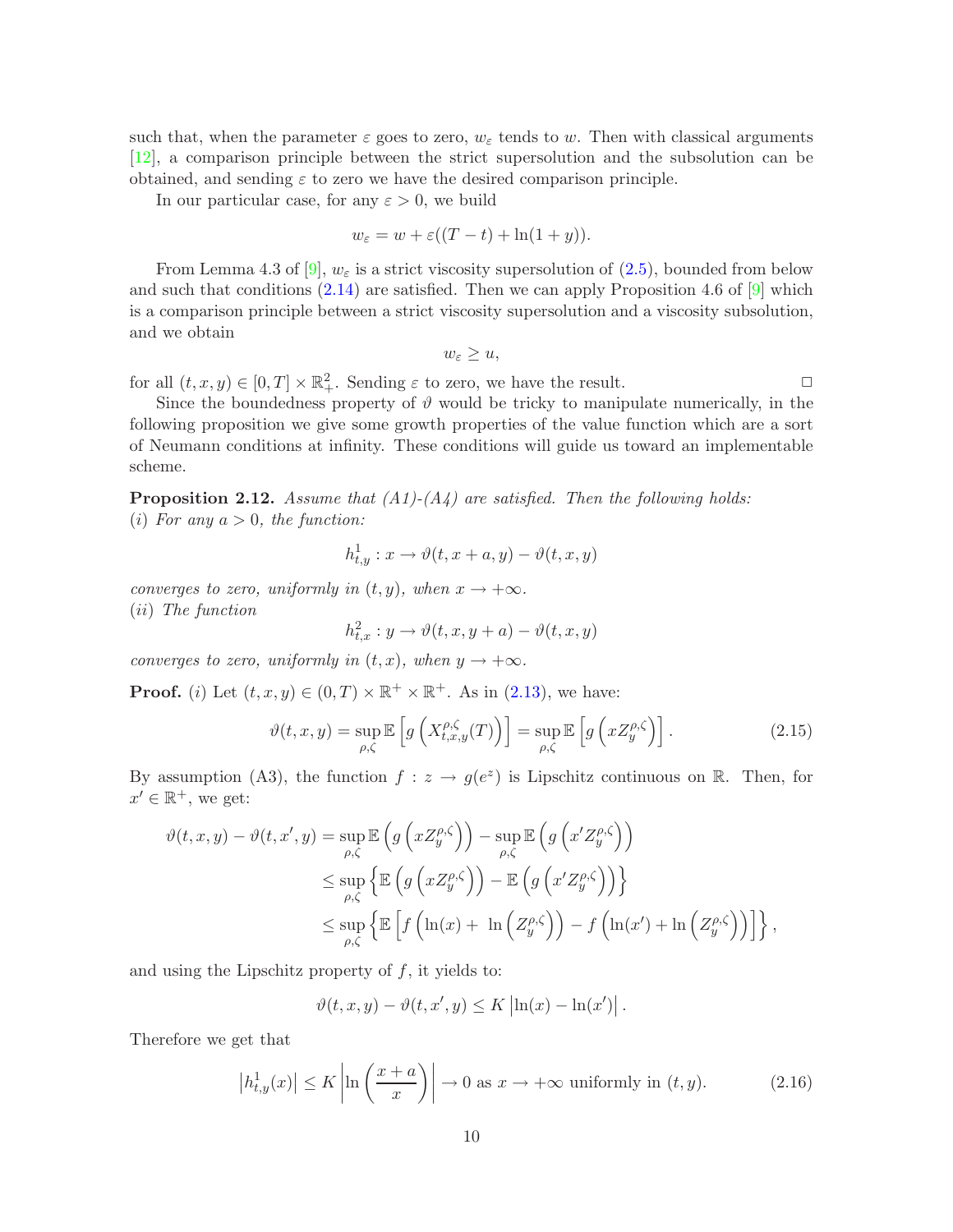such that, when the parameter $\varepsilon$ goes to zero, $w_\varepsilon$ tends to $w$. Then with classical arguments [12], a comparison principle between the strict supersolution and the subsolution can be obtained, and sending $\varepsilon$ to zero we have the desired comparison principle.

In our particular case, for any $\varepsilon > 0$, we build

$$w_\varepsilon = w + \varepsilon((T-t) + \ln(1+y)).$$

From Lemma 4.3 of [9], $w_\varepsilon$ is a strict viscosity supersolution of (2.5), bounded from below and such that conditions (2.14) are satisfied. Then we can apply Proposition 4.6 of [9] which is a comparison principle between a strict viscosity supersolution and a viscosity subsolution, and we obtain

$$w_\varepsilon \geq u,$$

for all $(t,x,y) \in [0,T] \times \mathbb{R}_+^2$. Sending $\varepsilon$ to zero, we have the result. □

Since the boundedness property of $\vartheta$ would be tricky to manipulate numerically, in the following proposition we give some growth properties of the value function which are a sort of Neumann conditions at infinity. These conditions will guide us toward an implementable scheme.

**Proposition 2.12.** *Assume that (A1)-(A4) are satisfied. Then the following holds:*
$(i)$ *For any $a > 0$, the function:*

$$h^1_{t,y} : x \to \vartheta(t, x+a, y) - \vartheta(t,x,y)$$

*converges to zero, uniformly in $(t,y)$, when $x \to +\infty$.*
$(ii)$ *The function*

$$h^2_{t,x} : y \to \vartheta(t,x,y+a) - \vartheta(t,x,y)$$

*converges to zero, uniformly in $(t,x)$, when $y \to +\infty$.*

**Proof.** $(i)$ Let $(t,x,y) \in (0,T) \times \mathbb{R}^+ \times \mathbb{R}^+$. As in (2.13), we have:

$$\vartheta(t,x,y) = \sup_{\rho,\zeta} \mathbb{E}\left[g\left(X^{\rho,\zeta}_{t,x,y}(T)\right)\right] = \sup_{\rho,\zeta} \mathbb{E}\left[g\left(xZ^{\rho,\zeta}_y\right)\right]. \tag{2.15}$$

By assumption (A3), the function $f : z \to g(e^z)$ is Lipschitz continuous on $\mathbb{R}$. Then, for $x' \in \mathbb{R}^+$, we get:

$$\begin{aligned}
\vartheta(t,x,y) - \vartheta(t,x',y) &= \sup_{\rho,\zeta} \mathbb{E}\left(g\left(xZ^{\rho,\zeta}_y\right)\right) - \sup_{\rho,\zeta} \mathbb{E}\left(g\left(x'Z^{\rho,\zeta}_y\right)\right) \\
&\leq \sup_{\rho,\zeta} \left\{\mathbb{E}\left(g\left(xZ^{\rho,\zeta}_y\right)\right) - \mathbb{E}\left(g\left(x'Z^{\rho,\zeta}_y\right)\right)\right\} \\
&\leq \sup_{\rho,\zeta} \left\{\mathbb{E}\left[f\left(\ln(x) + \ln\left(Z^{\rho,\zeta}_y\right)\right) - f\left(\ln(x') + \ln\left(Z^{\rho,\zeta}_y\right)\right)\right]\right\},
\end{aligned}$$

and using the Lipschitz property of $f$, it yields to:

$$\vartheta(t,x,y) - \vartheta(t,x',y) \leq K\left|\ln(x) - \ln(x')\right|.$$

Therefore we get that

$$\left|h^1_{t,y}(x)\right| \leq K\left|\ln\left(\frac{x+a}{x}\right)\right| \to 0 \text{ as } x \to +\infty \text{ uniformly in } (t,y). \tag{2.16}$$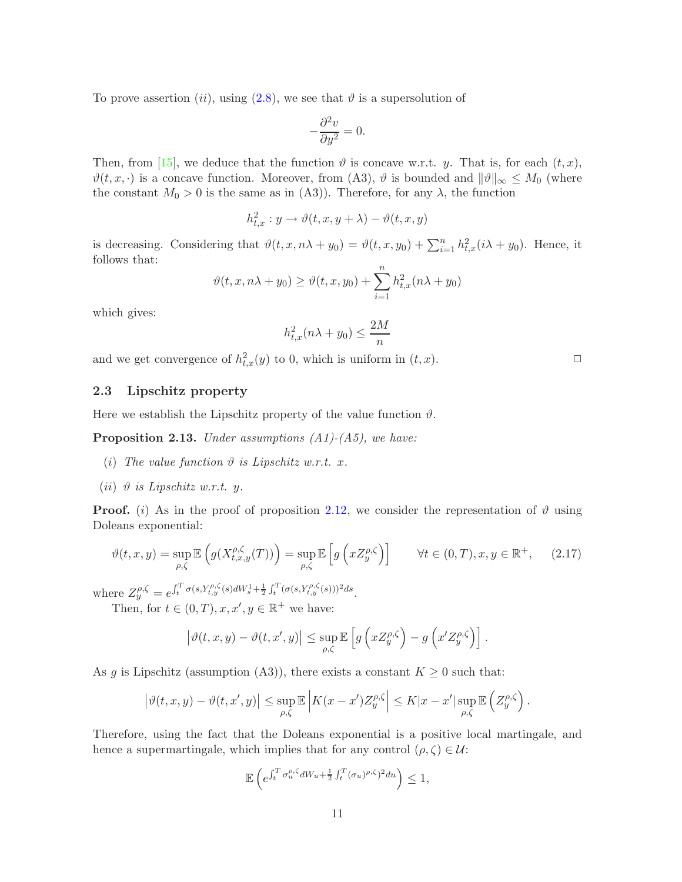To prove assertion $(ii)$, using (2.8), we see that $\vartheta$ is a supersolution of

$$-\frac{\partial^2 v}{\partial y^2} = 0.$$

Then, from [15], we deduce that the function $\vartheta$ is concave w.r.t. $y$. That is, for each $(t,x)$, $\vartheta(t,x,\cdot)$ is a concave function. Moreover, from (A3), $\vartheta$ is bounded and $\|\vartheta\|_\infty \leq M_0$ (where the constant $M_0 > 0$ is the same as in (A3)). Therefore, for any $\lambda$, the function

$$h^2_{t,x} : y \to \vartheta(t,x,y+\lambda) - \vartheta(t,x,y)$$

is decreasing. Considering that $\vartheta(t,x,n\lambda + y_0) = \vartheta(t,x,y_0) + \sum_{i=1}^n h^2_{t,x}(i\lambda + y_0)$. Hence, it follows that:

$$\vartheta(t,x,n\lambda + y_0) \geq \vartheta(t,x,y_0) + \sum_{i=1}^n h^2_{t,x}(n\lambda + y_0)$$

which gives:

$$h^2_{t,x}(n\lambda + y_0) \leq \frac{2M}{n}$$

and we get convergence of $h^2_{t,x}(y)$ to 0, which is uniform in $(t,x)$. $\square$

### 2.3 Lipschitz property

Here we establish the Lipschitz property of the value function $\vartheta$.

**Proposition 2.13.** *Under assumptions (A1)-(A5), we have:*

- $(i)$ *The value function $\vartheta$ is Lipschitz w.r.t. $x$.*
- $(ii)$ *$\vartheta$ is Lipschitz w.r.t. $y$.*

**Proof.** $(i)$ As in the proof of proposition 2.12, we consider the representation of $\vartheta$ using Doleans exponential:

$$\vartheta(t,x,y) = \sup_{\rho,\zeta} \mathbb{E}\left(g(X^{\rho,\zeta}_{t,x,y}(T))\right) = \sup_{\rho,\zeta} \mathbb{E}\left[g\left(xZ^{\rho,\zeta}_y\right)\right] \qquad \forall t \in (0,T), x, y \in \mathbb{R}^+, \tag{2.17}$$

where $Z^{\rho,\zeta}_y = e^{\int_t^T \sigma(s,Y^{\rho,\zeta}_{t,y}(s))dW^1_s + \frac{1}{2}\int_t^T (\sigma(s,Y^{\rho,\zeta}_{t,y}(s)))^2 ds}$.

Then, for $t \in (0,T), x, x', y \in \mathbb{R}^+$ we have:

$$\left|\vartheta(t,x,y) - \vartheta(t,x',y)\right| \leq \sup_{\rho,\zeta} \mathbb{E}\left[g\left(xZ^{\rho,\zeta}_y\right) - g\left(x'Z^{\rho,\zeta}_y\right)\right].$$

As $g$ is Lipschitz (assumption (A3)), there exists a constant $K \geq 0$ such that:

$$\left|\vartheta(t,x,y) - \vartheta(t,x',y)\right| \leq \sup_{\rho,\zeta} \mathbb{E}\left|K(x-x')Z^{\rho,\zeta}_y\right| \leq K|x-x'| \sup_{\rho,\zeta} \mathbb{E}\left(Z^{\rho,\zeta}_y\right).$$

Therefore, using the fact that the Doleans exponential is a positive local martingale, and hence a supermartingale, which implies that for any control $(\rho,\zeta) \in \mathcal{U}$:

$$\mathbb{E}\left(e^{\int_t^T \sigma^{\rho,\zeta}_u dW_u + \frac{1}{2}\int_t^T (\sigma_u)^{\rho,\zeta})^2 du}\right) \leq 1,$$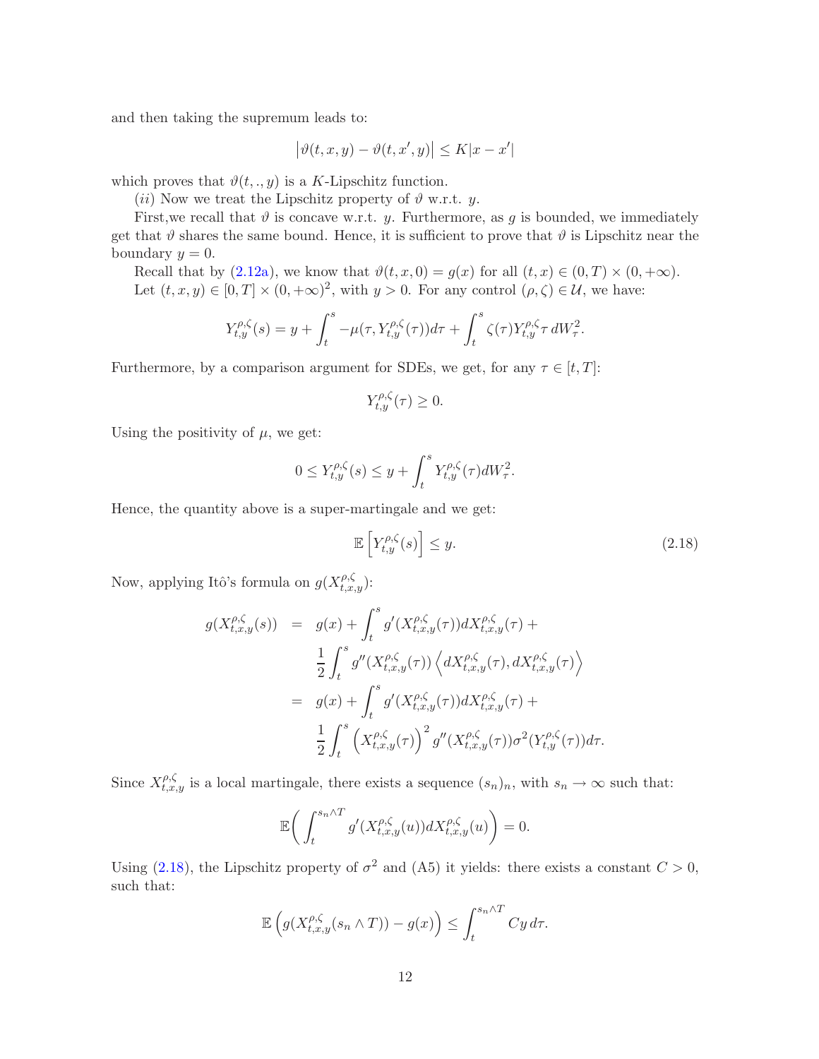and then taking the supremum leads to:

$$\left|\vartheta(t,x,y) - \vartheta(t,x',y)\right| \leq K|x - x'|$$

which proves that $\vartheta(t,.,y)$ is a $K$-Lipschitz function.

($ii$) Now we treat the Lipschitz property of $\vartheta$ w.r.t. $y$.

First,we recall that $\vartheta$ is concave w.r.t. $y$. Furthermore, as $g$ is bounded, we immediately get that $\vartheta$ shares the same bound. Hence, it is sufficient to prove that $\vartheta$ is Lipschitz near the boundary $y = 0$.

Recall that by (2.12a), we know that $\vartheta(t,x,0) = g(x)$ for all $(t,x) \in (0,T) \times (0,+\infty)$.

Let $(t,x,y) \in [0,T] \times (0,+\infty)^2$, with $y > 0$. For any control $(\rho,\zeta) \in \mathcal{U}$, we have:

$$Y^{\rho,\zeta}_{t,y}(s) = y + \int_t^s -\mu(\tau, Y^{\rho,\zeta}_{t,y}(\tau))d\tau + \int_t^s \zeta(\tau) Y^{\rho,\zeta}_{t,y}\tau \, dW^2_\tau.$$

Furthermore, by a comparison argument for SDEs, we get, for any $\tau \in [t,T]$:

$$Y^{\rho,\zeta}_{t,y}(\tau) \geq 0.$$

Using the positivity of $\mu$, we get:

$$0 \leq Y^{\rho,\zeta}_{t,y}(s) \leq y + \int_t^s Y^{\rho,\zeta}_{t,y}(\tau) dW^2_\tau.$$

Hence, the quantity above is a super-martingale and we get:

$$\mathbb{E}\left[Y^{\rho,\zeta}_{t,y}(s)\right] \leq y. \tag{2.18}$$

Now, applying Itô's formula on $g(X^{\rho,\zeta}_{t,x,y})$:

$$\begin{aligned}
g(X^{\rho,\zeta}_{t,x,y}(s)) &= g(x) + \int_t^s g'(X^{\rho,\zeta}_{t,x,y}(\tau)) dX^{\rho,\zeta}_{t,x,y}(\tau) + \\
&\quad \frac{1}{2}\int_t^s g''(X^{\rho,\zeta}_{t,x,y}(\tau)) \left\langle dX^{\rho,\zeta}_{t,x,y}(\tau), dX^{\rho,\zeta}_{t,x,y}(\tau)\right\rangle \\
&= g(x) + \int_t^s g'(X^{\rho,\zeta}_{t,x,y}(\tau)) dX^{\rho,\zeta}_{t,x,y}(\tau) + \\
&\quad \frac{1}{2}\int_t^s \left(X^{\rho,\zeta}_{t,x,y}(\tau)\right)^2 g''(X^{\rho,\zeta}_{t,x,y}(\tau)) \sigma^2(Y^{\rho,\zeta}_{t,y}(\tau)) d\tau.
\end{aligned}$$

Since $X^{\rho,\zeta}_{t,x,y}$ is a local martingale, there exists a sequence $(s_n)_n$, with $s_n \to \infty$ such that:

$$\mathbb{E}\bigg(\int_t^{s_n \wedge T} g'(X^{\rho,\zeta}_{t,x,y}(u)) dX^{\rho,\zeta}_{t,x,y}(u)\bigg) = 0.$$

Using (2.18), the Lipschitz property of $\sigma^2$ and (A5) it yields: there exists a constant $C > 0$, such that:

$$\mathbb{E}\left(g(X^{\rho,\zeta}_{t,x,y}(s_n \wedge T)) - g(x)\right) \leq \int_t^{s_n \wedge T} Cy \, d\tau.$$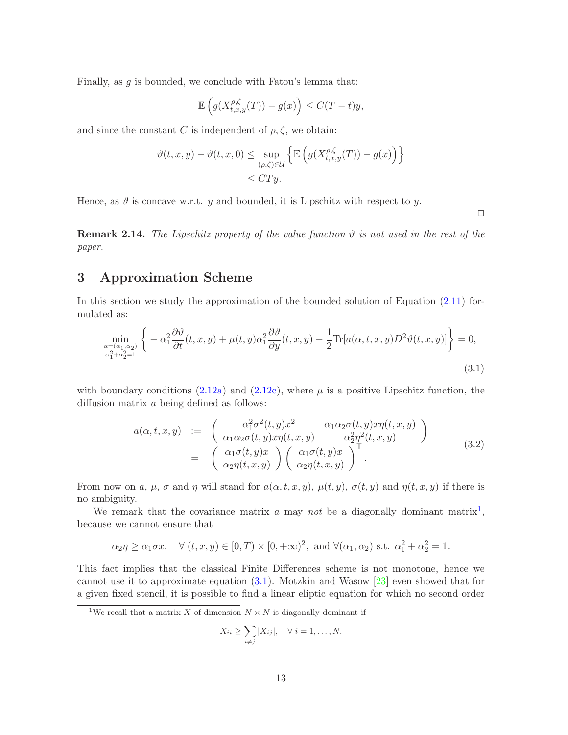Finally, as $g$ is bounded, we conclude with Fatou's lemma that:

$$\mathbb{E}\left(g(X^{\rho,\zeta}_{t,x,y}(T)) - g(x)\right) \leq C(T-t)y,$$

and since the constant $C$ is independent of $\rho, \zeta$, we obtain:

$$\begin{aligned}
\vartheta(t,x,y) - \vartheta(t,x,0) &\leq \sup_{(\rho,\zeta)\in\mathcal{U}} \left\{\mathbb{E}\left(g(X^{\rho,\zeta}_{t,x,y}(T)) - g(x)\right)\right\} \\
&\leq CTy.
\end{aligned}$$

Hence, as $\vartheta$ is concave w.r.t. $y$ and bounded, it is Lipschitz with respect to $y$.

□

**Remark 2.14.** *The Lipschitz property of the value function $\vartheta$ is not used in the rest of the paper.*

# 3 Approximation Scheme

In this section we study the approximation of the bounded solution of Equation (2.11) formulated as:

$$\min_{\substack{\alpha=(\alpha_1,\alpha_2)\\ \alpha_1^2+\alpha_2^2=1}} \left\{ -\alpha_1^2 \frac{\partial \vartheta}{\partial t}(t,x,y) + \mu(t,y)\alpha_1^2 \frac{\partial \vartheta}{\partial y}(t,x,y) - \frac{1}{2}\mathrm{Tr}[a(\alpha,t,x,y)D^2\vartheta(t,x,y)]\right\} = 0, \tag{3.1}$$

with boundary conditions (2.12a) and (2.12c), where $\mu$ is a positive Lipschitz function, the diffusion matrix $a$ being defined as follows:

$$\begin{aligned}
a(\alpha,t,x,y) &:= \begin{pmatrix} \alpha_1^2\sigma^2(t,y)x^2 & \alpha_1\alpha_2\sigma(t,y)x\eta(t,x,y) \\ \alpha_1\alpha_2\sigma(t,y)x\eta(t,x,y) & \alpha_2^2\eta^2(t,x,y)\end{pmatrix} \\
&= \begin{pmatrix} \alpha_1\sigma(t,y)x \\ \alpha_2\eta(t,x,y)\end{pmatrix}\begin{pmatrix} \alpha_1\sigma(t,y)x \\ \alpha_2\eta(t,x,y)\end{pmatrix}^{\mathsf{T}}.
\end{aligned} \tag{3.2}$$

From now on $a$, $\mu$, $\sigma$ and $\eta$ will stand for $a(\alpha,t,x,y)$, $\mu(t,y)$, $\sigma(t,y)$ and $\eta(t,x,y)$ if there is no ambiguity.

We remark that the covariance matrix $a$ may *not* be a diagonally dominant matrix[1], because we cannot ensure that

$$\alpha_2\eta \geq \alpha_1\sigma x, \quad \forall\, (t,x,y) \in [0,T)\times[0,+\infty)^2, \text{ and } \forall(\alpha_1,\alpha_2) \text{ s.t. } \alpha_1^2+\alpha_2^2=1.$$

This fact implies that the classical Finite Differences scheme is not monotone, hence we cannot use it to approximate equation (3.1). Motzkin and Wasow [23] even showed that for a given fixed stencil, it is possible to find a linear eliptic equation for which no second order

[1] We recall that a matrix $X$ of dimension $N\times N$ is diagonally dominant if

$$X_{ii} \geq \sum_{i\neq j}|X_{ij}|, \quad \forall\, i=1,\ldots,N.$$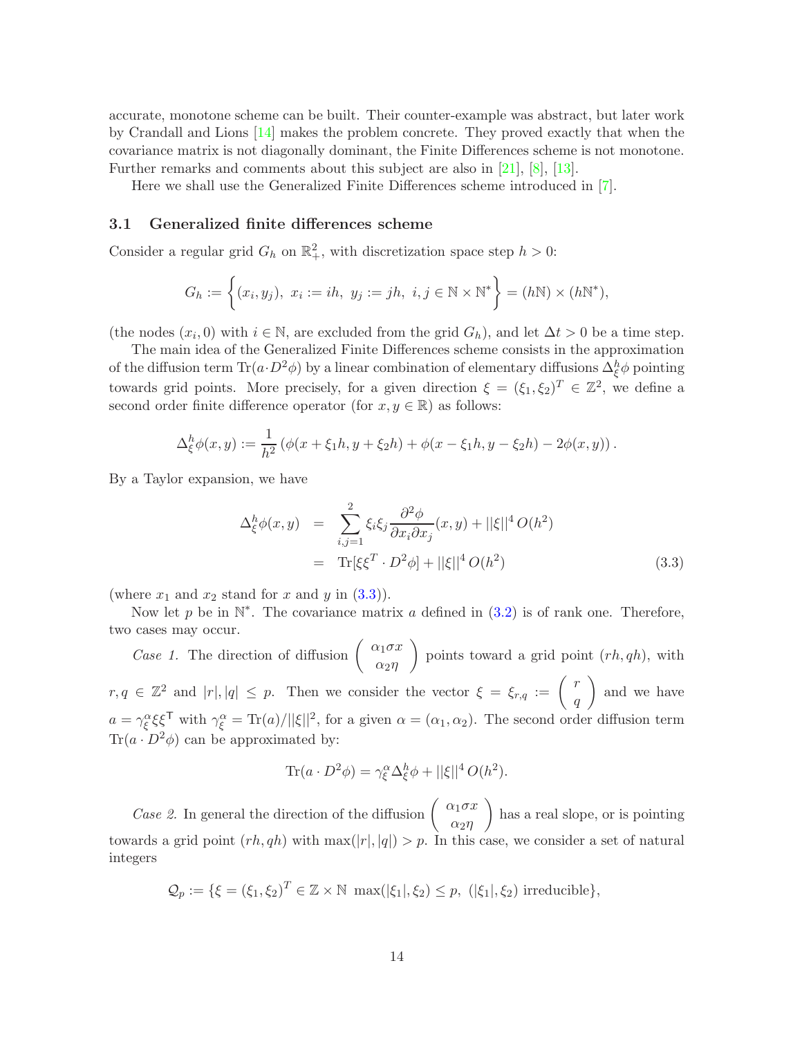accurate, monotone scheme can be built. Their counter-example was abstract, but later work by Crandall and Lions [14] makes the problem concrete. They proved exactly that when the covariance matrix is not diagonally dominant, the Finite Differences scheme is not monotone. Further remarks and comments about this subject are also in [21], [8], [13].

Here we shall use the Generalized Finite Differences scheme introduced in [7].

### 3.1 Generalized finite differences scheme

Consider a regular grid $G_h$ on $\mathbb{R}^2_+$, with discretization space step $h > 0$:

$$G_h := \left\{ (x_i, y_j),\ x_i := ih,\ y_j := jh,\ i, j \in \mathbb{N} \times \mathbb{N}^* \right\} = (h\mathbb{N}) \times (h\mathbb{N}^*),$$

(the nodes $(x_i, 0)$ with $i \in \mathbb{N}$, are excluded from the grid $G_h$), and let $\Delta t > 0$ be a time step.

The main idea of the Generalized Finite Differences scheme consists in the approximation of the diffusion term $\mathrm{Tr}(a \cdot D^2\phi)$ by a linear combination of elementary diffusions $\Delta^h_\xi \phi$ pointing towards grid points. More precisely, for a given direction $\xi = (\xi_1, \xi_2)^T \in \mathbb{Z}^2$, we define a second order finite difference operator (for $x, y \in \mathbb{R}$) as follows:

$$\Delta^h_\xi \phi(x, y) := \frac{1}{h^2} \left( \phi(x + \xi_1 h, y + \xi_2 h) + \phi(x - \xi_1 h, y - \xi_2 h) - 2\phi(x, y) \right).$$

By a Taylor expansion, we have

$$\begin{aligned} \Delta^h_\xi \phi(x, y) &= \sum_{i,j=1}^{2} \xi_i \xi_j \frac{\partial^2 \phi}{\partial x_i \partial x_j}(x, y) + ||\xi||^4 O(h^2) \\ &= \mathrm{Tr}[\xi \xi^T \cdot D^2 \phi] + ||\xi||^4 O(h^2) \end{aligned} \tag{3.3}$$

(where $x_1$ and $x_2$ stand for $x$ and $y$ in (3.3)).

Now let $p$ be in $\mathbb{N}^*$. The covariance matrix $a$ defined in (3.2) is of rank one. Therefore, two cases may occur.

*Case 1.* The direction of diffusion $\begin{pmatrix} \alpha_1 \sigma x \\ \alpha_2 \eta \end{pmatrix}$ points toward a grid point $(rh, qh)$, with $r, q \in \mathbb{Z}^2$ and $|r|, |q| \leq p$. Then we consider the vector $\xi = \xi_{r,q} := \begin{pmatrix} r \\ q \end{pmatrix}$ and we have $a = \gamma^\alpha_\xi \xi \xi^{\mathsf{T}}$ with $\gamma^\alpha_\xi = \mathrm{Tr}(a)/||\xi||^2$, for a given $\alpha = (\alpha_1, \alpha_2)$. The second order diffusion term $\mathrm{Tr}(a \cdot D^2\phi)$ can be approximated by:

$$\mathrm{Tr}(a \cdot D^2 \phi) = \gamma^\alpha_\xi \Delta^h_\xi \phi + ||\xi||^4 O(h^2).$$

*Case 2.* In general the direction of the diffusion $\begin{pmatrix} \alpha_1 \sigma x \\ \alpha_2 \eta \end{pmatrix}$ has a real slope, or is pointing towards a grid point $(rh, qh)$ with $\max(|r|, |q|) > p$. In this case, we consider a set of natural integers

$$\mathcal{Q}_p := \{ \xi = (\xi_1, \xi_2)^T \in \mathbb{Z} \times \mathbb{N} \ \max(|\xi_1|, \xi_2) \leq p,\ (|\xi_1|, \xi_2) \text{ irreducible} \},$$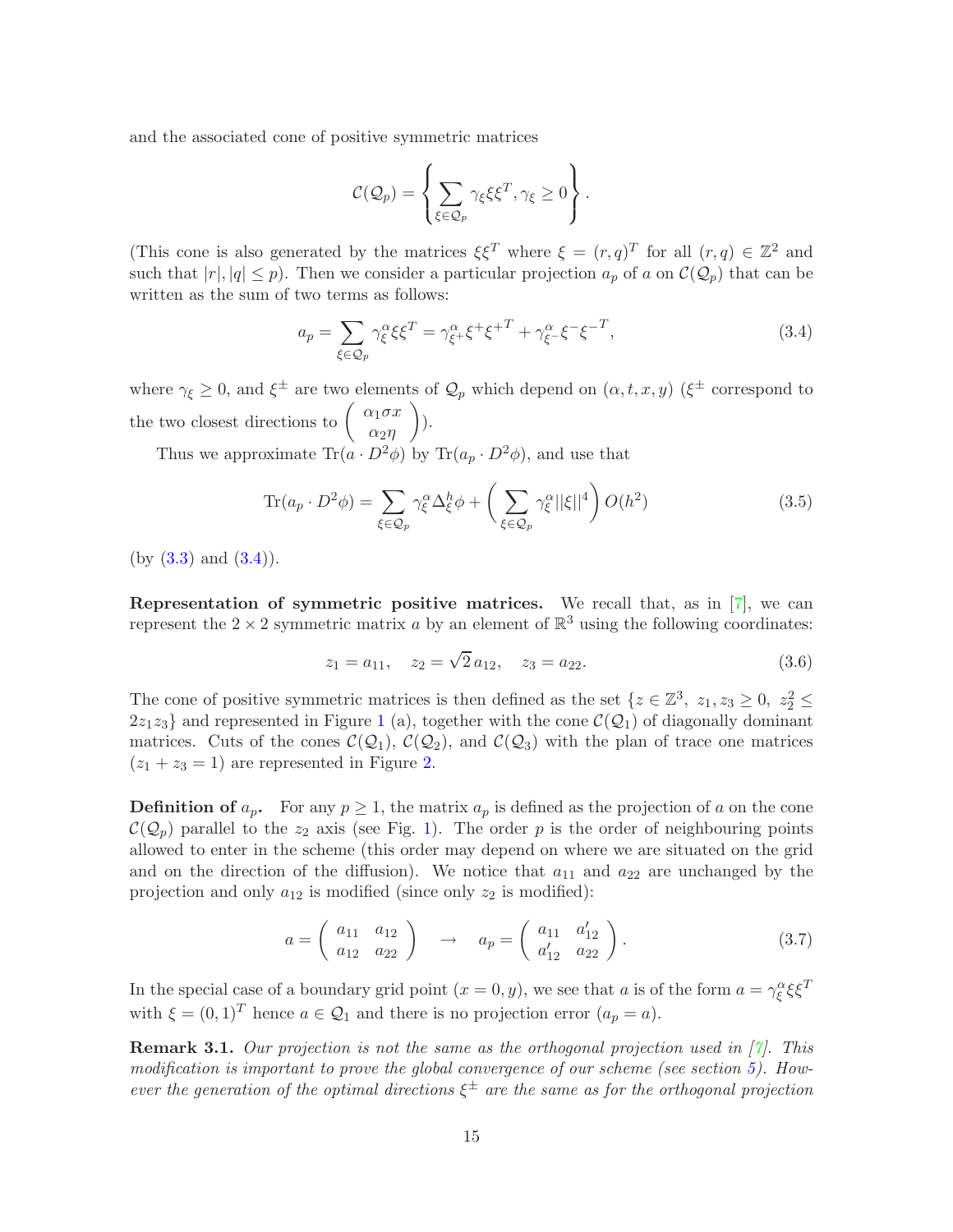and the associated cone of positive symmetric matrices

$$\mathcal{C}(\mathcal{Q}_p) = \left\{ \sum_{\xi \in \mathcal{Q}_p} \gamma_\xi \xi \xi^T, \gamma_\xi \geq 0 \right\}.$$

(This cone is also generated by the matrices $\xi\xi^T$ where $\xi = (r,q)^T$ for all $(r,q) \in \mathbb{Z}^2$ and such that $|r|, |q| \leq p$). Then we consider a particular projection $a_p$ of $a$ on $\mathcal{C}(\mathcal{Q}_p)$ that can be written as the sum of two terms as follows:

$$a_p = \sum_{\xi \in \mathcal{Q}_p} \gamma_\xi^\alpha \xi \xi^T = \gamma_{\xi^+}^\alpha \xi^+ {\xi^+}^T + \gamma_{\xi^-}^\alpha \xi^- {\xi^-}^T, \tag{3.4}$$

where $\gamma_\xi \geq 0$, and $\xi^\pm$ are two elements of $\mathcal{Q}_p$ which depend on $(\alpha, t, x, y)$ ($\xi^\pm$ correspond to the two closest directions to $\begin{pmatrix} \alpha_1 \sigma x \\ \alpha_2 \eta \end{pmatrix}$).

Thus we approximate $\mathrm{Tr}(a \cdot D^2\phi)$ by $\mathrm{Tr}(a_p \cdot D^2\phi)$, and use that

$$\mathrm{Tr}(a_p \cdot D^2\phi) = \sum_{\xi \in \mathcal{Q}_p} \gamma_\xi^\alpha \Delta_\xi^h \phi + \left( \sum_{\xi \in \mathcal{Q}_p} \gamma_\xi^\alpha ||\xi||^4 \right) O(h^2) \tag{3.5}$$

(by (3.3) and (3.4)).

**Representation of symmetric positive matrices.** We recall that, as in [7], we can represent the $2 \times 2$ symmetric matrix $a$ by an element of $\mathbb{R}^3$ using the following coordinates:

$$z_1 = a_{11}, \quad z_2 = \sqrt{2}\, a_{12}, \quad z_3 = a_{22}. \tag{3.6}$$

The cone of positive symmetric matrices is then defined as the set $\{z \in \mathbb{Z}^3,\ z_1, z_3 \geq 0,\ z_2^2 \leq 2z_1 z_3\}$ and represented in Figure 1 (a), together with the cone $\mathcal{C}(\mathcal{Q}_1)$ of diagonally dominant matrices. Cuts of the cones $\mathcal{C}(\mathcal{Q}_1)$, $\mathcal{C}(\mathcal{Q}_2)$, and $\mathcal{C}(\mathcal{Q}_3)$ with the plan of trace one matrices ($z_1 + z_3 = 1$) are represented in Figure 2.

**Definition of $a_p$.** For any $p \geq 1$, the matrix $a_p$ is defined as the projection of $a$ on the cone $\mathcal{C}(\mathcal{Q}_p)$ parallel to the $z_2$ axis (see Fig. 1). The order $p$ is the order of neighbouring points allowed to enter in the scheme (this order may depend on where we are situated on the grid and on the direction of the diffusion). We notice that $a_{11}$ and $a_{22}$ are unchanged by the projection and only $a_{12}$ is modified (since only $z_2$ is modified):

$$a = \begin{pmatrix} a_{11} & a_{12} \\ a_{12} & a_{22} \end{pmatrix} \quad \rightarrow \quad a_p = \begin{pmatrix} a_{11} & a'_{12} \\ a'_{12} & a_{22} \end{pmatrix}. \tag{3.7}$$

In the special case of a boundary grid point $(x = 0, y)$, we see that $a$ is of the form $a = \gamma_\xi^\alpha \xi \xi^T$ with $\xi = (0,1)^T$ hence $a \in \mathcal{Q}_1$ and there is no projection error ($a_p = a$).

**Remark 3.1.** *Our projection is not the same as the orthogonal projection used in [7]. This modification is important to prove the global convergence of our scheme (see section 5). However the generation of the optimal directions $\xi^\pm$ are the same as for the orthogonal projection*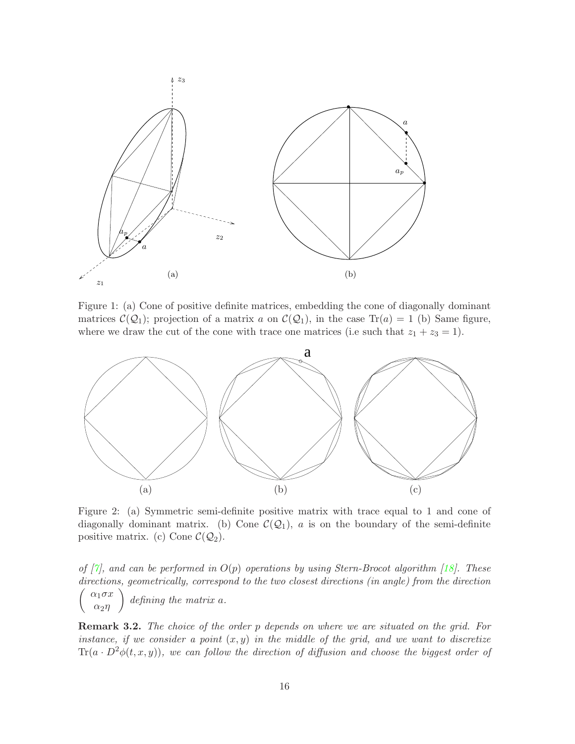Figure 1: (a) Cone of positive definite matrices, embedding the cone of diagonally dominant matrices $\mathcal{C}(\mathcal{Q}_1)$; projection of a matrix $a$ on $\mathcal{C}(\mathcal{Q}_1)$, in the case $\mathrm{Tr}(a) = 1$ (b) Same figure, where we draw the cut of the cone with trace one matrices (i.e such that $z_1 + z_3 = 1$).

Figure 2: (a) Symmetric semi-definite positive matrix with trace equal to 1 and cone of diagonally dominant matrix. (b) Cone $\mathcal{C}(\mathcal{Q}_1)$, $a$ is on the boundary of the semi-definite positive matrix. (c) Cone $\mathcal{C}(\mathcal{Q}_2)$.

*of [7], and can be performed in $O(p)$ operations by using Stern-Brocot algorithm [18]. These directions, geometrically, correspond to the two closest directions (in angle) from the direction* $\begin{pmatrix} \alpha_1 \sigma x \\ \alpha_2 \eta \end{pmatrix}$ *defining the matrix $a$.*

**Remark 3.2.** *The choice of the order $p$ depends on where we are situated on the grid. For instance, if we consider a point $(x, y)$ in the middle of the grid, and we want to discretize $\mathrm{Tr}(a \cdot D^2\phi(t, x, y))$, we can follow the direction of diffusion and choose the biggest order of*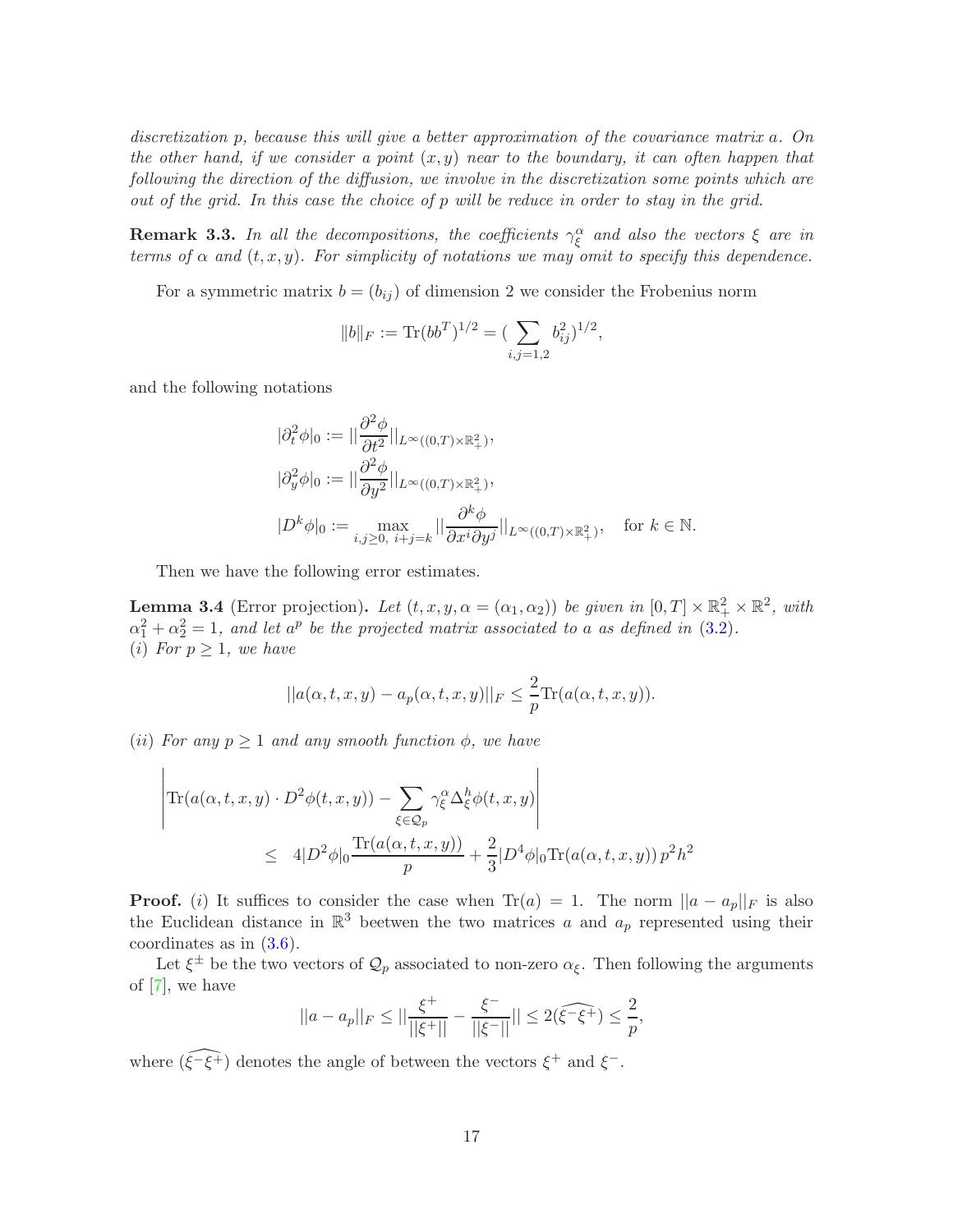*discretization p, because this will give a better approximation of the covariance matrix a. On the other hand, if we consider a point $(x, y)$ near to the boundary, it can often happen that following the direction of the diffusion, we involve in the discretization some points which are out of the grid. In this case the choice of p will be reduce in order to stay in the grid.*

**Remark 3.3.** *In all the decompositions, the coefficients $\gamma_\xi^\alpha$ and also the vectors $\xi$ are in terms of $\alpha$ and $(t, x, y)$. For simplicity of notations we may omit to specify this dependence.*

For a symmetric matrix $b = (b_{ij})$ of dimension 2 we consider the Frobenius norm

$$\|b\|_F := \text{Tr}(bb^T)^{1/2} = (\sum_{i,j=1,2} b_{ij}^2)^{1/2},$$

and the following notations

$$|\partial_t^2 \phi|_0 := ||\frac{\partial^2 \phi}{\partial t^2}||_{L^\infty((0,T)\times\mathbb{R}_+^2)},$$

$$|\partial_y^2 \phi|_0 := ||\frac{\partial^2 \phi}{\partial y^2}||_{L^\infty((0,T)\times\mathbb{R}_+^2)},$$

$$|D^k \phi|_0 := \max_{i,j\geq 0,\ i+j=k} ||\frac{\partial^k \phi}{\partial x^i \partial y^j}||_{L^\infty((0,T)\times\mathbb{R}_+^2)}, \quad \text{for } k \in \mathbb{N}.$$

Then we have the following error estimates.

**Lemma 3.4** (Error projection)**.** *Let $(t, x, y, \alpha = (\alpha_1, \alpha_2))$ be given in $[0, T] \times \mathbb{R}_+^2 \times \mathbb{R}^2$, with $\alpha_1^2 + \alpha_2^2 = 1$, and let $a^p$ be the projected matrix associated to $a$ as defined in (3.2).*
*(i) For $p \geq 1$, we have*

$$||a(\alpha, t, x, y) - a_p(\alpha, t, x, y)||_F \leq \frac{2}{p}\text{Tr}(a(\alpha, t, x, y)).$$

*(ii) For any $p \geq 1$ and any smooth function $\phi$, we have*

$$\left|\text{Tr}(a(\alpha, t, x, y) \cdot D^2\phi(t, x, y)) - \sum_{\xi \in \mathcal{Q}_p} \gamma_\xi^\alpha \Delta_\xi^h \phi(t, x, y)\right|$$
$$\leq \quad 4|D^2\phi|_0 \frac{\text{Tr}(a(\alpha, t, x, y))}{p} + \frac{2}{3}|D^4\phi|_0 \text{Tr}(a(\alpha, t, x, y))\, p^2 h^2$$

**Proof.** *(i)* It suffices to consider the case when $\text{Tr}(a) = 1$. The norm $||a - a_p||_F$ is also the Euclidean distance in $\mathbb{R}^3$ beetwen the two matrices $a$ and $a_p$ represented using their coordinates as in (3.6).

Let $\xi^\pm$ be the two vectors of $\mathcal{Q}_p$ associated to non-zero $\alpha_\xi$. Then following the arguments of [7], we have

$$||a - a_p||_F \leq ||\frac{\xi^+}{||\xi^+||} - \frac{\xi^-}{||\xi^-||}|| \leq 2(\widehat{\xi^- \xi^+}) \leq \frac{2}{p},$$

where $(\widehat{\xi^- \xi^+})$ denotes the angle of between the vectors $\xi^+$ and $\xi^-$.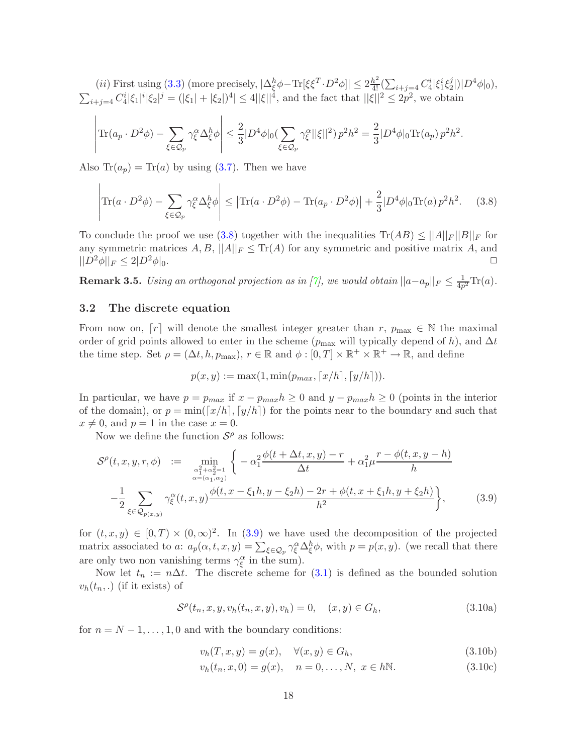$(ii)$ First using (3.3) (more precisely, $|\Delta^h_\xi \phi - \mathrm{Tr}[\xi\xi^T \cdot D^2\phi]| \le 2\frac{h^2}{4!}(\sum_{i+j=4} C_4^i |\xi_1^i \xi_2^j|)|D^4\phi|_0$), $\sum_{i+j=4} C_4^i |\xi_1|^i |\xi_2|^j = (|\xi_1| + |\xi_2|)^4 \le 4||\xi||^4$, and the fact that $||\xi||^2 \le 2p^2$, we obtain

$$\left| \mathrm{Tr}(a_p \cdot D^2\phi) - \sum_{\xi \in \mathcal{Q}_p} \gamma^\alpha_\xi \Delta^h_\xi \phi \right| \le \frac{2}{3}|D^4\phi|_0 (\sum_{\xi \in \mathcal{Q}_p} \gamma^\alpha_\xi ||\xi||^2)\, p^2 h^2 = \frac{2}{3}|D^4\phi|_0 \mathrm{Tr}(a_p)\, p^2 h^2.$$

Also $\mathrm{Tr}(a_p) = \mathrm{Tr}(a)$ by using (3.7). Then we have

$$\left| \mathrm{Tr}(a \cdot D^2\phi) - \sum_{\xi \in \mathcal{Q}_p} \gamma^\alpha_\xi \Delta^h_\xi \phi \right| \le \left| \mathrm{Tr}(a \cdot D^2\phi) - \mathrm{Tr}(a_p \cdot D^2\phi) \right| + \frac{2}{3}|D^4\phi|_0 \mathrm{Tr}(a)\, p^2 h^2. \tag{3.8}$$

To conclude the proof we use (3.8) together with the inequalities $\mathrm{Tr}(AB) \le ||A||_F ||B||_F$ for any symmetric matrices $A, B$, $||A||_F \le \mathrm{Tr}(A)$ for any symmetric and positive matrix $A$, and $||D^2\phi||_F \le 2|D^2\phi|_0$. □

**Remark 3.5.** *Using an orthogonal projection as in [7], we would obtain* $||a - a_p||_F \le \frac{1}{4p^2}\mathrm{Tr}(a)$.

### 3.2 The discrete equation

From now on, $\lceil r \rceil$ will denote the smallest integer greater than $r$, $p_{\max} \in \mathbb{N}$ the maximal order of grid points allowed to enter in the scheme ($p_{\max}$ will typically depend of $h$), and $\Delta t$ the time step. Set $\rho = (\Delta t, h, p_{\max})$, $r \in \mathbb{R}$ and $\phi : [0, T] \times \mathbb{R}^+ \times \mathbb{R}^+ \to \mathbb{R}$, and define

$$p(x, y) := \max(1, \min(p_{max}, \lceil x/h \rceil, \lceil y/h \rceil)).$$

In particular, we have $p = p_{max}$ if $x - p_{max}h \ge 0$ and $y - p_{max}h \ge 0$ (points in the interior of the domain), or $p = \min(\lceil x/h \rceil, \lceil y/h \rceil)$ for the points near to the boundary and such that $x \ne 0$, and $p = 1$ in the case $x = 0$.

Now we define the function $\mathcal{S}^\rho$ as follows:

$$\begin{aligned} \mathcal{S}^\rho(t, x, y, r, \phi) \;\; := \;\; & \min_{\substack{\alpha_1^2+\alpha_2^2=1 \\ \alpha=(\alpha_1,\alpha_2)}} \Big\{ -\alpha_1^2 \frac{\phi(t+\Delta t, x, y) - r}{\Delta t} + \alpha_1^2 \mu \frac{r - \phi(t, x, y-h)}{h} \\ & -\frac{1}{2} \sum_{\xi \in \mathcal{Q}_{p(x,y)}} \gamma^\alpha_\xi(t, x, y) \frac{\phi(t, x - \xi_1 h, y - \xi_2 h) - 2r + \phi(t, x + \xi_1 h, y + \xi_2 h)}{h^2} \Big\}, \end{aligned} \tag{3.9}$$

for $(t, x, y) \in [0, T) \times (0, \infty)^2$. In (3.9) we have used the decomposition of the projected matrix associated to $a$: $a_p(\alpha, t, x, y) = \sum_{\xi \in \mathcal{Q}_p} \gamma^\alpha_\xi \Delta^h_\xi \phi$, with $p = p(x, y)$. (we recall that there are only two non vanishing terms $\gamma^\alpha_\xi$ in the sum).

Now let $t_n := n\Delta t$. The discrete scheme for (3.1) is defined as the bounded solution $v_h(t_n, .)$ (if it exists) of

$$\mathcal{S}^\rho(t_n, x, y, v_h(t_n, x, y), v_h) = 0, \quad (x, y) \in G_h, \tag{3.10a}$$

for $n = N-1, \ldots, 1, 0$ and with the boundary conditions:

$$v_h(T, x, y) = g(x), \quad \forall (x, y) \in G_h, \tag{3.10b}$$

$$v_h(t_n, x, 0) = g(x), \quad n = 0, \ldots, N, \; x \in h\mathbb{N}. \tag{3.10c}$$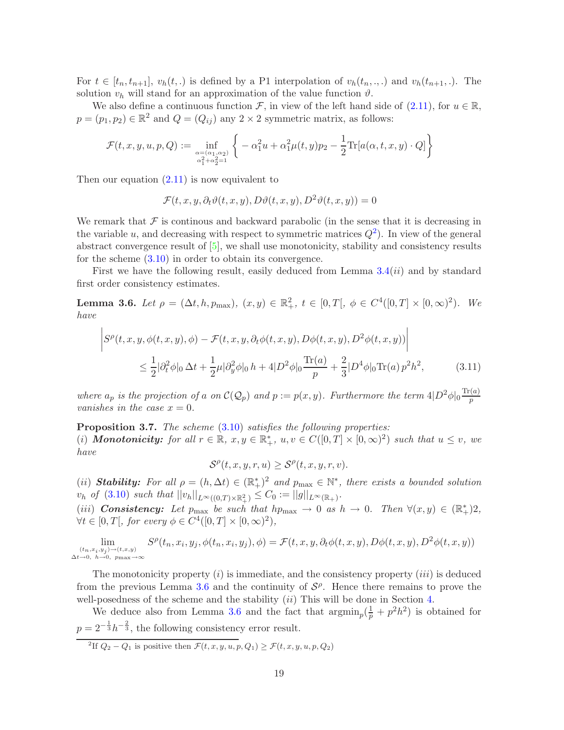For $t \in [t_n, t_{n+1}]$, $v_h(t,.)$ is defined by a P1 interpolation of $v_h(t_n,.,.)$ and $v_h(t_{n+1},.)$. The solution $v_h$ will stand for an approximation of the value function $\vartheta$.

We also define a continuous function $\mathcal{F}$, in view of the left hand side of (2.11), for $u \in \mathbb{R}$, $p = (p_1, p_2) \in \mathbb{R}^2$ and $Q = (Q_{ij})$ any $2 \times 2$ symmetric matrix, as follows:

$$
\mathcal{F}(t,x,y,u,p,Q) := \inf_{\substack{\alpha=(\alpha_1,\alpha_2)\\ \alpha_1^2+\alpha_2^2=1}} \left\{ -\alpha_1^2 u + \alpha_1^2 \mu(t,y) p_2 - \frac{1}{2}\mathrm{Tr}[a(\alpha,t,x,y)\cdot Q] \right\}
$$

Then our equation (2.11) is now equivalent to

$$
\mathcal{F}(t,x,y,\partial_t\vartheta(t,x,y), D\vartheta(t,x,y), D^2\vartheta(t,x,y)) = 0
$$

We remark that $\mathcal{F}$ is continous and backward parabolic (in the sense that it is decreasing in the variable $u$, and decreasing with respect to symmetric matrices $Q$[2]). In view of the general abstract convergence result of [5], we shall use monotonicity, stability and consistency results for the scheme (3.10) in order to obtain its convergence.

First we have the following result, easily deduced from Lemma 3.4(*ii*) and by standard first order consistency estimates.

**Lemma 3.6.** *Let $\rho = (\Delta t, h, p_{\max})$, $(x,y) \in \mathbb{R}_+^2$, $t \in [0,T[$, $\phi \in C^4([0,T] \times [0,\infty)^2)$. We have*

$$
\left| S^\rho(t,x,y,\phi(t,x,y),\phi) - \mathcal{F}(t,x,y,\partial_t\phi(t,x,y), D\phi(t,x,y), D^2\phi(t,x,y)) \right|
$$
$$
\leq \frac{1}{2}|\partial_t^2\phi|_0\,\Delta t + \frac{1}{2}\mu|\partial_y^2\phi|_0\,h + 4|D^2\phi|_0\frac{\mathrm{Tr}(a)}{p} + \frac{2}{3}|D^4\phi|_0 \mathrm{Tr}(a)\,p^2h^2, \qquad (3.11)
$$

*where $a_p$ is the projection of $a$ on $\mathcal{C}(\mathcal{Q}_p)$ and $p := p(x,y)$. Furthermore the term $4|D^2\phi|_0\frac{\mathrm{Tr}(a)}{p}$ vanishes in the case $x = 0$.*

**Proposition 3.7.** *The scheme (3.10) satisfies the following properties:*
(*i*) ***Monotonicity:*** *for all $r \in \mathbb{R}$, $x, y \in \mathbb{R}_+^*$, $u, v \in C([0,T] \times [0,\infty)^2)$ such that $u \leq v$, we have*

$$
\mathcal{S}^\rho(t,x,y,r,u) \geq \mathcal{S}^\rho(t,x,y,r,v).
$$

(*ii*) ***Stability:*** *For all $\rho = (h, \Delta t) \in (\mathbb{R}_+^*)^2$ and $p_{\max} \in \mathbb{N}^*$, there exists a bounded solution $v_h$ of (3.10) such that $||v_h||_{L^\infty((0,T)\times\mathbb{R}_+^2)} \leq C_0 := ||g||_{L^\infty(\mathbb{R}_+)}$.*
(*iii*) ***Consistency:*** *Let $p_{\max}$ be such that $hp_{\max} \to 0$ as $h \to 0$. Then $\forall (x,y) \in (\mathbb{R}_+^*)2$, $\forall t \in [0,T[$, for every $\phi \in C^4([0,T] \times [0,\infty)^2)$,*

$$
\lim_{\substack{(t_n,x_i,y_j)\to(t,x,y)\\ \Delta t\to 0,\ h\to 0,\ p_{\max}\to\infty}} S^\rho(t_n,x_i,y_j,\phi(t_n,x_i,y_j),\phi) = \mathcal{F}(t,x,y,\partial_t\phi(t,x,y), D\phi(t,x,y), D^2\phi(t,x,y))
$$

The monotonicity property (*i*) is immediate, and the consistency property (*iii*) is deduced from the previous Lemma 3.6 and the continuity of $\mathcal{S}^\rho$. Hence there remains to prove the well-posedness of the scheme and the stability (*ii*) This will be done in Section 4.

We deduce also from Lemma 3.6 and the fact that $\mathrm{argmin}_p(\frac{1}{p} + p^2h^2)$ is obtained for $p = 2^{-\frac{1}{3}}h^{-\frac{2}{3}}$, the following consistency error result.

[2] If $Q_2 - Q_1$ is positive then $\mathcal{F}(t,x,y,u,p,Q_1) \geq \mathcal{F}(t,x,y,u,p,Q_2)$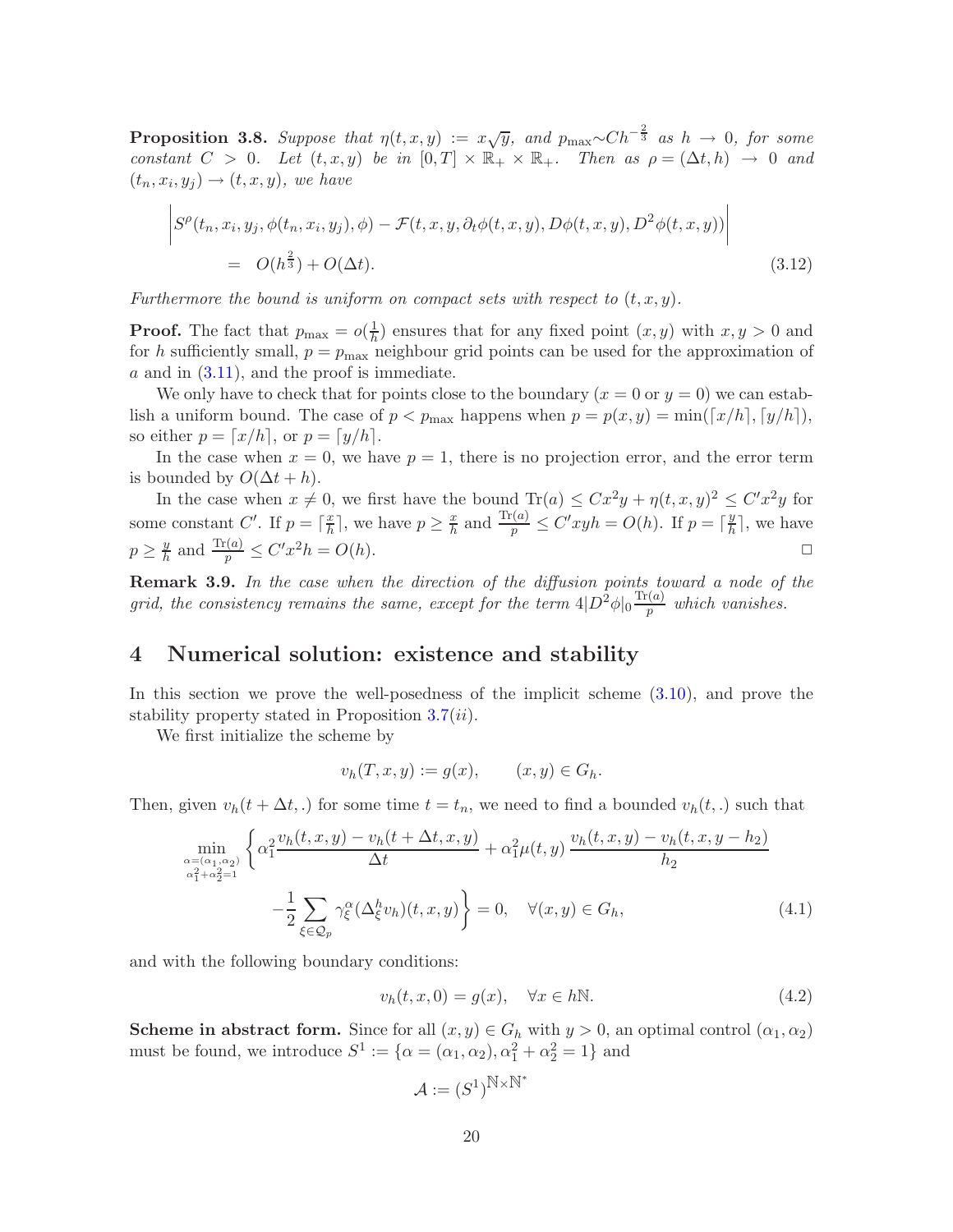**Proposition 3.8.** *Suppose that $\eta(t,x,y) := x\sqrt{y}$, and $p_{\max} \sim C h^{-\frac{2}{3}}$ as $h \to 0$, for some constant $C > 0$. Let $(t,x,y)$ be in $[0,T] \times \mathbb{R}_+ \times \mathbb{R}_+$. Then as $\rho = (\Delta t, h) \to 0$ and $(t_n, x_i, y_j) \to (t,x,y)$, we have*

$$
\begin{aligned}
&\left| S^\rho(t_n, x_i, y_j, \phi(t_n, x_i, y_j), \phi) - \mathcal{F}(t,x,y,\partial_t \phi(t,x,y), D\phi(t,x,y), D^2\phi(t,x,y)) \right| \\
&\quad = \; O(h^{\frac{2}{3}}) + O(\Delta t). \qquad (3.12)
\end{aligned}
$$

*Furthermore the bound is uniform on compact sets with respect to $(t,x,y)$.*

**Proof.** The fact that $p_{\max} = o(\frac{1}{h})$ ensures that for any fixed point $(x,y)$ with $x,y>0$ and for $h$ sufficiently small, $p = p_{\max}$ neighbour grid points can be used for the approximation of $a$ and in (3.11), and the proof is immediate.

We only have to check that for points close to the boundary ($x=0$ or $y=0$) we can establish a uniform bound. The case of $p < p_{\max}$ happens when $p = p(x,y) = \min(\lceil x/h \rceil, \lceil y/h \rceil)$, so either $p = \lceil x/h \rceil$, or $p = \lceil y/h \rceil$.

In the case when $x = 0$, we have $p = 1$, there is no projection error, and the error term is bounded by $O(\Delta t + h)$.

In the case when $x \neq 0$, we first have the bound $\mathrm{Tr}(a) \le C x^2 y + \eta(t,x,y)^2 \le C' x^2 y$ for some constant $C'$. If $p = \lceil \frac{x}{h} \rceil$, we have $p \ge \frac{x}{h}$ and $\frac{\mathrm{Tr}(a)}{p} \le C' x y h = O(h)$. If $p = \lceil \frac{y}{h} \rceil$, we have $p \ge \frac{y}{h}$ and $\frac{\mathrm{Tr}(a)}{p} \le C' x^2 h = O(h)$. □

**Remark 3.9.** *In the case when the direction of the diffusion points toward a node of the grid, the consistency remains the same, except for the term $4|D^2\phi|_0 \frac{\mathrm{Tr}(a)}{p}$ which vanishes.*

# 4 Numerical solution: existence and stability

In this section we prove the well-posedness of the implicit scheme (3.10), and prove the stability property stated in Proposition 3.7(*ii*).

We first initialize the scheme by

$$
v_h(T,x,y) := g(x), \qquad (x,y) \in G_h.
$$

Then, given $v_h(t+\Delta t, .)$ for some time $t = t_n$, we need to find a bounded $v_h(t,.)$ such that

$$
\begin{aligned}
\min_{\substack{\alpha=(\alpha_1,\alpha_2) \\ \alpha_1^2+\alpha_2^2=1}} \Bigg\{ & \alpha_1^2 \frac{v_h(t,x,y) - v_h(t+\Delta t, x, y)}{\Delta t} + \alpha_1^2 \mu(t,y) \frac{v_h(t,x,y) - v_h(t,x,y-h_2)}{h_2} \\
& - \frac{1}{2} \sum_{\xi \in \mathcal{Q}_p} \gamma_\xi^\alpha (\Delta_\xi^h v_h)(t,x,y) \Bigg\} = 0, \quad \forall (x,y) \in G_h, \qquad (4.1)
\end{aligned}
$$

and with the following boundary conditions:

$$
v_h(t,x,0) = g(x), \quad \forall x \in h\mathbb{N}. \qquad (4.2)
$$

**Scheme in abstract form.** Since for all $(x,y) \in G_h$ with $y > 0$, an optimal control $(\alpha_1, \alpha_2)$ must be found, we introduce $S^1 := \{\alpha = (\alpha_1, \alpha_2), \alpha_1^2 + \alpha_2^2 = 1\}$ and

$$
\mathcal{A} := (S^1)^{\mathbb{N} \times \mathbb{N}^*}
$$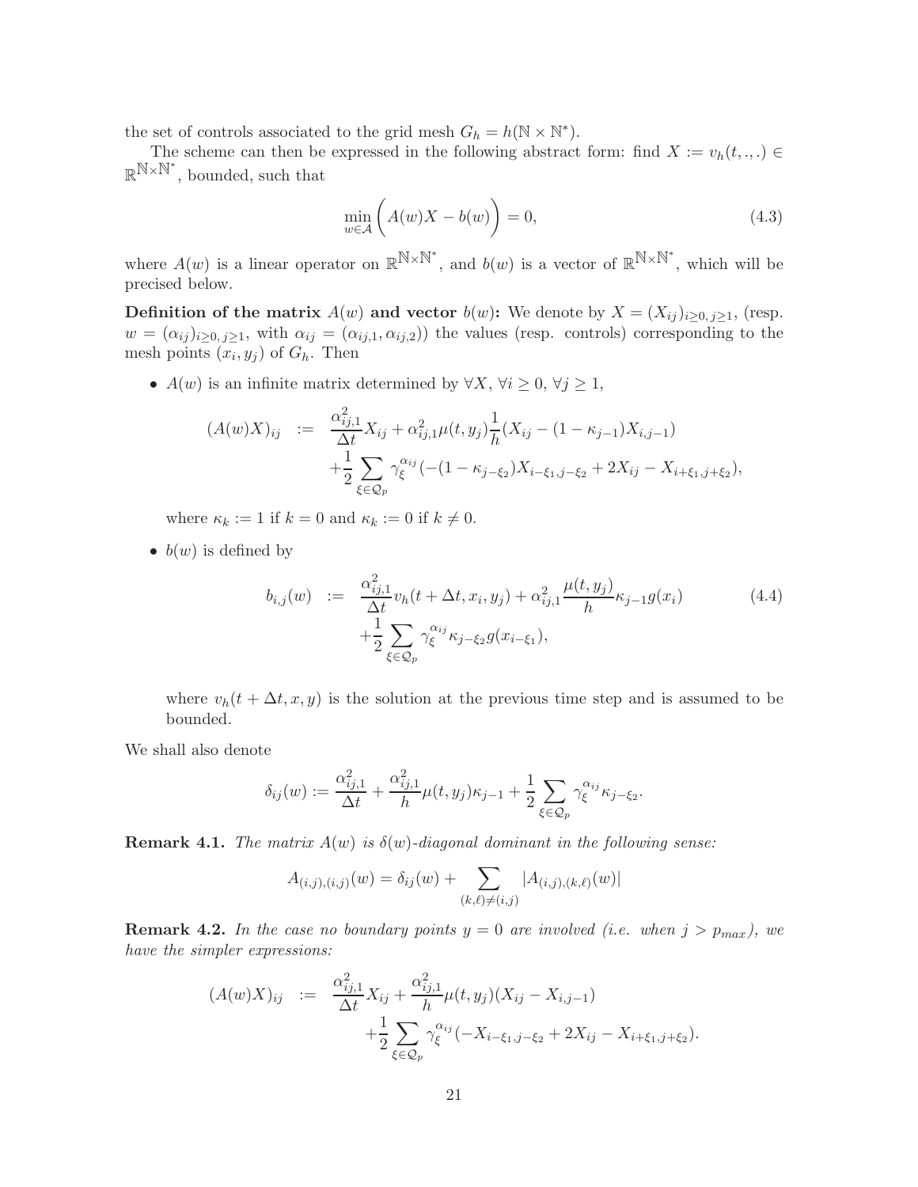the set of controls associated to the grid mesh $G_h = h(\mathbb{N} \times \mathbb{N}^*)$.

The scheme can then be expressed in the following abstract form: find $X := v_h(t,.,.) \in \mathbb{R}^{\mathbb{N}\times\mathbb{N}^*}$, bounded, such that

$$\min_{w\in\mathcal{A}} \bigg( A(w)X - b(w) \bigg) = 0, \tag{4.3}$$

where $A(w)$ is a linear operator on $\mathbb{R}^{\mathbb{N}\times\mathbb{N}^*}$, and $b(w)$ is a vector of $\mathbb{R}^{\mathbb{N}\times\mathbb{N}^*}$, which will be precised below.

**Definition of the matrix $A(w)$ and vector $b(w)$:** We denote by $X = (X_{ij})_{i\geq 0,\, j\geq 1}$, (resp. $w = (\alpha_{ij})_{i\geq 0,\, j\geq 1}$, with $\alpha_{ij} = (\alpha_{ij,1}, \alpha_{ij,2})$) the values (resp. controls) corresponding to the mesh points $(x_i, y_j)$ of $G_h$. Then

- $A(w)$ is an infinite matrix determined by $\forall X$, $\forall i \geq 0$, $\forall j \geq 1$,

$$\begin{aligned}
(A(w)X)_{ij} &:= \frac{\alpha_{ij,1}^2}{\Delta t} X_{ij} + \alpha_{ij,1}^2 \mu(t, y_j) \frac{1}{h}(X_{ij} - (1-\kappa_{j-1})X_{i,j-1}) \\
&\quad + \frac{1}{2}\sum_{\xi\in\mathcal{Q}_p} \gamma_\xi^{\alpha_{ij}} (-(1-\kappa_{j-\xi_2})X_{i-\xi_1,j-\xi_2} + 2X_{ij} - X_{i+\xi_1,j+\xi_2}),
\end{aligned}$$

  where $\kappa_k := 1$ if $k = 0$ and $\kappa_k := 0$ if $k \neq 0$.

- $b(w)$ is defined by

$$\begin{aligned}
b_{i,j}(w) &:= \frac{\alpha_{ij,1}^2}{\Delta t} v_h(t+\Delta t, x_i, y_j) + \alpha_{ij,1}^2 \frac{\mu(t,y_j)}{h} \kappa_{j-1} g(x_i) \\
&\quad + \frac{1}{2}\sum_{\xi\in\mathcal{Q}_p} \gamma_\xi^{\alpha_{ij}} \kappa_{j-\xi_2} g(x_{i-\xi_1}),
\end{aligned} \tag{4.4}$$

  where $v_h(t+\Delta t, x, y)$ is the solution at the previous time step and is assumed to be bounded.

We shall also denote

$$\delta_{ij}(w) := \frac{\alpha_{ij,1}^2}{\Delta t} + \frac{\alpha_{ij,1}^2}{h}\mu(t,y_j)\kappa_{j-1} + \frac{1}{2}\sum_{\xi\in\mathcal{Q}_p} \gamma_\xi^{\alpha_{ij}} \kappa_{j-\xi_2}.$$

**Remark 4.1.** *The matrix $A(w)$ is $\delta(w)$-diagonal dominant in the following sense:*

$$A_{(i,j),(i,j)}(w) = \delta_{ij}(w) + \sum_{(k,\ell)\neq(i,j)} |A_{(i,j),(k,\ell)}(w)|$$

**Remark 4.2.** *In the case no boundary points $y = 0$ are involved (i.e. when $j > p_{max}$), we have the simpler expressions:*

$$\begin{aligned}
(A(w)X)_{ij} &:= \frac{\alpha_{ij,1}^2}{\Delta t} X_{ij} + \frac{\alpha_{ij,1}^2}{h}\mu(t,y_j)(X_{ij} - X_{i,j-1}) \\
&\quad + \frac{1}{2}\sum_{\xi\in\mathcal{Q}_p} \gamma_\xi^{\alpha_{ij}} (-X_{i-\xi_1,j-\xi_2} + 2X_{ij} - X_{i+\xi_1,j+\xi_2}).
\end{aligned}$$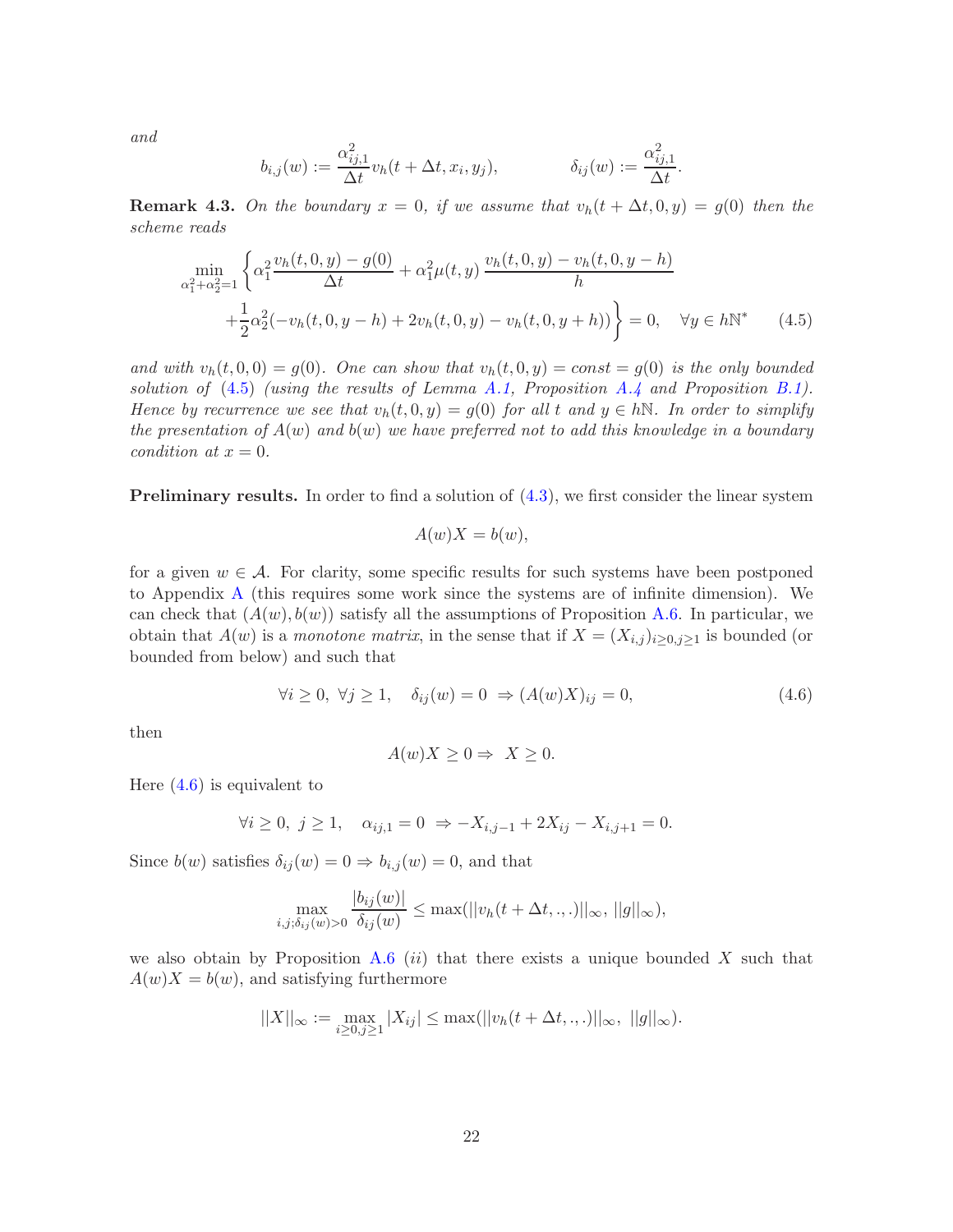*and*

$$b_{i,j}(w) := \frac{\alpha_{ij,1}^2}{\Delta t} v_h(t+\Delta t, x_i, y_j), \qquad\qquad \delta_{ij}(w) := \frac{\alpha_{ij,1}^2}{\Delta t}.$$

**Remark 4.3.** *On the boundary $x = 0$, if we assume that $v_h(t+\Delta t, 0, y) = g(0)$ then the scheme reads*

$$\min_{\alpha_1^2+\alpha_2^2=1} \left\{ \alpha_1^2 \frac{v_h(t,0,y) - g(0)}{\Delta t} + \alpha_1^2 \mu(t,y) \, \frac{v_h(t,0,y) - v_h(t,0,y-h)}{h} \right.$$
$$\left. + \frac{1}{2}\alpha_2^2(-v_h(t,0,y-h) + 2v_h(t,0,y) - v_h(t,0,y+h)) \right\} = 0, \quad \forall y \in h\mathbb{N}^* \qquad (4.5)$$

*and with $v_h(t,0,0) = g(0)$. One can show that $v_h(t,0,y) = const = g(0)$ is the only bounded solution of (4.5) (using the results of Lemma A.1, Proposition A.4 and Proposition B.1). Hence by recurrence we see that $v_h(t,0,y) = g(0)$ for all $t$ and $y \in h\mathbb{N}$. In order to simplify the presentation of $A(w)$ and $b(w)$ we have preferred not to add this knowledge in a boundary condition at $x = 0$.*

**Preliminary results.** In order to find a solution of (4.3), we first consider the linear system

$$A(w)X = b(w),$$

for a given $w \in \mathcal{A}$. For clarity, some specific results for such systems have been postponed to Appendix A (this requires some work since the systems are of infinite dimension). We can check that $(A(w), b(w))$ satisfy all the assumptions of Proposition A.6. In particular, we obtain that $A(w)$ is a *monotone matrix*, in the sense that if $X = (X_{i,j})_{i\geq 0, j\geq 1}$ is bounded (or bounded from below) and such that

$$\forall i \geq 0, \ \forall j \geq 1, \quad \delta_{ij}(w) = 0 \ \Rightarrow (A(w)X)_{ij} = 0, \qquad (4.6)$$

then

$$A(w)X \geq 0 \Rightarrow \ X \geq 0.$$

Here (4.6) is equivalent to

$$\forall i \geq 0, \ j \geq 1, \quad \alpha_{ij,1} = 0 \ \Rightarrow -X_{i,j-1} + 2X_{ij} - X_{i,j+1} = 0.$$

Since $b(w)$ satisfies $\delta_{ij}(w) = 0 \Rightarrow b_{i,j}(w) = 0$, and that

$$\max_{i,j; \delta_{ij}(w)>0} \frac{|b_{ij}(w)|}{\delta_{ij}(w)} \leq \max(||v_h(t+\Delta t, ., .)||_\infty, \, ||g||_\infty),$$

we also obtain by Proposition A.6 (*ii*) that there exists a unique bounded $X$ such that $A(w)X = b(w)$, and satisfying furthermore

$$||X||_\infty := \max_{i\geq 0, j\geq 1} |X_{ij}| \leq \max(||v_h(t+\Delta t, ., .)||_\infty, \ ||g||_\infty).$$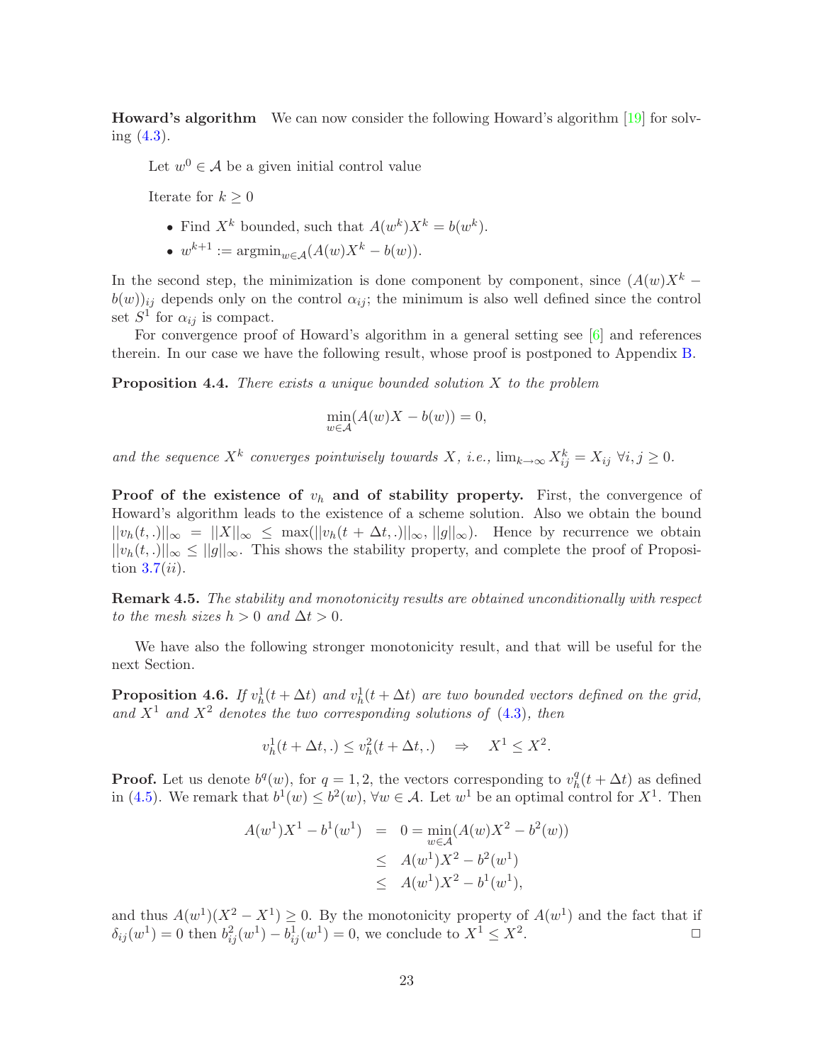**Howard's algorithm** We can now consider the following Howard's algorithm [19] for solving (4.3).

> Let $w^0 \in \mathcal{A}$ be a given initial control value
>
> Iterate for $k \geq 0$
>
> - Find $X^k$ bounded, such that $A(w^k)X^k = b(w^k)$.
> - $w^{k+1} := \text{argmin}_{w \in \mathcal{A}}(A(w)X^k - b(w))$.

In the second step, the minimization is done component by component, since $(A(w)X^k - b(w))_{ij}$ depends only on the control $\alpha_{ij}$; the minimum is also well defined since the control set $S^1$ for $\alpha_{ij}$ is compact.

For convergence proof of Howard's algorithm in a general setting see [6] and references therein. In our case we have the following result, whose proof is postponed to Appendix B.

**Proposition 4.4.** *There exists a unique bounded solution $X$ to the problem*

$$\min_{w \in \mathcal{A}}(A(w)X - b(w)) = 0,$$

*and the sequence $X^k$ converges pointwisely towards $X$, i.e., $\lim_{k\to\infty} X^k_{ij} = X_{ij}$ $\forall i, j \geq 0$.*

**Proof of the existence of $v_h$ and of stability property.** First, the convergence of Howard's algorithm leads to the existence of a scheme solution. Also we obtain the bound $||v_h(t,.)||_\infty = ||X||_\infty \leq \max(||v_h(t+\Delta t,.)||_\infty, ||g||_\infty)$. Hence by recurrence we obtain $||v_h(t,.)||_\infty \leq ||g||_\infty$. This shows the stability property, and complete the proof of Proposition 3.7$(ii)$.

**Remark 4.5.** *The stability and monotonicity results are obtained unconditionally with respect to the mesh sizes $h > 0$ and $\Delta t > 0$.*

We have also the following stronger monotonicity result, and that will be useful for the next Section.

**Proposition 4.6.** *If $v_h^1(t+\Delta t)$ and $v_h^1(t+\Delta t)$ are two bounded vectors defined on the grid, and $X^1$ and $X^2$ denotes the two corresponding solutions of (4.3), then*

$$v_h^1(t+\Delta t,.) \leq v_h^2(t+\Delta t,.) \quad \Rightarrow \quad X^1 \leq X^2.$$

**Proof.** Let us denote $b^q(w)$, for $q = 1, 2$, the vectors corresponding to $v_h^q(t+\Delta t)$ as defined in (4.5). We remark that $b^1(w) \leq b^2(w)$, $\forall w \in \mathcal{A}$. Let $w^1$ be an optimal control for $X^1$. Then

$$\begin{aligned}
A(w^1)X^1 - b^1(w^1) &= 0 = \min_{w\in\mathcal{A}}(A(w)X^2 - b^2(w)) \\
&\leq A(w^1)X^2 - b^2(w^1) \\
&\leq A(w^1)X^2 - b^1(w^1),
\end{aligned}$$

and thus $A(w^1)(X^2 - X^1) \geq 0$. By the monotonicity property of $A(w^1)$ and the fact that if $\delta_{ij}(w^1) = 0$ then $b^2_{ij}(w^1) - b^1_{ij}(w^1) = 0$, we conclude to $X^1 \leq X^2$. □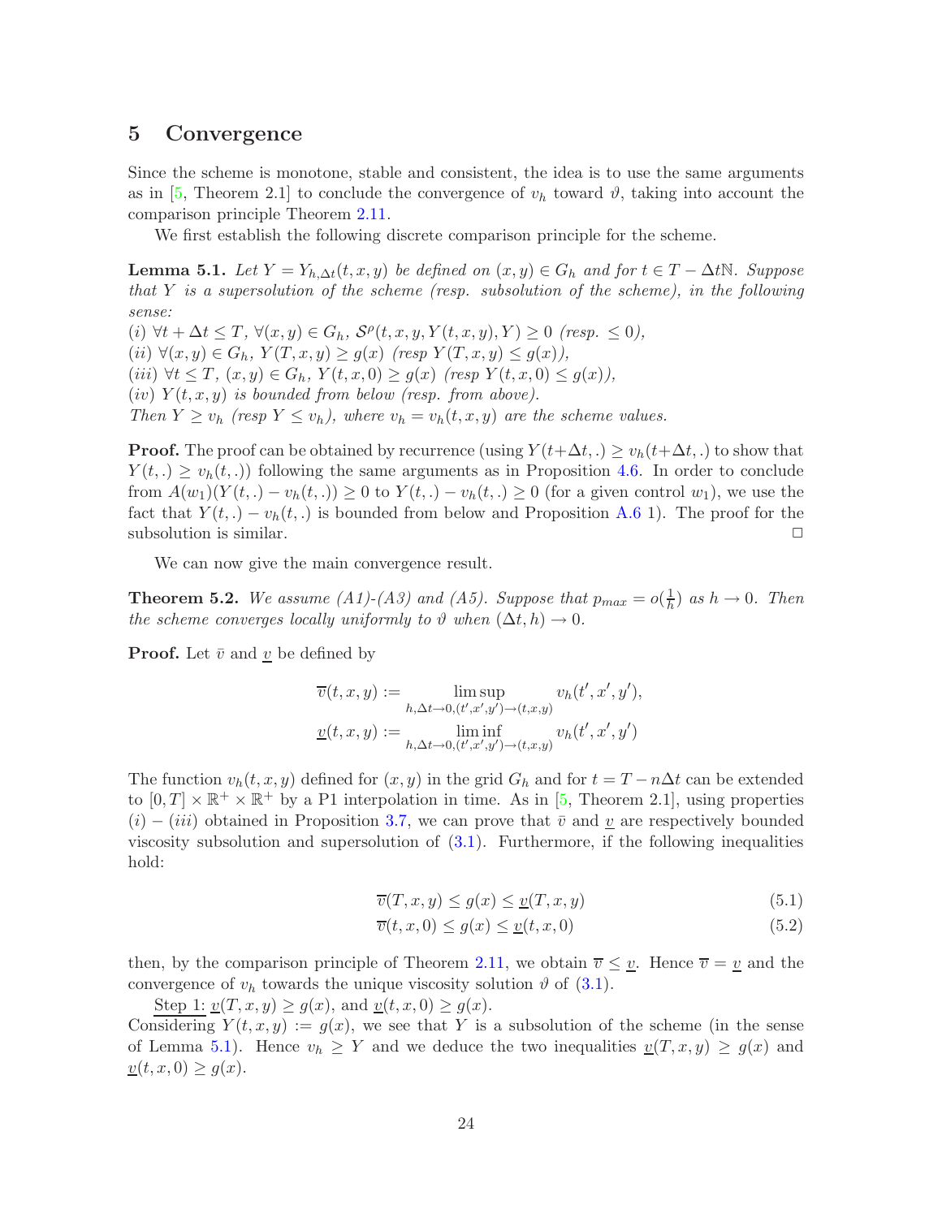## 5 Convergence

Since the scheme is monotone, stable and consistent, the idea is to use the same arguments as in [5, Theorem 2.1] to conclude the convergence of $v_h$ toward $\vartheta$, taking into account the comparison principle Theorem 2.11.

We first establish the following discrete comparison principle for the scheme.

**Lemma 5.1.** *Let $Y = Y_{h,\Delta t}(t,x,y)$ be defined on $(x,y) \in G_h$ and for $t \in T - \Delta t\mathbb{N}$. Suppose that $Y$ is a supersolution of the scheme (resp. subsolution of the scheme), in the following sense:*
*(i) $\forall t + \Delta t \le T$, $\forall (x,y) \in G_h$, $\mathcal{S}^\rho(t,x,y,Y(t,x,y),Y) \ge 0$ (resp. $\le 0$),*
*(ii) $\forall (x,y) \in G_h$, $Y(T,x,y) \ge g(x)$ (resp $Y(T,x,y) \le g(x)$),*
*(iii) $\forall t \le T$, $(x,y) \in G_h$, $Y(t,x,0) \ge g(x)$ (resp $Y(t,x,0) \le g(x)$),*
*(iv) $Y(t,x,y)$ is bounded from below (resp. from above).*
*Then $Y \ge v_h$ (resp $Y \le v_h$), where $v_h = v_h(t,x,y)$ are the scheme values.*

**Proof.** The proof can be obtained by recurrence (using $Y(t+\Delta t,.) \ge v_h(t+\Delta t,.)$ to show that $Y(t,.) \ge v_h(t,.)$) following the same arguments as in Proposition 4.6. In order to conclude from $A(w_1)(Y(t,.) - v_h(t,.)) \ge 0$ to $Y(t,.) - v_h(t,.) \ge 0$ (for a given control $w_1$), we use the fact that $Y(t,.) - v_h(t,.)$ is bounded from below and Proposition A.6 1). The proof for the subsolution is similar. □

We can now give the main convergence result.

**Theorem 5.2.** *We assume (A1)-(A3) and (A5). Suppose that $p_{max} = o(\frac{1}{h})$ as $h \to 0$. Then the scheme converges locally uniformly to $\vartheta$ when $(\Delta t, h) \to 0$.*

**Proof.** Let $\bar{v}$ and $\underline{v}$ be defined by

$$\overline{v}(t,x,y) := \limsup_{h,\Delta t \to 0,(t',x',y') \to (t,x,y)} v_h(t',x',y'),$$
$$\underline{v}(t,x,y) := \liminf_{h,\Delta t \to 0,(t',x',y') \to (t,x,y)} v_h(t',x',y')$$

The function $v_h(t,x,y)$ defined for $(x,y)$ in the grid $G_h$ and for $t = T - n\Delta t$ can be extended to $[0,T] \times \mathbb{R}^+ \times \mathbb{R}^+$ by a P1 interpolation in time. As in [5, Theorem 2.1], using properties $(i) - (iii)$ obtained in Proposition 3.7, we can prove that $\bar{v}$ and $\underline{v}$ are respectively bounded viscosity subsolution and supersolution of (3.1). Furthermore, if the following inequalities hold:

$$\overline{v}(T,x,y) \le g(x) \le \underline{v}(T,x,y) \tag{5.1}$$
$$\overline{v}(t,x,0) \le g(x) \le \underline{v}(t,x,0) \tag{5.2}$$

then, by the comparison principle of Theorem 2.11, we obtain $\overline{v} \le \underline{v}$. Hence $\overline{v} = \underline{v}$ and the convergence of $v_h$ towards the unique viscosity solution $\vartheta$ of (3.1).

Step 1: $\underline{v}(T,x,y) \ge g(x)$, and $\underline{v}(t,x,0) \ge g(x)$.
Considering $Y(t,x,y) := g(x)$, we see that $Y$ is a subsolution of the scheme (in the sense of Lemma 5.1). Hence $v_h \ge Y$ and we deduce the two inequalities $\underline{v}(T,x,y) \ge g(x)$ and $\underline{v}(t,x,0) \ge g(x)$.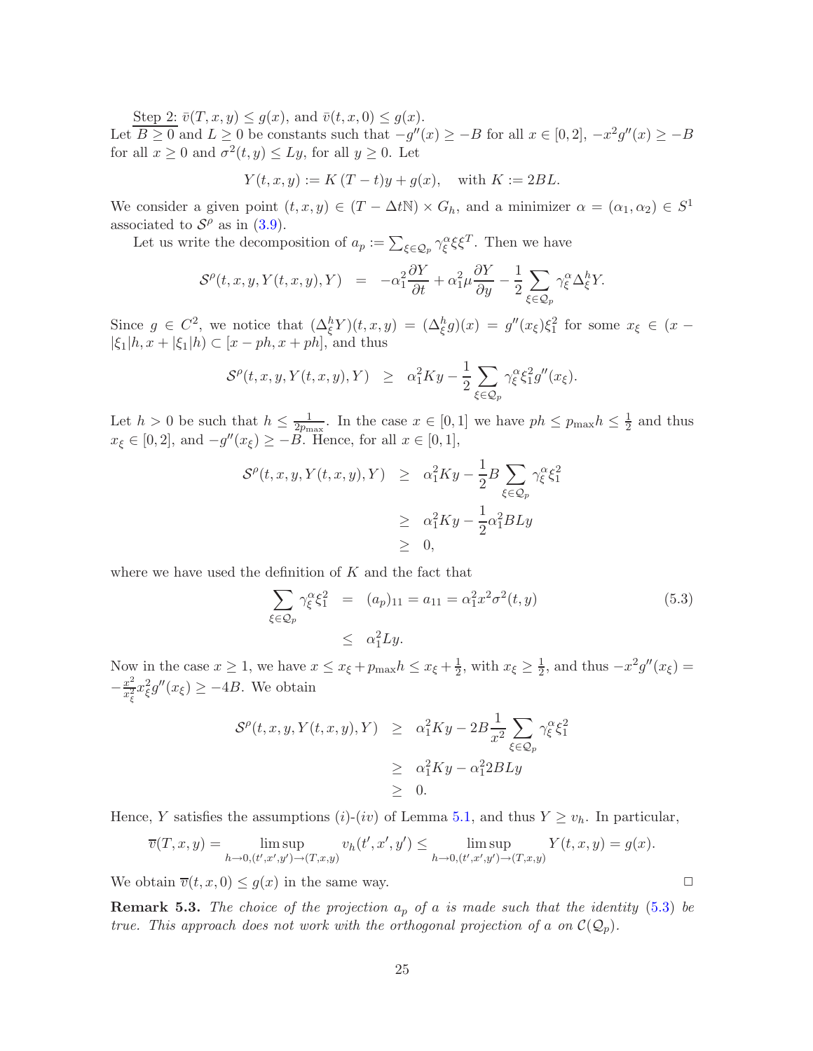<u>Step 2:</u> $\bar{v}(T,x,y) \leq g(x)$, and $\bar{v}(t,x,0) \leq g(x)$.
Let $B \geq 0$ and $L \geq 0$ be constants such that $-g''(x) \geq -B$ for all $x \in [0,2]$, $-x^2 g''(x) \geq -B$ for all $x \geq 0$ and $\sigma^2(t,y) \leq Ly$, for all $y \geq 0$. Let

$$Y(t,x,y) := K\,(T-t)y + g(x), \quad \text{with } K := 2BL.$$

We consider a given point $(t,x,y) \in (T - \Delta t\mathbb{N}) \times G_h$, and a minimizer $\alpha = (\alpha_1, \alpha_2) \in S^1$ associated to $\mathcal{S}^\rho$ as in (3.9).

Let us write the decomposition of $a_p := \sum_{\xi \in \mathcal{Q}_p} \gamma_\xi^\alpha \xi \xi^T$. Then we have

$$\mathcal{S}^\rho(t,x,y,Y(t,x,y),Y) \;\; = \;\; -\alpha_1^2 \frac{\partial Y}{\partial t} + \alpha_1^2 \mu \frac{\partial Y}{\partial y} - \frac{1}{2} \sum_{\xi \in \mathcal{Q}_p} \gamma_\xi^\alpha \Delta_\xi^h Y.$$

Since $g \in C^2$, we notice that $(\Delta_\xi^h Y)(t,x,y) = (\Delta_\xi^h g)(x) = g''(x_\xi)\xi_1^2$ for some $x_\xi \in (x - |\xi_1|h, x + |\xi_1|h) \subset [x - ph, x + ph]$, and thus

$$\mathcal{S}^\rho(t,x,y,Y(t,x,y),Y) \;\; \geq \;\; \alpha_1^2 K y - \frac{1}{2} \sum_{\xi \in \mathcal{Q}_p} \gamma_\xi^\alpha \xi_1^2 g''(x_\xi).$$

Let $h > 0$ be such that $h \leq \frac{1}{2p_{\max}}$. In the case $x \in [0,1]$ we have $ph \leq p_{\max} h \leq \frac{1}{2}$ and thus $x_\xi \in [0,2]$, and $-g''(x_\xi) \geq -B$. Hence, for all $x \in [0,1]$,

$$\begin{aligned}
\mathcal{S}^\rho(t,x,y,Y(t,x,y),Y) \;\; &\geq \;\; \alpha_1^2 K y - \frac{1}{2} B \sum_{\xi \in \mathcal{Q}_p} \gamma_\xi^\alpha \xi_1^2 \\
&\geq \;\; \alpha_1^2 K y - \frac{1}{2} \alpha_1^2 B L y \\
&\geq \;\; 0,
\end{aligned}$$

where we have used the definition of $K$ and the fact that

$$\begin{aligned}
\sum_{\xi \in \mathcal{Q}_p} \gamma_\xi^\alpha \xi_1^2 \;\; &= \;\; (a_p)_{11} = a_{11} = \alpha_1^2 x^2 \sigma^2(t,y) \\
&\leq \;\; \alpha_1^2 L y.
\end{aligned} \tag{5.3}$$

Now in the case $x \geq 1$, we have $x \leq x_\xi + p_{\max} h \leq x_\xi + \frac{1}{2}$, with $x_\xi \geq \frac{1}{2}$, and thus $-x^2 g''(x_\xi) = -\frac{x^2}{x_\xi^2} x_\xi^2 g''(x_\xi) \geq -4B$. We obtain

$$\begin{aligned}
\mathcal{S}^\rho(t,x,y,Y(t,x,y),Y) \;\; &\geq \;\; \alpha_1^2 K y - 2B \frac{1}{x^2} \sum_{\xi \in \mathcal{Q}_p} \gamma_\xi^\alpha \xi_1^2 \\
&\geq \;\; \alpha_1^2 K y - \alpha_1^2 2 B L y \\
&\geq \;\; 0.
\end{aligned}$$

Hence, $Y$ satisfies the assumptions $(i)$-$(iv)$ of Lemma 5.1, and thus $Y \geq v_h$. In particular,

$$\overline{v}(T,x,y) = \limsup_{h \to 0, (t',x',y') \to (T,x,y)} v_h(t',x',y') \leq \limsup_{h \to 0, (t',x',y') \to (T,x,y)} Y(t,x,y) = g(x).$$

We obtain $\overline{v}(t,x,0) \leq g(x)$ in the same way. $\square$

**Remark 5.3.** *The choice of the projection $a_p$ of $a$ is made such that the identity (5.3) be true. This approach does not work with the orthogonal projection of $a$ on $\mathcal{C}(\mathcal{Q}_p)$.*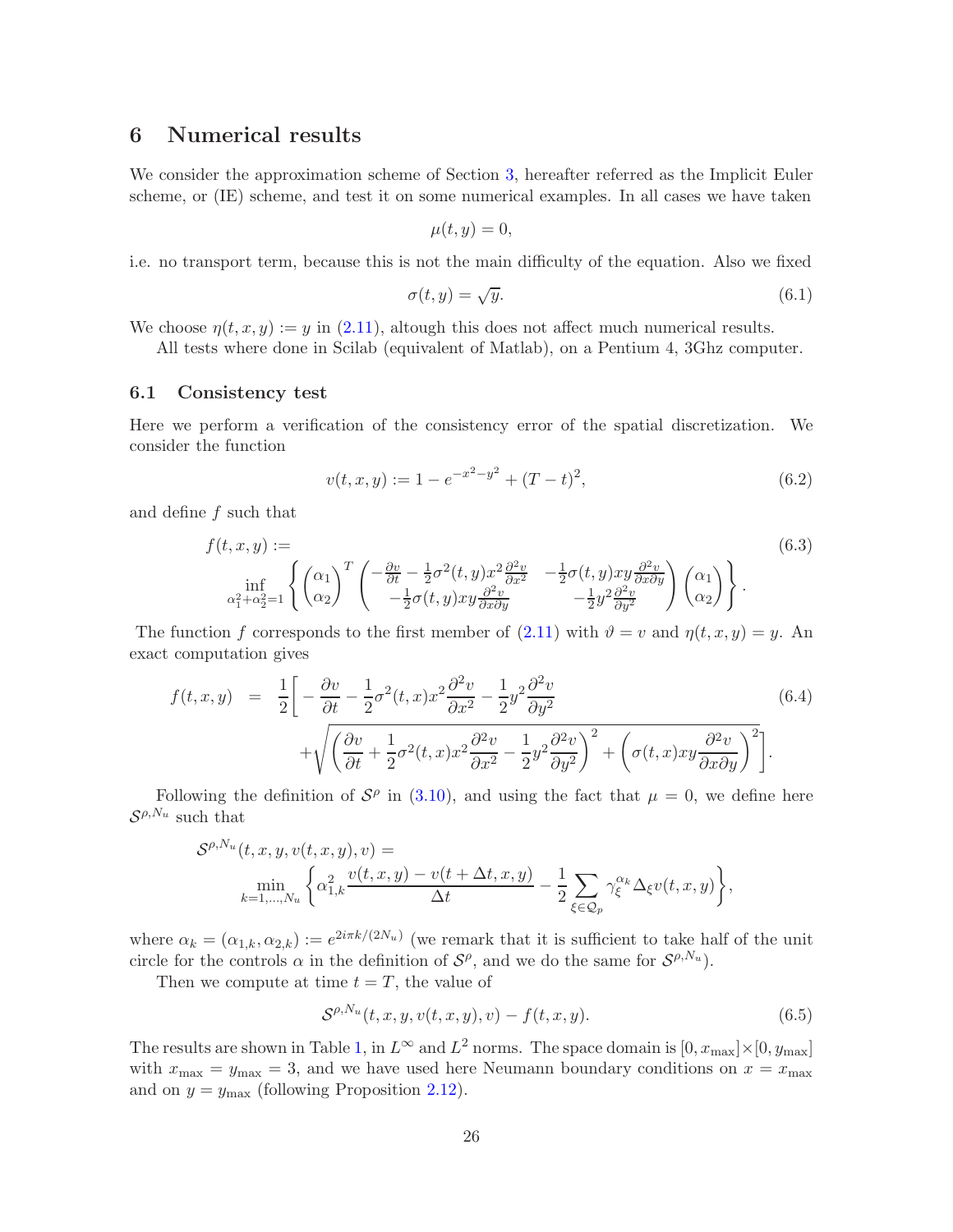# 6 Numerical results

We consider the approximation scheme of Section 3, hereafter referred as the Implicit Euler scheme, or (IE) scheme, and test it on some numerical examples. In all cases we have taken

$$\mu(t, y) = 0,$$

i.e. no transport term, because this is not the main difficulty of the equation. Also we fixed

$$\sigma(t, y) = \sqrt{y}. \tag{6.1}$$

We choose $\eta(t, x, y) := y$ in (2.11), altough this does not affect much numerical results.

All tests where done in Scilab (equivalent of Matlab), on a Pentium 4, 3Ghz computer.

## 6.1 Consistency test

Here we perform a verification of the consistency error of the spatial discretization. We consider the function

$$v(t, x, y) := 1 - e^{-x^2 - y^2} + (T - t)^2, \tag{6.2}$$

and define $f$ such that

$$f(t, x, y) := \tag{6.3}$$
$$\inf_{\alpha_1^2 + \alpha_2^2 = 1} \left\{ \begin{pmatrix} \alpha_1 \\ \alpha_2 \end{pmatrix}^T \begin{pmatrix} -\frac{\partial v}{\partial t} - \frac{1}{2}\sigma^2(t, y)x^2 \frac{\partial^2 v}{\partial x^2} & -\frac{1}{2}\sigma(t, y)xy \frac{\partial^2 v}{\partial x \partial y} \\ -\frac{1}{2}\sigma(t, y)xy \frac{\partial^2 v}{\partial x \partial y} & -\frac{1}{2}y^2 \frac{\partial^2 v}{\partial y^2} \end{pmatrix} \begin{pmatrix} \alpha_1 \\ \alpha_2 \end{pmatrix} \right\}.$$

The function $f$ corresponds to the first member of (2.11) with $\vartheta = v$ and $\eta(t, x, y) = y$. An exact computation gives

$$\begin{aligned} f(t, x, y) \;=\; & \frac{1}{2}\bigg[ -\frac{\partial v}{\partial t} - \frac{1}{2}\sigma^2(t, x)x^2 \frac{\partial^2 v}{\partial x^2} - \frac{1}{2}y^2 \frac{\partial^2 v}{\partial y^2} \\ & + \sqrt{\left( \frac{\partial v}{\partial t} + \frac{1}{2}\sigma^2(t, x)x^2 \frac{\partial^2 v}{\partial x^2} - \frac{1}{2}y^2 \frac{\partial^2 v}{\partial y^2} \right)^2 + \left( \sigma(t, x)xy \frac{\partial^2 v}{\partial x \partial y} \right)^2}\, \bigg]. \end{aligned} \tag{6.4}$$

Following the definition of $\mathcal{S}^\rho$ in (3.10), and using the fact that $\mu = 0$, we define here $\mathcal{S}^{\rho, N_u}$ such that

$$\mathcal{S}^{\rho, N_u}(t, x, y, v(t, x, y), v) = \min_{k = 1, \ldots, N_u} \left\{ \alpha_{1,k}^2 \frac{v(t, x, y) - v(t + \Delta t, x, y)}{\Delta t} - \frac{1}{2} \sum_{\xi \in \mathcal{Q}_p} \gamma_\xi^{\alpha_k} \Delta_\xi v(t, x, y) \right\},$$

where $\alpha_k = (\alpha_{1,k}, \alpha_{2,k}) := e^{2i\pi k/(2N_u)}$ (we remark that it is sufficient to take half of the unit circle for the controls $\alpha$ in the definition of $\mathcal{S}^\rho$, and we do the same for $\mathcal{S}^{\rho, N_u}$).

Then we compute at time $t = T$, the value of

$$\mathcal{S}^{\rho, N_u}(t, x, y, v(t, x, y), v) - f(t, x, y). \tag{6.5}$$

The results are shown in Table 1, in $L^\infty$ and $L^2$ norms. The space domain is $[0, x_{\max}] \times [0, y_{\max}]$ with $x_{\max} = y_{\max} = 3$, and we have used here Neumann boundary conditions on $x = x_{\max}$ and on $y = y_{\max}$ (following Proposition 2.12).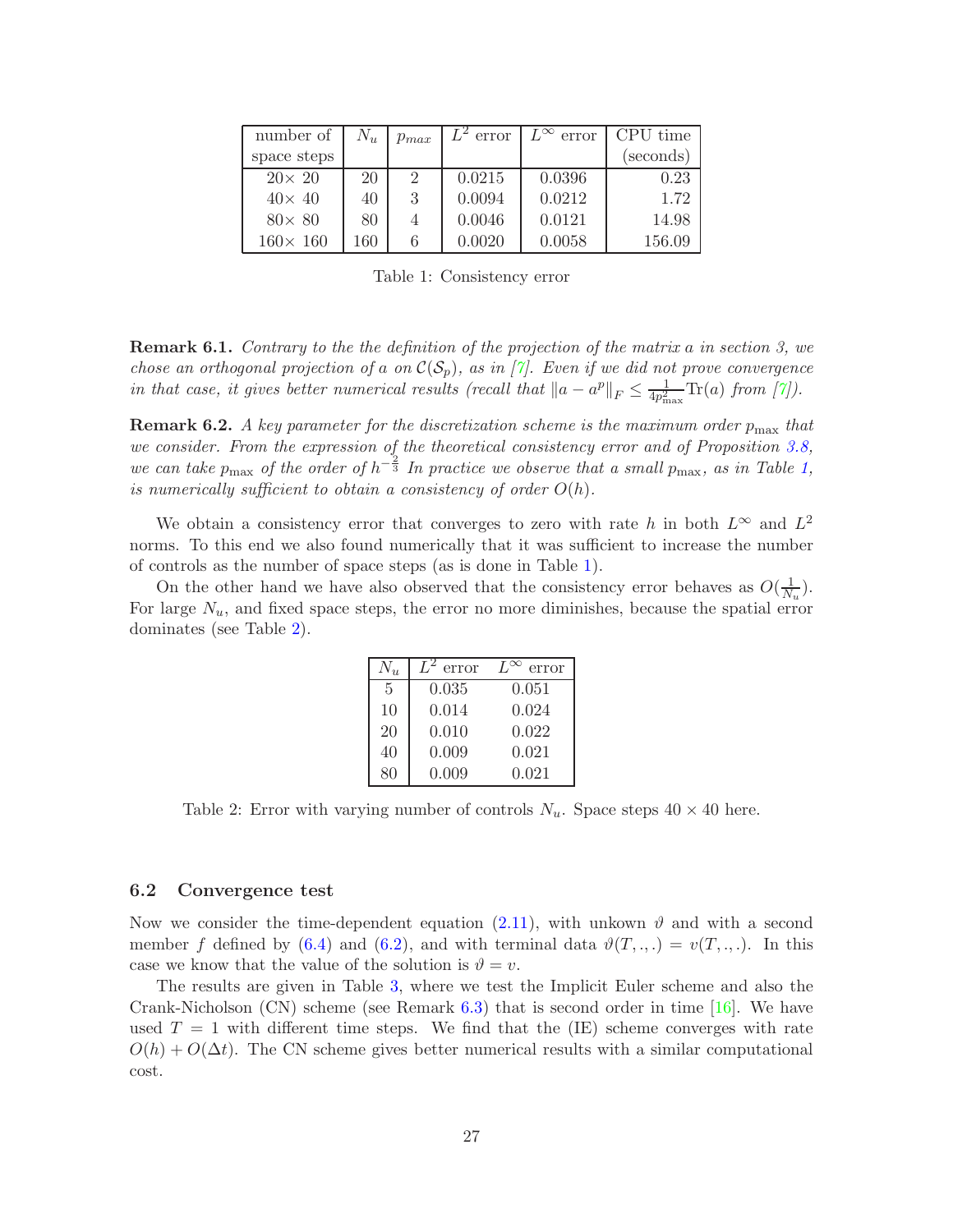| number of space steps | $N_u$ | $p_{max}$ | $L^2$ error | $L^\infty$ error | CPU time (seconds) |
|---|---|---|---|---|---|
| $20\times 20$ | 20 | 2 | 0.0215 | 0.0396 | 0.23 |
| $40\times 40$ | 40 | 3 | 0.0094 | 0.0212 | 1.72 |
| $80\times 80$ | 80 | 4 | 0.0046 | 0.0121 | 14.98 |
| $160\times 160$ | 160 | 6 | 0.0020 | 0.0058 | 156.09 |

Table 1: Consistency error

**Remark 6.1.** *Contrary to the the definition of the projection of the matrix $a$ in section 3, we chose an orthogonal projection of $a$ on $\mathcal{C}(\mathcal{S}_p)$, as in [7]. Even if we did not prove convergence in that case, it gives better numerical results (recall that $\|a - a^p\|_F \leq \frac{1}{4p_{\max}^2}\mathrm{Tr}(a)$ from [7]).*

**Remark 6.2.** *A key parameter for the discretization scheme is the maximum order $p_{\max}$ that we consider. From the expression of the theoretical consistency error and of Proposition 3.8, we can take $p_{\max}$ of the order of $h^{-\frac{2}{3}}$ In practice we observe that a small $p_{\max}$, as in Table 1, is numerically sufficient to obtain a consistency of order $O(h)$.*

We obtain a consistency error that converges to zero with rate $h$ in both $L^\infty$ and $L^2$ norms. To this end we also found numerically that it was sufficient to increase the number of controls as the number of space steps (as is done in Table 1).

On the other hand we have also observed that the consistency error behaves as $O(\frac{1}{N_u})$. For large $N_u$, and fixed space steps, the error no more diminishes, because the spatial error dominates (see Table 2).

| $N_u$ | $L^2$ error | $L^\infty$ error |
|---|---|---|
| 5 | 0.035 | 0.051 |
| 10 | 0.014 | 0.024 |
| 20 | 0.010 | 0.022 |
| 40 | 0.009 | 0.021 |
| 80 | 0.009 | 0.021 |

Table 2: Error with varying number of controls $N_u$. Space steps $40 \times 40$ here.

### 6.2 Convergence test

Now we consider the time-dependent equation (2.11), with unkown $\vartheta$ and with a second member $f$ defined by (6.4) and (6.2), and with terminal data $\vartheta(T,.,.) = v(T,.,.)$. In this case we know that the value of the solution is $\vartheta = v$.

The results are given in Table 3, where we test the Implicit Euler scheme and also the Crank-Nicholson (CN) scheme (see Remark 6.3) that is second order in time [16]. We have used $T = 1$ with different time steps. We find that the (IE) scheme converges with rate $O(h) + O(\Delta t)$. The CN scheme gives better numerical results with a similar computational cost.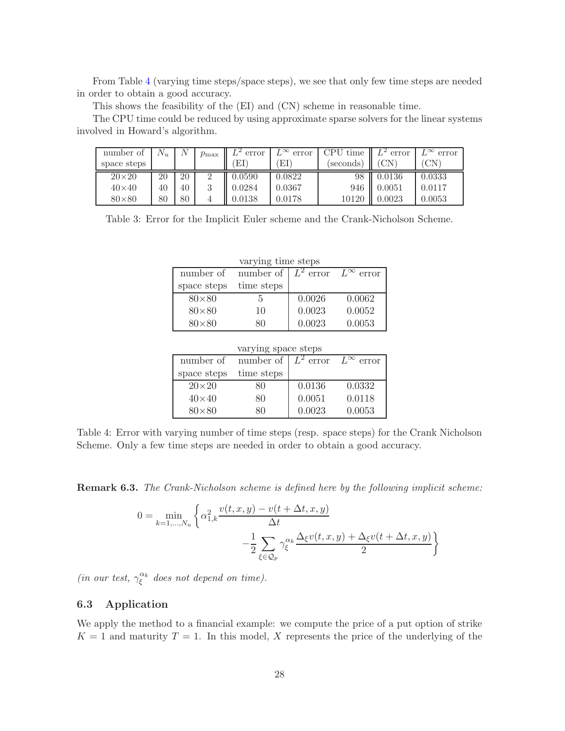From Table 4 (varying time steps/space steps), we see that only few time steps are needed in order to obtain a good accuracy.

This shows the feasibility of the (EI) and (CN) scheme in reasonable time.

The CPU time could be reduced by using approximate sparse solvers for the linear systems involved in Howard's algorithm.

| number of space steps | $N_u$ | $N$ | $p_{\max}$ | $L^2$ error (EI) | $L^\infty$ error (EI) | CPU time (seconds) | $L^2$ error (CN) | $L^\infty$ error (CN) |
|---|---|---|---|---|---|---|---|---|
| 20×20 | 20 | 20 | 2 | 0.0590 | 0.0822 | 98 | 0.0136 | 0.0333 |
| 40×40 | 40 | 40 | 3 | 0.0284 | 0.0367 | 946 | 0.0051 | 0.0117 |
| 80×80 | 80 | 80 | 4 | 0.0138 | 0.0178 | 10120 | 0.0023 | 0.0053 |

Table 3: Error for the Implicit Euler scheme and the Crank-Nicholson Scheme.

varying time steps

| number of space steps | number of time steps | $L^2$ error | $L^\infty$ error |
|---|---|---|---|
| 80×80 | 5 | 0.0026 | 0.0062 |
| 80×80 | 10 | 0.0023 | 0.0052 |
| 80×80 | 80 | 0.0023 | 0.0053 |

varying space steps

| number of space steps | number of time steps | $L^2$ error | $L^\infty$ error |
|---|---|---|---|
| 20×20 | 80 | 0.0136 | 0.0332 |
| 40×40 | 80 | 0.0051 | 0.0118 |
| 80×80 | 80 | 0.0023 | 0.0053 |

Table 4: Error with varying number of time steps (resp. space steps) for the Crank Nicholson Scheme. Only a few time steps are needed in order to obtain a good accuracy.

**Remark 6.3.** *The Crank-Nicholson scheme is defined here by the following implicit scheme:*

$$0 = \min_{k=1,\dots,N_u} \left\{ \alpha_{1,k}^2 \frac{v(t,x,y) - v(t+\Delta t, x, y)}{\Delta t} - \frac{1}{2} \sum_{\xi \in \mathcal{Q}_p} \gamma_\xi^{\alpha_k} \frac{\Delta_\xi v(t,x,y) + \Delta_\xi v(t+\Delta t, x, y)}{2} \right\}$$

*(in our test, $\gamma_\xi^{\alpha_k}$ does not depend on time).*

### 6.3 Application

We apply the method to a financial example: we compute the price of a put option of strike $K = 1$ and maturity $T = 1$. In this model, $X$ represents the price of the underlying of the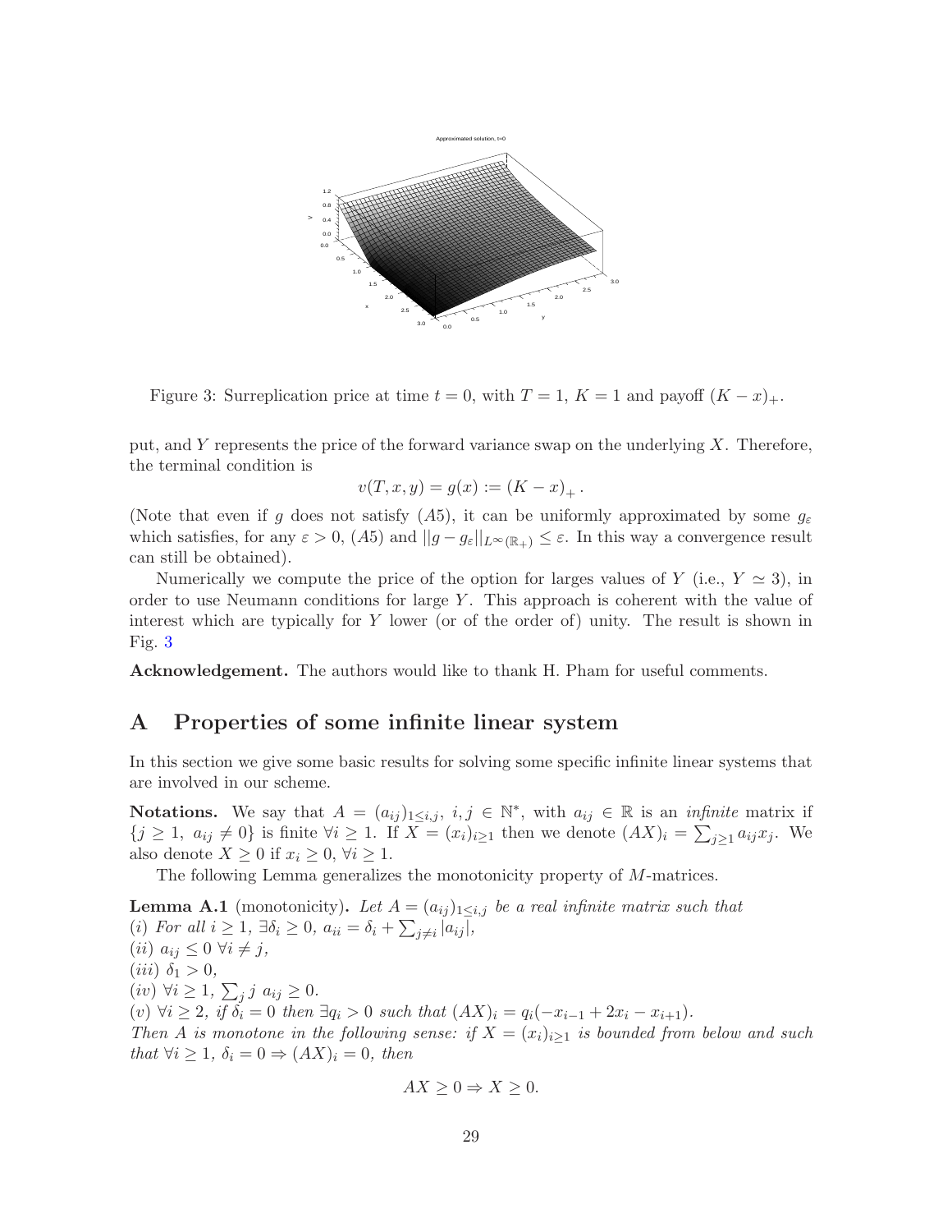Figure 3: Surreplication price at time $t = 0$, with $T = 1$, $K = 1$ and payoff $(K - x)_+$.

put, and $Y$ represents the price of the forward variance swap on the underlying $X$. Therefore, the terminal condition is

$$v(T, x, y) = g(x) := (K - x)_+ .$$

(Note that even if $g$ does not satisfy $(A5)$, it can be uniformly approximated by some $g_\varepsilon$ which satisfies, for any $\varepsilon > 0$, $(A5)$ and $||g - g_\varepsilon||_{L^\infty(\mathbb{R}_+)} \leq \varepsilon$. In this way a convergence result can still be obtained).

Numerically we compute the price of the option for larges values of $Y$ (i.e., $Y \simeq 3$), in order to use Neumann conditions for large $Y$. This approach is coherent with the value of interest which are typically for $Y$ lower (or of the order of) unity. The result is shown in Fig. 3

**Acknowledgement.** The authors would like to thank H. Pham for useful comments.

# A Properties of some infinite linear system

In this section we give some basic results for solving some specific infinite linear systems that are involved in our scheme.

**Notations.** We say that $A = (a_{ij})_{1\leq i,j}$, $i, j \in \mathbb{N}^*$, with $a_{ij} \in \mathbb{R}$ is an *infinite* matrix if $\{j \geq 1,\ a_{ij} \neq 0\}$ is finite $\forall i \geq 1$. If $X = (x_i)_{i\geq 1}$ then we denote $(AX)_i = \sum_{j\geq 1} a_{ij} x_j$. We also denote $X \geq 0$ if $x_i \geq 0$, $\forall i \geq 1$.

The following Lemma generalizes the monotonicity property of $M$-matrices.

**Lemma A.1** (monotonicity)**.** *Let $A = (a_{ij})_{1\leq i,j}$ be a real infinite matrix such that*
*(i) For all $i \geq 1$, $\exists \delta_i \geq 0$, $a_{ii} = \delta_i + \sum_{j\neq i} |a_{ij}|$,*
*(ii) $a_{ij} \leq 0$ $\forall i \neq j$,*
*(iii) $\delta_1 > 0$,*
*(iv) $\forall i \geq 1$, $\sum_j j\ a_{ij} \geq 0$.*
*(v) $\forall i \geq 2$, if $\delta_i = 0$ then $\exists q_i > 0$ such that $(AX)_i = q_i(-x_{i-1} + 2x_i - x_{i+1})$.*
*Then $A$ is monotone in the following sense: if $X = (x_i)_{i\geq 1}$ is bounded from below and such that $\forall i \geq 1$, $\delta_i = 0 \Rightarrow (AX)_i = 0$, then*

$$AX \geq 0 \Rightarrow X \geq 0.$$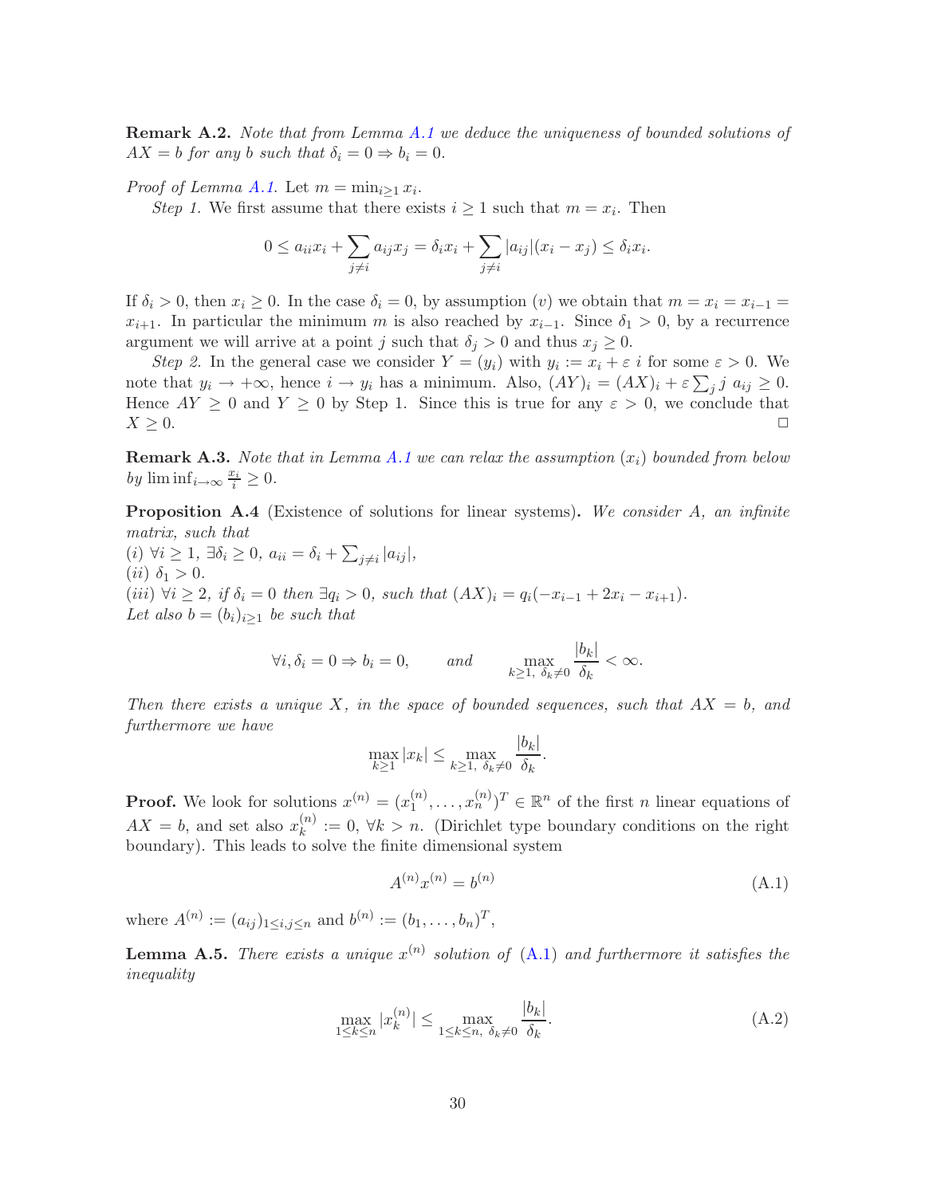**Remark A.2.** *Note that from Lemma A.1 we deduce the uniqueness of bounded solutions of $AX = b$ for any $b$ such that $\delta_i = 0 \Rightarrow b_i = 0$.*

*Proof of Lemma A.1.* Let $m = \min_{i \geq 1} x_i$.

*Step 1.* We first assume that there exists $i \geq 1$ such that $m = x_i$. Then

$$0 \leq a_{ii} x_i + \sum_{j \neq i} a_{ij} x_j = \delta_i x_i + \sum_{j \neq i} |a_{ij}|(x_i - x_j) \leq \delta_i x_i.$$

If $\delta_i > 0$, then $x_i \geq 0$. In the case $\delta_i = 0$, by assumption $(v)$ we obtain that $m = x_i = x_{i-1} = x_{i+1}$. In particular the minimum $m$ is also reached by $x_{i-1}$. Since $\delta_1 > 0$, by a recurrence argument we will arrive at a point $j$ such that $\delta_j > 0$ and thus $x_j \geq 0$.

*Step 2.* In the general case we consider $Y = (y_i)$ with $y_i := x_i + \varepsilon\ i$ for some $\varepsilon > 0$. We note that $y_i \to +\infty$, hence $i \to y_i$ has a minimum. Also, $(AY)_i = (AX)_i + \varepsilon \sum_j j\ a_{ij} \geq 0$. Hence $AY \geq 0$ and $Y \geq 0$ by Step 1. Since this is true for any $\varepsilon > 0$, we conclude that $X \geq 0$. $\square$

**Remark A.3.** *Note that in Lemma A.1 we can relax the assumption $(x_i)$ bounded from below by $\liminf_{i \to \infty} \frac{x_i}{i} \geq 0$.*

**Proposition A.4** (Existence of solutions for linear systems)**.** *We consider $A$, an infinite matrix, such that*
*(i) $\forall i \geq 1$, $\exists \delta_i \geq 0$, $a_{ii} = \delta_i + \sum_{j \neq i} |a_{ij}|$,*
*(ii) $\delta_1 > 0$.*
*(iii) $\forall i \geq 2$, if $\delta_i = 0$ then $\exists q_i > 0$, such that $(AX)_i = q_i(-x_{i-1} + 2x_i - x_{i+1})$.*
*Let also $b = (b_i)_{i \geq 1}$ be such that*

$$\forall i, \delta_i = 0 \Rightarrow b_i = 0, \qquad \text{and} \qquad \max_{k \geq 1,\ \delta_k \neq 0} \frac{|b_k|}{\delta_k} < \infty.$$

*Then there exists a unique $X$, in the space of bounded sequences, such that $AX = b$, and furthermore we have*

$$\max_{k \geq 1} |x_k| \leq \max_{k \geq 1,\ \delta_k \neq 0} \frac{|b_k|}{\delta_k}.$$

**Proof.** We look for solutions $x^{(n)} = (x_1^{(n)}, \dots, x_n^{(n)})^T \in \mathbb{R}^n$ of the first $n$ linear equations of $AX = b$, and set also $x_k^{(n)} := 0$, $\forall k > n$. (Dirichlet type boundary conditions on the right boundary). This leads to solve the finite dimensional system

$$A^{(n)} x^{(n)} = b^{(n)} \tag{A.1}$$

where $A^{(n)} := (a_{ij})_{1 \leq i,j \leq n}$ and $b^{(n)} := (b_1, \dots, b_n)^T$,

**Lemma A.5.** *There exists a unique $x^{(n)}$ solution of (A.1) and furthermore it satisfies the inequality*

$$\max_{1 \leq k \leq n} |x_k^{(n)}| \leq \max_{1 \leq k \leq n,\ \delta_k \neq 0} \frac{|b_k|}{\delta_k}. \tag{A.2}$$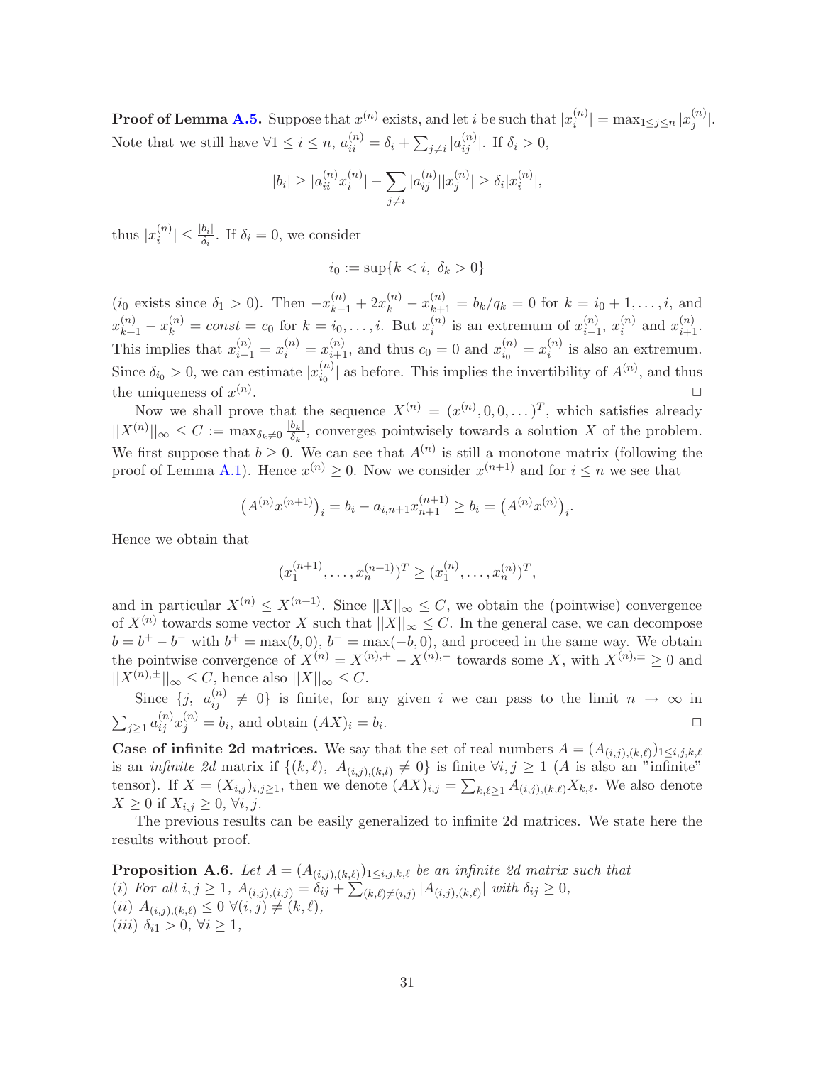**Proof of Lemma A.5.** Suppose that $x^{(n)}$ exists, and let $i$ be such that $|x_i^{(n)}| = \max_{1\le j\le n} |x_j^{(n)}|$. Note that we still have $\forall 1 \le i \le n$, $a_{ii}^{(n)} = \delta_i + \sum_{j\ne i} |a_{ij}^{(n)}|$. If $\delta_i > 0$,

$$|b_i| \ge |a_{ii}^{(n)} x_i^{(n)}| - \sum_{j\ne i} |a_{ij}^{(n)}||x_j^{(n)}| \ge \delta_i |x_i^{(n)}|,$$

thus $|x_i^{(n)}| \le \frac{|b_i|}{\delta_i}$. If $\delta_i = 0$, we consider

$$i_0 := \sup\{k < i,\ \delta_k > 0\}$$

($i_0$ exists since $\delta_1 > 0$). Then $-x_{k-1}^{(n)} + 2x_k^{(n)} - x_{k+1}^{(n)} = b_k/q_k = 0$ for $k = i_0+1, \dots, i$, and $x_{k+1}^{(n)} - x_k^{(n)} = const = c_0$ for $k = i_0, \dots, i$. But $x_i^{(n)}$ is an extremum of $x_{i-1}^{(n)}$, $x_i^{(n)}$ and $x_{i+1}^{(n)}$. This implies that $x_{i-1}^{(n)} = x_i^{(n)} = x_{i+1}^{(n)}$, and thus $c_0 = 0$ and $x_{i_0}^{(n)} = x_i^{(n)}$ is also an extremum. Since $\delta_{i_0} > 0$, we can estimate $|x_{i_0}^{(n)}|$ as before. This implies the invertibility of $A^{(n)}$, and thus the uniqueness of $x^{(n)}$. □

Now we shall prove that the sequence $X^{(n)} = (x^{(n)}, 0, 0, \dots)^T$, which satisfies already $||X^{(n)}||_\infty \le C := \max_{\delta_k \ne 0} \frac{|b_k|}{\delta_k}$, converges pointwisely towards a solution $X$ of the problem. We first suppose that $b \ge 0$. We can see that $A^{(n)}$ is still a monotone matrix (following the proof of Lemma A.1). Hence $x^{(n)} \ge 0$. Now we consider $x^{(n+1)}$ and for $i \le n$ we see that

$$\left(A^{(n)} x^{(n+1)}\right)_i = b_i - a_{i,n+1} x_{n+1}^{(n+1)} \ge b_i = \left(A^{(n)} x^{(n)}\right)_i.$$

Hence we obtain that

$$(x_1^{(n+1)}, \dots, x_n^{(n+1)})^T \ge (x_1^{(n)}, \dots, x_n^{(n)})^T,$$

and in particular $X^{(n)} \le X^{(n+1)}$. Since $||X||_\infty \le C$, we obtain the (pointwise) convergence of $X^{(n)}$ towards some vector $X$ such that $||X||_\infty \le C$. In the general case, we can decompose $b = b^+ - b^-$ with $b^+ = \max(b, 0)$, $b^- = \max(-b, 0)$, and proceed in the same way. We obtain the pointwise convergence of $X^{(n)} = X^{(n),+} - X^{(n),-}$ towards some $X$, with $X^{(n),\pm} \ge 0$ and $||X^{(n),\pm}||_\infty \le C$, hence also $||X||_\infty \le C$.

Since $\{j,\ a_{ij}^{(n)} \ne 0\}$ is finite, for any given $i$ we can pass to the limit $n \to \infty$ in $\sum_{j\ge 1} a_{ij}^{(n)} x_j^{(n)} = b_i$, and obtain $(AX)_i = b_i$. □

**Case of infinite 2d matrices.** We say that the set of real numbers $A = (A_{(i,j),(k,\ell)})_{1\le i,j,k,\ell}$ is an *infinite 2d* matrix if $\{(k,\ell),\ A_{(i,j),(k,l)} \ne 0\}$ is finite $\forall i,j \ge 1$ ($A$ is also an "infinite" tensor). If $X = (X_{i,j})_{i,j\ge 1}$, then we denote $(AX)_{i,j} = \sum_{k,\ell\ge 1} A_{(i,j),(k,\ell)} X_{k,\ell}$. We also denote $X \ge 0$ if $X_{i,j} \ge 0$, $\forall i,j$.

The previous results can be easily generalized to infinite 2d matrices. We state here the results without proof.

**Proposition A.6.** *Let $A = (A_{(i,j),(k,\ell)})_{1\le i,j,k,\ell}$ be an infinite 2d matrix such that*
*(i) For all $i,j \ge 1$, $A_{(i,j),(i,j)} = \delta_{ij} + \sum_{(k,\ell)\ne(i,j)} |A_{(i,j),(k,\ell)}|$ with $\delta_{ij} \ge 0$,*
*(ii) $A_{(i,j),(k,\ell)} \le 0$ $\forall (i,j) \ne (k,\ell)$,*
*(iii) $\delta_{i1} > 0$, $\forall i \ge 1$,*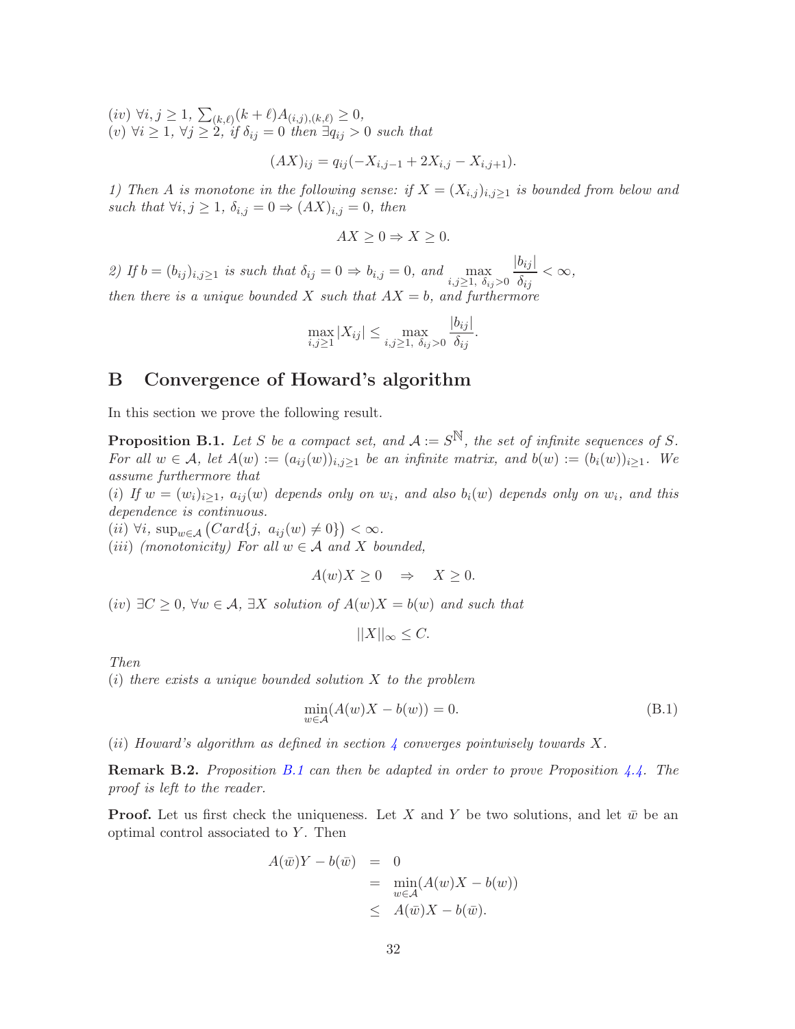*(iv)* $\forall i, j \geq 1$, $\sum_{(k,\ell)}(k+\ell)A_{(i,j),(k,\ell)} \geq 0$,
*(v)* $\forall i \geq 1$, $\forall j \geq 2$, *if* $\delta_{ij} = 0$ *then* $\exists q_{ij} > 0$ *such that*

$$(AX)_{ij} = q_{ij}(-X_{i,j-1} + 2X_{i,j} - X_{i,j+1}).$$

*1) Then $A$ is monotone in the following sense: if $X = (X_{i,j})_{i,j\geq 1}$ is bounded from below and such that* $\forall i, j \geq 1$, $\delta_{i,j} = 0 \Rightarrow (AX)_{i,j} = 0$, *then*

$$AX \geq 0 \Rightarrow X \geq 0.$$

*2) If $b = (b_{ij})_{i,j\geq 1}$ is such that* $\delta_{ij} = 0 \Rightarrow b_{i,j} = 0$, *and* $\max_{i,j\geq 1,\ \delta_{ij}>0} \dfrac{|b_{ij}|}{\delta_{ij}} < \infty$, *then there is a unique bounded $X$ such that $AX = b$, and furthermore*

$$\max_{i,j\geq 1} |X_{ij}| \leq \max_{i,j\geq 1,\ \delta_{ij}>0} \frac{|b_{ij}|}{\delta_{ij}}.$$

# B Convergence of Howard's algorithm

In this section we prove the following result.

**Proposition B.1.** *Let $S$ be a compact set, and $\mathcal{A} := S^{\mathbb{N}}$, the set of infinite sequences of $S$. For all $w \in \mathcal{A}$, let $A(w) := (a_{ij}(w))_{i,j\geq 1}$ be an infinite matrix, and $b(w) := (b_i(w))_{i\geq 1}$. We assume furthermore that*
*(i) If $w = (w_i)_{i\geq 1}$, $a_{ij}(w)$ depends only on $w_i$, and also $b_i(w)$ depends only on $w_i$, and this dependence is continuous.*
*(ii)* $\forall i$, $\sup_{w\in\mathcal{A}} \left(Card\{j,\ a_{ij}(w) \neq 0\}\right) < \infty$.
*(iii) (monotonicity) For all $w \in \mathcal{A}$ and $X$ bounded,*

$$A(w)X \geq 0 \quad \Rightarrow \quad X \geq 0.$$

*(iv)* $\exists C \geq 0$, $\forall w \in \mathcal{A}$, $\exists X$ *solution of* $A(w)X = b(w)$ *and such that*

$$||X||_\infty \leq C.$$

*Then*
*(i) there exists a unique bounded solution $X$ to the problem*

$$\min_{w\in\mathcal{A}}(A(w)X - b(w)) = 0. \tag{B.1}$$

*(ii) Howard's algorithm as defined in section 4 converges pointwisely towards $X$.*

**Remark B.2.** *Proposition B.1 can then be adapted in order to prove Proposition 4.4. The proof is left to the reader.*

**Proof.** Let us first check the uniqueness. Let $X$ and $Y$ be two solutions, and let $\bar{w}$ be an optimal control associated to $Y$. Then

$$\begin{aligned}
A(\bar{w})Y - b(\bar{w}) &= 0 \\
&= \min_{w\in\mathcal{A}}(A(w)X - b(w)) \\
&\leq A(\bar{w})X - b(\bar{w}).
\end{aligned}$$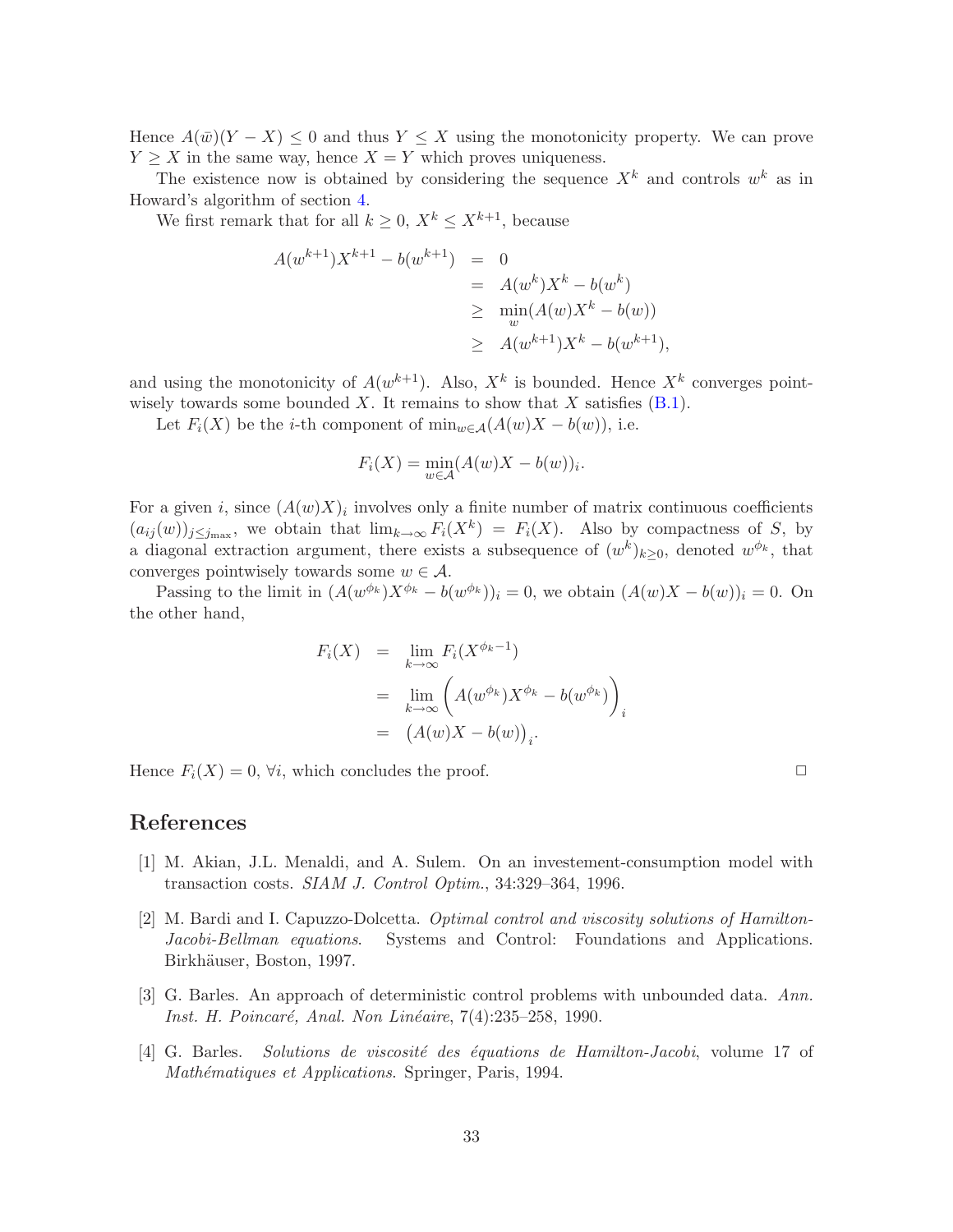Hence $A(\bar{w})(Y - X) \leq 0$ and thus $Y \leq X$ using the monotonicity property. We can prove $Y \geq X$ in the same way, hence $X = Y$ which proves uniqueness.

The existence now is obtained by considering the sequence $X^k$ and controls $w^k$ as in Howard's algorithm of section 4.

We first remark that for all $k \geq 0$, $X^k \leq X^{k+1}$, because

$$
\begin{aligned}
A(w^{k+1})X^{k+1} - b(w^{k+1}) &= 0 \\
&= A(w^k)X^k - b(w^k) \\
&\geq \min_w (A(w)X^k - b(w)) \\
&\geq A(w^{k+1})X^k - b(w^{k+1}),
\end{aligned}
$$

and using the monotonicity of $A(w^{k+1})$. Also, $X^k$ is bounded. Hence $X^k$ converges pointwisely towards some bounded $X$. It remains to show that $X$ satisfies (B.1).

Let $F_i(X)$ be the $i$-th component of $\min_{w \in \mathcal{A}}(A(w)X - b(w))$, i.e.

$$
F_i(X) = \min_{w \in \mathcal{A}} (A(w)X - b(w))_i.
$$

For a given $i$, since $(A(w)X)_i$ involves only a finite number of matrix continuous coefficients $(a_{ij}(w))_{j \leq j_{\max}}$, we obtain that $\lim_{k \to \infty} F_i(X^k) = F_i(X)$. Also by compactness of $S$, by a diagonal extraction argument, there exists a subsequence of $(w^k)_{k \geq 0}$, denoted $w^{\phi_k}$, that converges pointwisely towards some $w \in \mathcal{A}$.

Passing to the limit in $(A(w^{\phi_k})X^{\phi_k} - b(w^{\phi_k}))_i = 0$, we obtain $(A(w)X - b(w))_i = 0$. On the other hand,

$$
\begin{aligned}
F_i(X) &= \lim_{k \to \infty} F_i(X^{\phi_k - 1}) \\
&= \lim_{k \to \infty} \Big( A(w^{\phi_k})X^{\phi_k} - b(w^{\phi_k}) \Big)_i \\
&= \big( A(w)X - b(w) \big)_i.
\end{aligned}
$$

Hence $F_i(X) = 0$, $\forall i$, which concludes the proof. □

# References

[1] M. Akian, J.L. Menaldi, and A. Sulem. On an investement-consumption model with transaction costs. *SIAM J. Control Optim.*, 34:329–364, 1996.

[2] M. Bardi and I. Capuzzo-Dolcetta. *Optimal control and viscosity solutions of Hamilton-Jacobi-Bellman equations*. Systems and Control: Foundations and Applications. Birkhäuser, Boston, 1997.

[3] G. Barles. An approach of deterministic control problems with unbounded data. *Ann. Inst. H. Poincaré, Anal. Non Linéaire*, 7(4):235–258, 1990.

[4] G. Barles. *Solutions de viscosité des équations de Hamilton-Jacobi*, volume 17 of *Mathématiques et Applications*. Springer, Paris, 1994.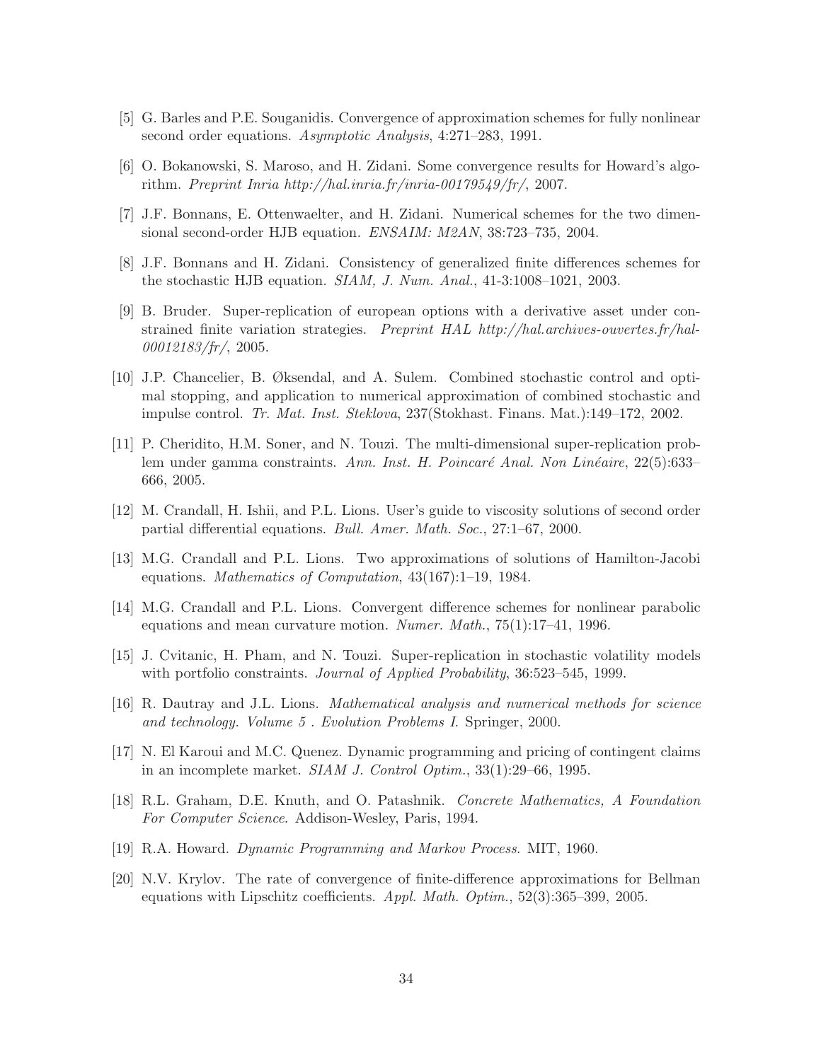[5] G. Barles and P.E. Souganidis. Convergence of approximation schemes for fully nonlinear second order equations. *Asymptotic Analysis*, 4:271–283, 1991.

[6] O. Bokanowski, S. Maroso, and H. Zidani. Some convergence results for Howard's algorithm. *Preprint Inria http://hal.inria.fr/inria-00179549/fr/*, 2007.

[7] J.F. Bonnans, E. Ottenwaelter, and H. Zidani. Numerical schemes for the two dimensional second-order HJB equation. *ENSAIM: M2AN*, 38:723–735, 2004.

[8] J.F. Bonnans and H. Zidani. Consistency of generalized finite differences schemes for the stochastic HJB equation. *SIAM, J. Num. Anal.*, 41-3:1008–1021, 2003.

[9] B. Bruder. Super-replication of european options with a derivative asset under constrained finite variation strategies. *Preprint HAL http://hal.archives-ouvertes.fr/hal-00012183/fr/*, 2005.

[10] J.P. Chancelier, B. Øksendal, and A. Sulem. Combined stochastic control and optimal stopping, and application to numerical approximation of combined stochastic and impulse control. *Tr. Mat. Inst. Steklova*, 237(Stokhast. Finans. Mat.):149–172, 2002.

[11] P. Cheridito, H.M. Soner, and N. Touzi. The multi-dimensional super-replication problem under gamma constraints. *Ann. Inst. H. Poincaré Anal. Non Linéaire*, 22(5):633–666, 2005.

[12] M. Crandall, H. Ishii, and P.L. Lions. User's guide to viscosity solutions of second order partial differential equations. *Bull. Amer. Math. Soc.*, 27:1–67, 2000.

[13] M.G. Crandall and P.L. Lions. Two approximations of solutions of Hamilton-Jacobi equations. *Mathematics of Computation*, 43(167):1–19, 1984.

[14] M.G. Crandall and P.L. Lions. Convergent difference schemes for nonlinear parabolic equations and mean curvature motion. *Numer. Math.*, 75(1):17–41, 1996.

[15] J. Cvitanic, H. Pham, and N. Touzi. Super-replication in stochastic volatility models with portfolio constraints. *Journal of Applied Probability*, 36:523–545, 1999.

[16] R. Dautray and J.L. Lions. *Mathematical analysis and numerical methods for science and technology. Volume 5 . Evolution Problems I*. Springer, 2000.

[17] N. El Karoui and M.C. Quenez. Dynamic programming and pricing of contingent claims in an incomplete market. *SIAM J. Control Optim.*, 33(1):29–66, 1995.

[18] R.L. Graham, D.E. Knuth, and O. Patashnik. *Concrete Mathematics, A Foundation For Computer Science*. Addison-Wesley, Paris, 1994.

[19] R.A. Howard. *Dynamic Programming and Markov Process*. MIT, 1960.

[20] N.V. Krylov. The rate of convergence of finite-difference approximations for Bellman equations with Lipschitz coefficients. *Appl. Math. Optim.*, 52(3):365–399, 2005.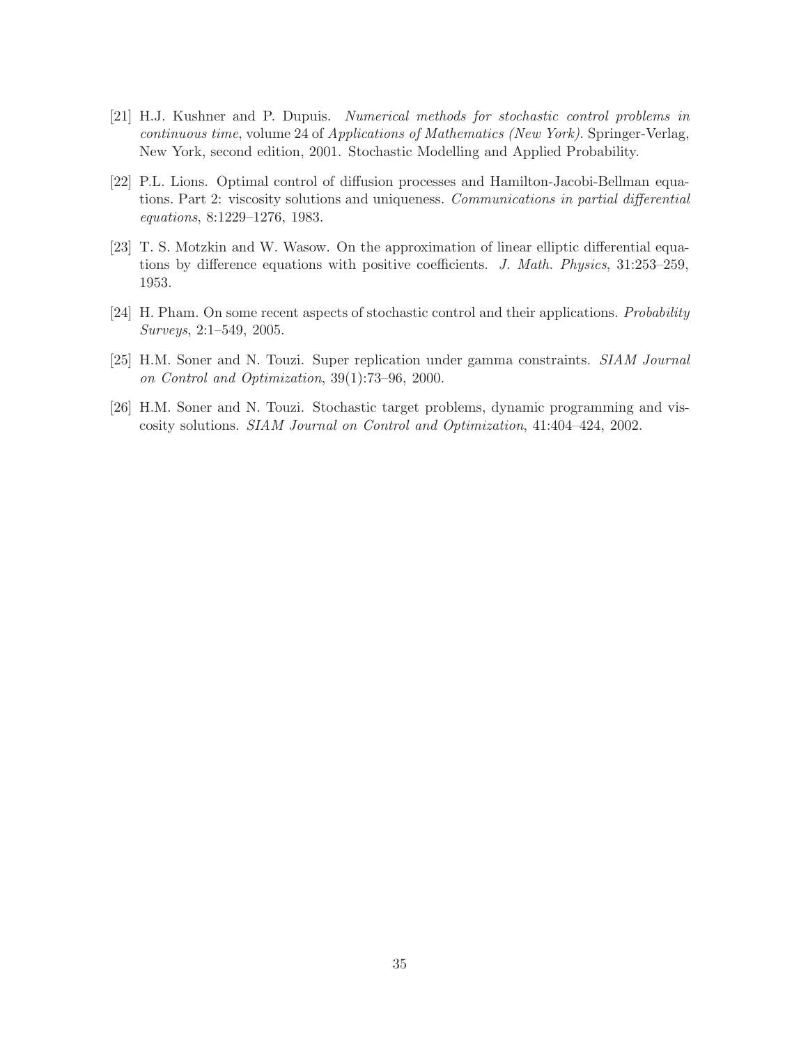[21] H.J. Kushner and P. Dupuis. *Numerical methods for stochastic control problems in continuous time*, volume 24 of *Applications of Mathematics (New York)*. Springer-Verlag, New York, second edition, 2001. Stochastic Modelling and Applied Probability.

[22] P.L. Lions. Optimal control of diffusion processes and Hamilton-Jacobi-Bellman equations. Part 2: viscosity solutions and uniqueness. *Communications in partial differential equations*, 8:1229–1276, 1983.

[23] T. S. Motzkin and W. Wasow. On the approximation of linear elliptic differential equations by difference equations with positive coefficients. *J. Math. Physics*, 31:253–259, 1953.

[24] H. Pham. On some recent aspects of stochastic control and their applications. *Probability Surveys*, 2:1–549, 2005.

[25] H.M. Soner and N. Touzi. Super replication under gamma constraints. *SIAM Journal on Control and Optimization*, 39(1):73–96, 2000.

[26] H.M. Soner and N. Touzi. Stochastic target problems, dynamic programming and viscosity solutions. *SIAM Journal on Control and Optimization*, 41:404–424, 2002.